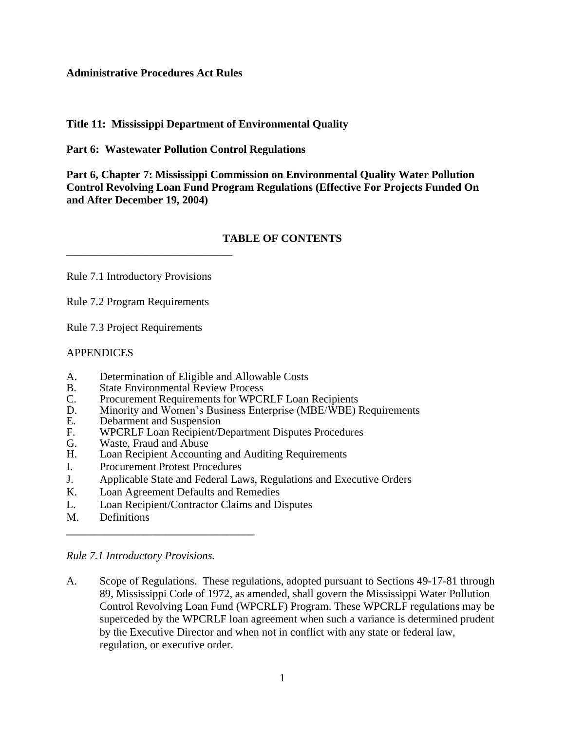**Administrative Procedures Act Rules**

**Title 11: Mississippi Department of Environmental Quality**

**Part 6: Wastewater Pollution Control Regulations**

**Part 6, Chapter 7: Mississippi Commission on Environmental Quality Water Pollution Control Revolving Loan Fund Program Regulations (Effective For Projects Funded On and After December 19, 2004)**

## TABLE OF CONTENTS

---

Rule 7.1 Introductory Provisions

Rule 7.2 Program Requirements

Rule 7.3 Project Requirements

APPENDICES

A. Determination of Eligible and Allowable Costs
B. State Environmental Review Process
C. Procurement Requirements for WPCRLF Loan Recipients
D. Minority and Women's Business Enterprise (MBE/WBE) Requirements
E. Debarment and Suspension
F. WPCRLF Loan Recipient/Department Disputes Procedures
G. Waste, Fraud and Abuse
H. Loan Recipient Accounting and Auditing Requirements
I. Procurement Protest Procedures
J. Applicable State and Federal Laws, Regulations and Executive Orders
K. Loan Agreement Defaults and Remedies
L. Loan Recipient/Contractor Claims and Disputes
M. Definitions

---

*Rule 7.1 Introductory Provisions.*

A. Scope of Regulations. These regulations, adopted pursuant to Sections 49-17-81 through 89, Mississippi Code of 1972, as amended, shall govern the Mississippi Water Pollution Control Revolving Loan Fund (WPCRLF) Program. These WPCRLF regulations may be superceded by the WPCRLF loan agreement when such a variance is determined prudent by the Executive Director and when not in conflict with any state or federal law, regulation, or executive order.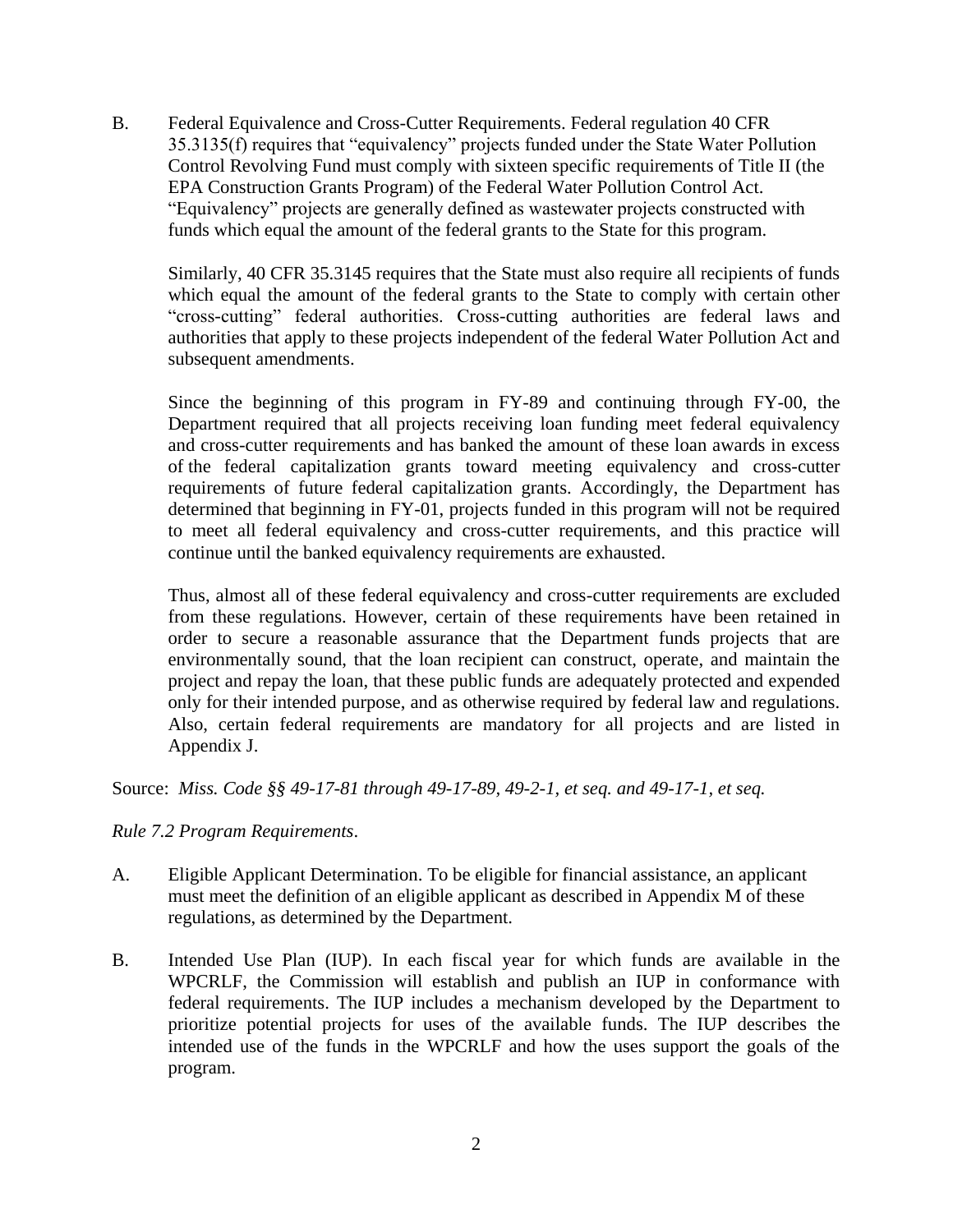B. Federal Equivalence and Cross-Cutter Requirements. Federal regulation 40 CFR 35.3135(f) requires that "equivalency" projects funded under the State Water Pollution Control Revolving Fund must comply with sixteen specific requirements of Title II (the EPA Construction Grants Program) of the Federal Water Pollution Control Act. "Equivalency" projects are generally defined as wastewater projects constructed with funds which equal the amount of the federal grants to the State for this program.

Similarly, 40 CFR 35.3145 requires that the State must also require all recipients of funds which equal the amount of the federal grants to the State to comply with certain other "cross-cutting" federal authorities. Cross-cutting authorities are federal laws and authorities that apply to these projects independent of the federal Water Pollution Act and subsequent amendments.

Since the beginning of this program in FY-89 and continuing through FY-00, the Department required that all projects receiving loan funding meet federal equivalency and cross-cutter requirements and has banked the amount of these loan awards in excess of the federal capitalization grants toward meeting equivalency and cross-cutter requirements of future federal capitalization grants. Accordingly, the Department has determined that beginning in FY-01, projects funded in this program will not be required to meet all federal equivalency and cross-cutter requirements, and this practice will continue until the banked equivalency requirements are exhausted.

Thus, almost all of these federal equivalency and cross-cutter requirements are excluded from these regulations. However, certain of these requirements have been retained in order to secure a reasonable assurance that the Department funds projects that are environmentally sound, that the loan recipient can construct, operate, and maintain the project and repay the loan, that these public funds are adequately protected and expended only for their intended purpose, and as otherwise required by federal law and regulations. Also, certain federal requirements are mandatory for all projects and are listed in Appendix J.

Source: *Miss. Code §§ 49-17-81 through 49-17-89, 49-2-1, et seq. and 49-17-1, et seq.*

*Rule 7.2 Program Requirements*.

A. Eligible Applicant Determination. To be eligible for financial assistance, an applicant must meet the definition of an eligible applicant as described in Appendix M of these regulations, as determined by the Department.

B. Intended Use Plan (IUP). In each fiscal year for which funds are available in the WPCRLF, the Commission will establish and publish an IUP in conformance with federal requirements. The IUP includes a mechanism developed by the Department to prioritize potential projects for uses of the available funds. The IUP describes the intended use of the funds in the WPCRLF and how the uses support the goals of the program.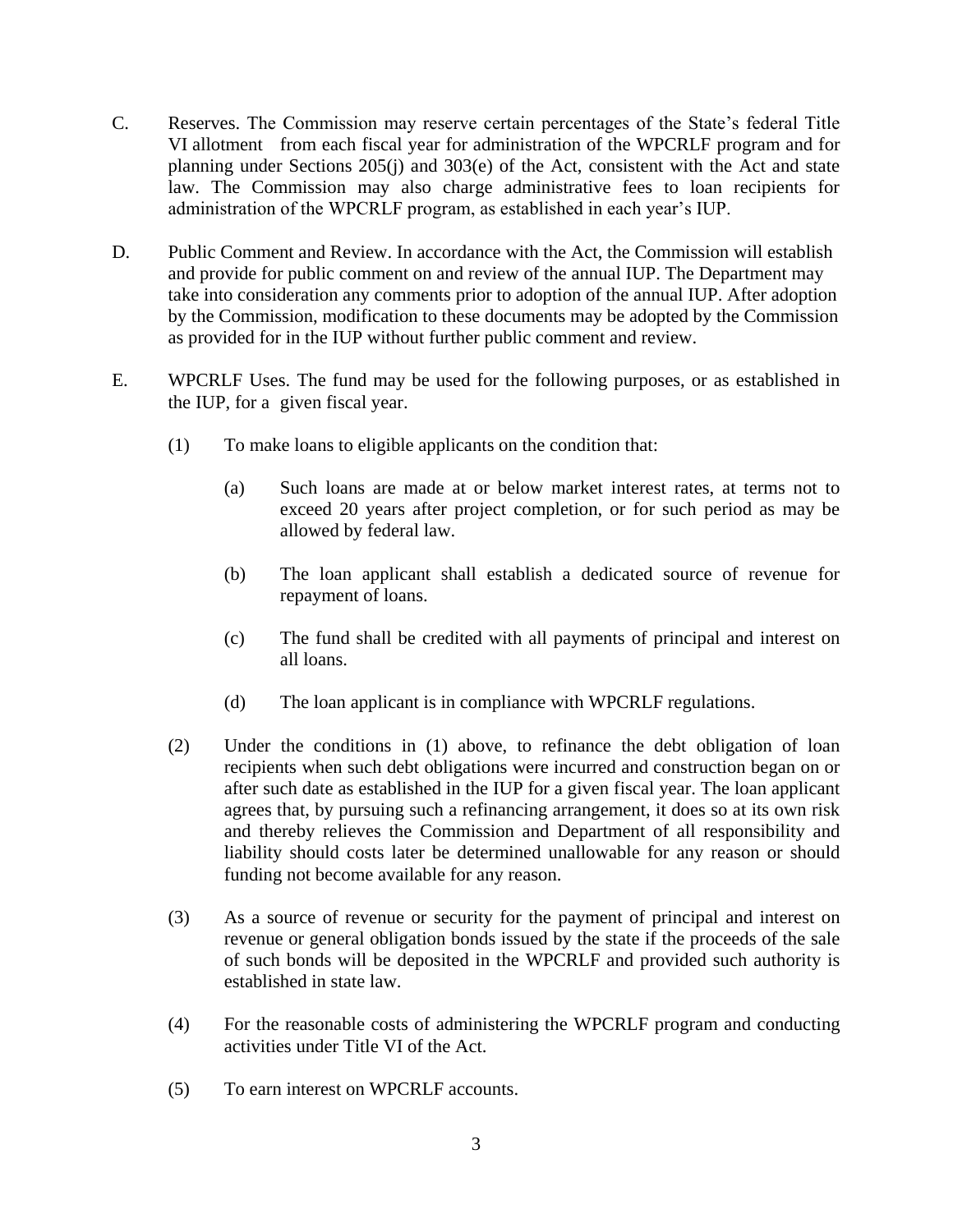C. Reserves. The Commission may reserve certain percentages of the State's federal Title VI allotment from each fiscal year for administration of the WPCRLF program and for planning under Sections 205(j) and 303(e) of the Act, consistent with the Act and state law. The Commission may also charge administrative fees to loan recipients for administration of the WPCRLF program, as established in each year's IUP.

D. Public Comment and Review. In accordance with the Act, the Commission will establish and provide for public comment on and review of the annual IUP. The Department may take into consideration any comments prior to adoption of the annual IUP. After adoption by the Commission, modification to these documents may be adopted by the Commission as provided for in the IUP without further public comment and review.

E. WPCRLF Uses. The fund may be used for the following purposes, or as established in the IUP, for a given fiscal year.

(1) To make loans to eligible applicants on the condition that:

(a) Such loans are made at or below market interest rates, at terms not to exceed 20 years after project completion, or for such period as may be allowed by federal law.

(b) The loan applicant shall establish a dedicated source of revenue for repayment of loans.

(c) The fund shall be credited with all payments of principal and interest on all loans.

(d) The loan applicant is in compliance with WPCRLF regulations.

(2) Under the conditions in (1) above, to refinance the debt obligation of loan recipients when such debt obligations were incurred and construction began on or after such date as established in the IUP for a given fiscal year. The loan applicant agrees that, by pursuing such a refinancing arrangement, it does so at its own risk and thereby relieves the Commission and Department of all responsibility and liability should costs later be determined unallowable for any reason or should funding not become available for any reason.

(3) As a source of revenue or security for the payment of principal and interest on revenue or general obligation bonds issued by the state if the proceeds of the sale of such bonds will be deposited in the WPCRLF and provided such authority is established in state law.

(4) For the reasonable costs of administering the WPCRLF program and conducting activities under Title VI of the Act.

(5) To earn interest on WPCRLF accounts.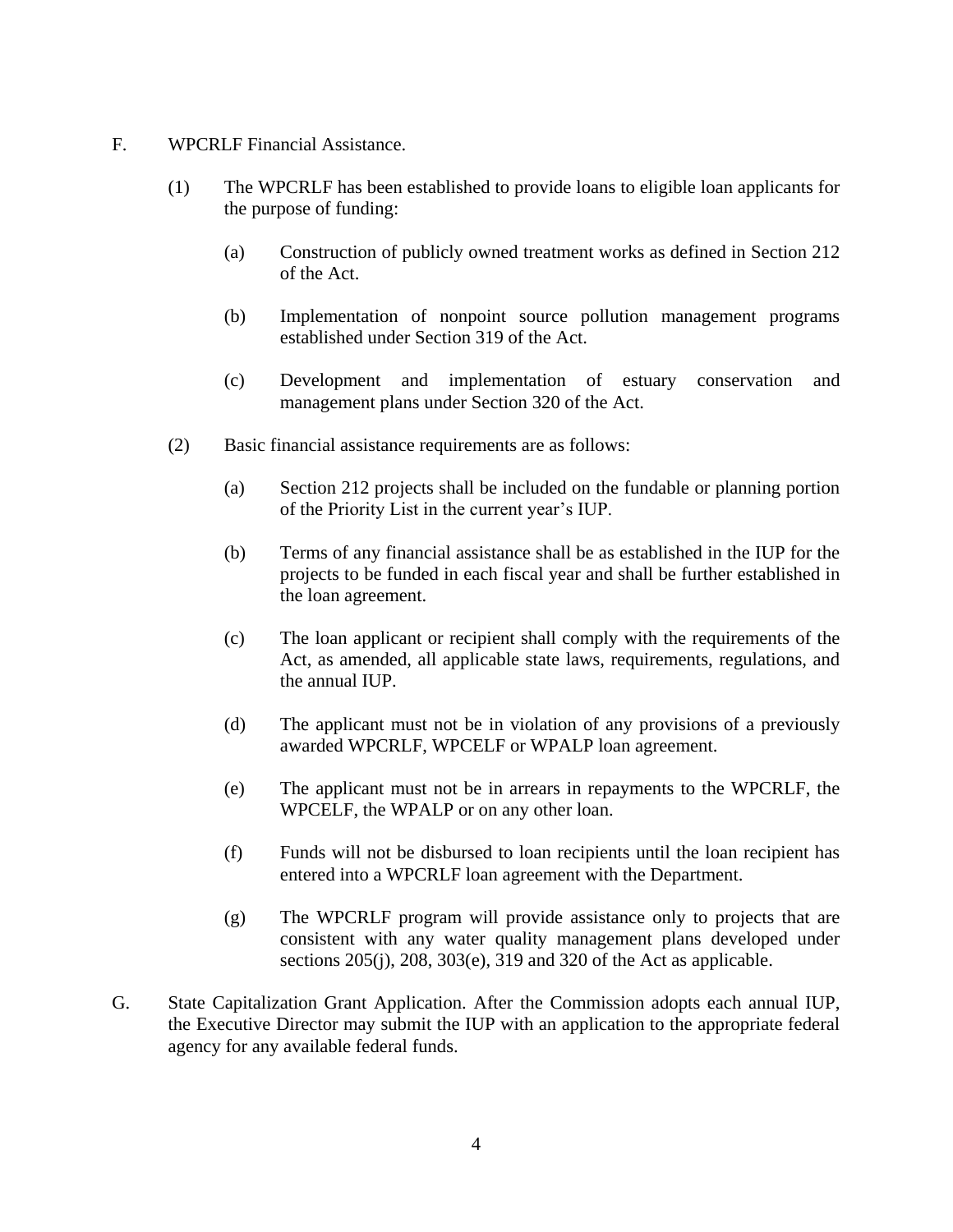F. WPCRLF Financial Assistance.

(1) The WPCRLF has been established to provide loans to eligible loan applicants for the purpose of funding:

(a) Construction of publicly owned treatment works as defined in Section 212 of the Act.

(b) Implementation of nonpoint source pollution management programs established under Section 319 of the Act.

(c) Development and implementation of estuary conservation and management plans under Section 320 of the Act.

(2) Basic financial assistance requirements are as follows:

(a) Section 212 projects shall be included on the fundable or planning portion of the Priority List in the current year's IUP.

(b) Terms of any financial assistance shall be as established in the IUP for the projects to be funded in each fiscal year and shall be further established in the loan agreement.

(c) The loan applicant or recipient shall comply with the requirements of the Act, as amended, all applicable state laws, requirements, regulations, and the annual IUP.

(d) The applicant must not be in violation of any provisions of a previously awarded WPCRLF, WPCELF or WPALP loan agreement.

(e) The applicant must not be in arrears in repayments to the WPCRLF, the WPCELF, the WPALP or on any other loan.

(f) Funds will not be disbursed to loan recipients until the loan recipient has entered into a WPCRLF loan agreement with the Department.

(g) The WPCRLF program will provide assistance only to projects that are consistent with any water quality management plans developed under sections 205(j), 208, 303(e), 319 and 320 of the Act as applicable.

G. State Capitalization Grant Application. After the Commission adopts each annual IUP, the Executive Director may submit the IUP with an application to the appropriate federal agency for any available federal funds.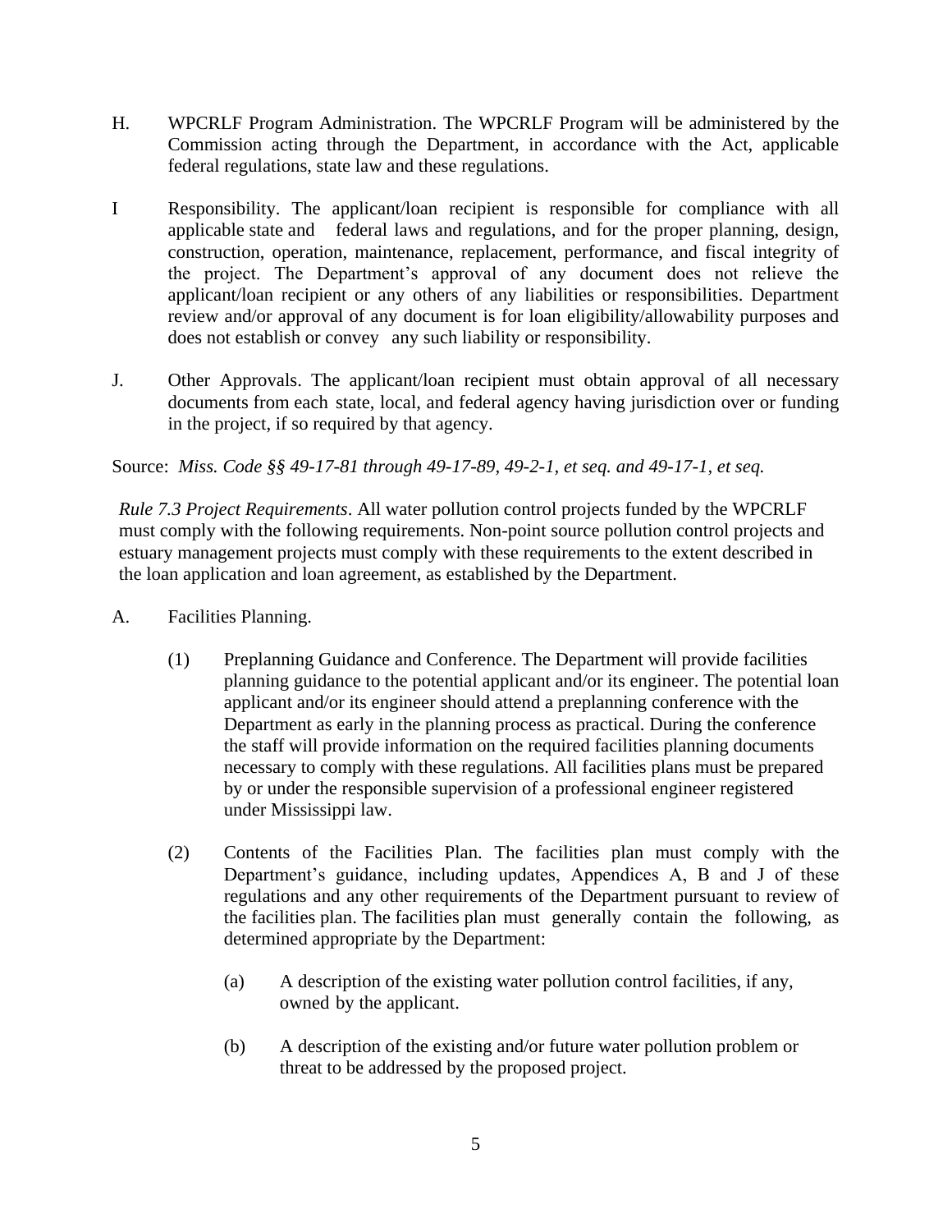H. WPCRLF Program Administration. The WPCRLF Program will be administered by the Commission acting through the Department, in accordance with the Act, applicable federal regulations, state law and these regulations.

I Responsibility. The applicant/loan recipient is responsible for compliance with all applicable state and federal laws and regulations, and for the proper planning, design, construction, operation, maintenance, replacement, performance, and fiscal integrity of the project. The Department's approval of any document does not relieve the applicant/loan recipient or any others of any liabilities or responsibilities. Department review and/or approval of any document is for loan eligibility/allowability purposes and does not establish or convey any such liability or responsibility.

J. Other Approvals. The applicant/loan recipient must obtain approval of all necessary documents from each state, local, and federal agency having jurisdiction over or funding in the project, if so required by that agency.

Source: *Miss. Code §§ 49-17-81 through 49-17-89, 49-2-1, et seq. and 49-17-1, et seq.*

*Rule 7.3 Project Requirements*. All water pollution control projects funded by the WPCRLF must comply with the following requirements. Non-point source pollution control projects and estuary management projects must comply with these requirements to the extent described in the loan application and loan agreement, as established by the Department.

A. Facilities Planning.

(1) Preplanning Guidance and Conference. The Department will provide facilities planning guidance to the potential applicant and/or its engineer. The potential loan applicant and/or its engineer should attend a preplanning conference with the Department as early in the planning process as practical. During the conference the staff will provide information on the required facilities planning documents necessary to comply with these regulations. All facilities plans must be prepared by or under the responsible supervision of a professional engineer registered under Mississippi law.

(2) Contents of the Facilities Plan. The facilities plan must comply with the Department's guidance, including updates, Appendices A, B and J of these regulations and any other requirements of the Department pursuant to review of the facilities plan. The facilities plan must generally contain the following, as determined appropriate by the Department:

(a) A description of the existing water pollution control facilities, if any, owned by the applicant.

(b) A description of the existing and/or future water pollution problem or threat to be addressed by the proposed project.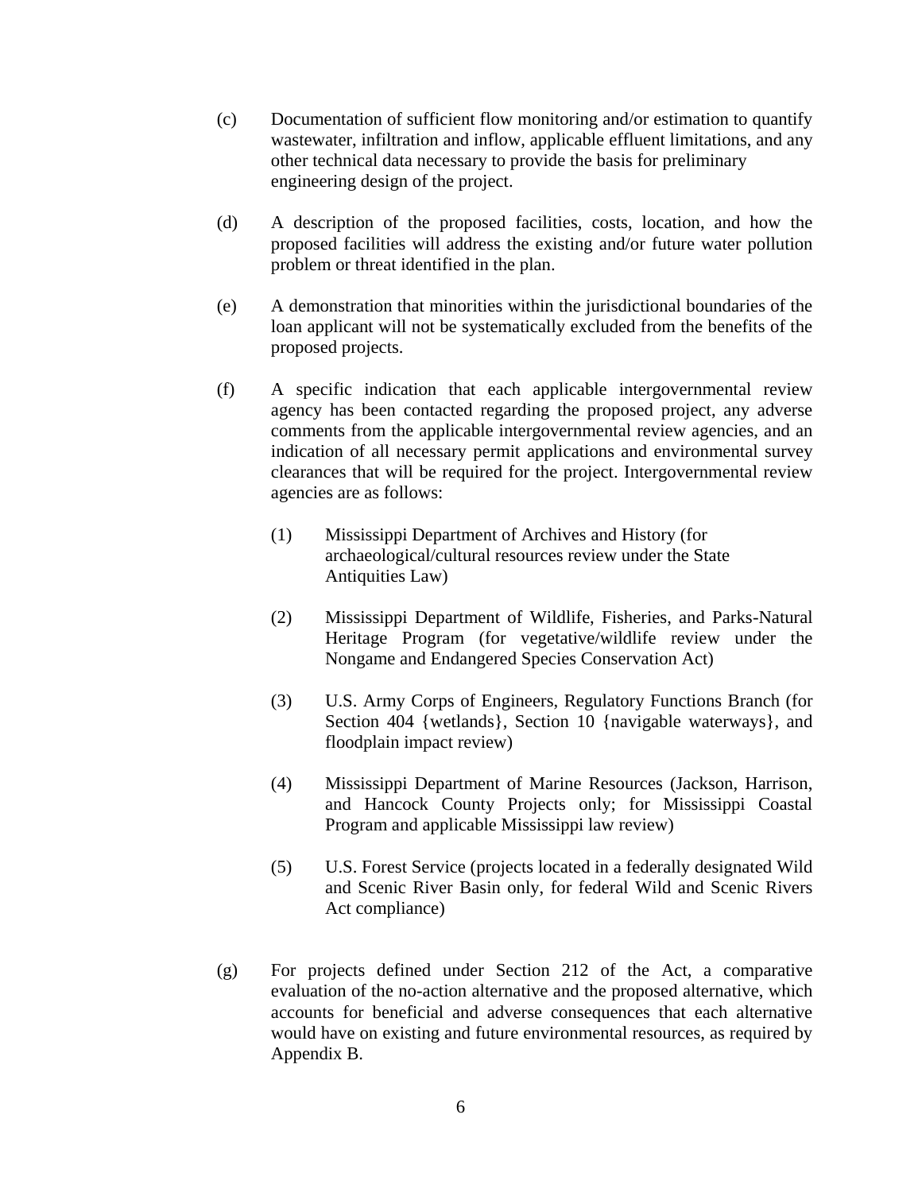(c) Documentation of sufficient flow monitoring and/or estimation to quantify wastewater, infiltration and inflow, applicable effluent limitations, and any other technical data necessary to provide the basis for preliminary engineering design of the project.

(d) A description of the proposed facilities, costs, location, and how the proposed facilities will address the existing and/or future water pollution problem or threat identified in the plan.

(e) A demonstration that minorities within the jurisdictional boundaries of the loan applicant will not be systematically excluded from the benefits of the proposed projects.

(f) A specific indication that each applicable intergovernmental review agency has been contacted regarding the proposed project, any adverse comments from the applicable intergovernmental review agencies, and an indication of all necessary permit applications and environmental survey clearances that will be required for the project. Intergovernmental review agencies are as follows:

(1) Mississippi Department of Archives and History (for archaeological/cultural resources review under the State Antiquities Law)

(2) Mississippi Department of Wildlife, Fisheries, and Parks-Natural Heritage Program (for vegetative/wildlife review under the Nongame and Endangered Species Conservation Act)

(3) U.S. Army Corps of Engineers, Regulatory Functions Branch (for Section 404 {wetlands}, Section 10 {navigable waterways}, and floodplain impact review)

(4) Mississippi Department of Marine Resources (Jackson, Harrison, and Hancock County Projects only; for Mississippi Coastal Program and applicable Mississippi law review)

(5) U.S. Forest Service (projects located in a federally designated Wild and Scenic River Basin only, for federal Wild and Scenic Rivers Act compliance)

(g) For projects defined under Section 212 of the Act, a comparative evaluation of the no-action alternative and the proposed alternative, which accounts for beneficial and adverse consequences that each alternative would have on existing and future environmental resources, as required by Appendix B.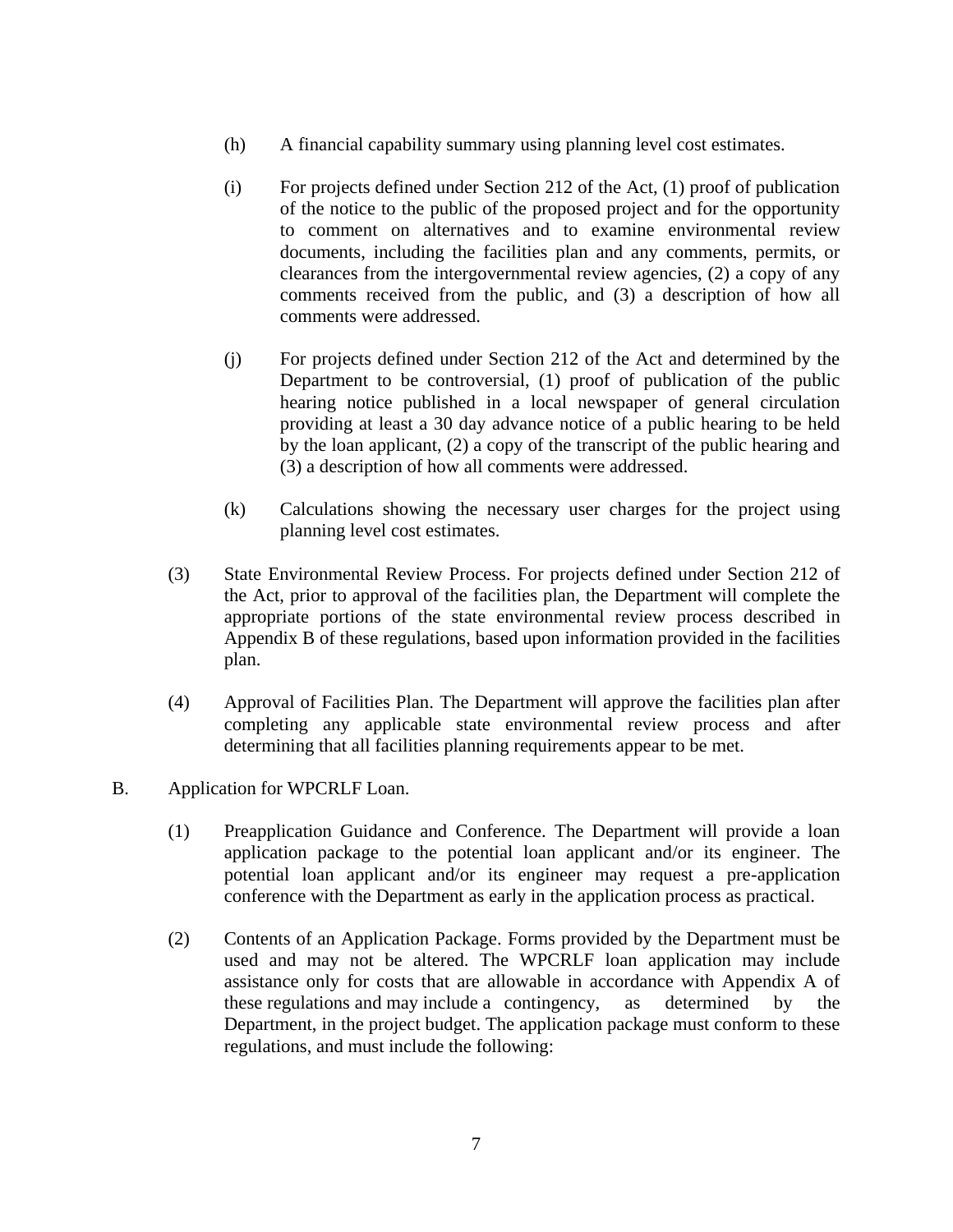(h) A financial capability summary using planning level cost estimates.

(i) For projects defined under Section 212 of the Act, (1) proof of publication of the notice to the public of the proposed project and for the opportunity to comment on alternatives and to examine environmental review documents, including the facilities plan and any comments, permits, or clearances from the intergovernmental review agencies, (2) a copy of any comments received from the public, and (3) a description of how all comments were addressed.

(j) For projects defined under Section 212 of the Act and determined by the Department to be controversial, (1) proof of publication of the public hearing notice published in a local newspaper of general circulation providing at least a 30 day advance notice of a public hearing to be held by the loan applicant, (2) a copy of the transcript of the public hearing and (3) a description of how all comments were addressed.

(k) Calculations showing the necessary user charges for the project using planning level cost estimates.

(3) State Environmental Review Process. For projects defined under Section 212 of the Act, prior to approval of the facilities plan, the Department will complete the appropriate portions of the state environmental review process described in Appendix B of these regulations, based upon information provided in the facilities plan.

(4) Approval of Facilities Plan. The Department will approve the facilities plan after completing any applicable state environmental review process and after determining that all facilities planning requirements appear to be met.

B. Application for WPCRLF Loan.

(1) Preapplication Guidance and Conference. The Department will provide a loan application package to the potential loan applicant and/or its engineer. The potential loan applicant and/or its engineer may request a pre-application conference with the Department as early in the application process as practical.

(2) Contents of an Application Package. Forms provided by the Department must be used and may not be altered. The WPCRLF loan application may include assistance only for costs that are allowable in accordance with Appendix A of these regulations and may include a contingency, as determined by the Department, in the project budget. The application package must conform to these regulations, and must include the following: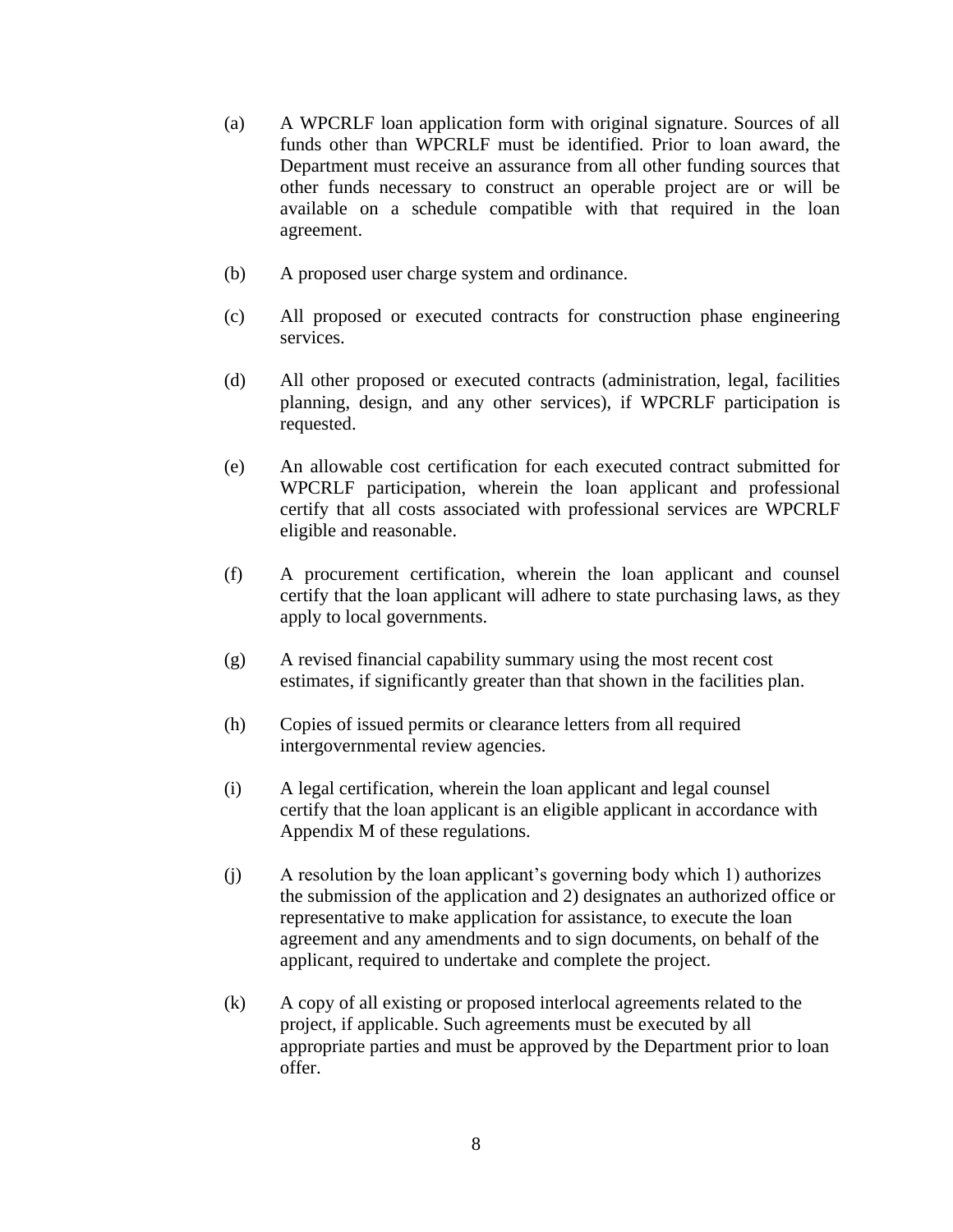(a) A WPCRLF loan application form with original signature. Sources of all funds other than WPCRLF must be identified. Prior to loan award, the Department must receive an assurance from all other funding sources that other funds necessary to construct an operable project are or will be available on a schedule compatible with that required in the loan agreement.

(b) A proposed user charge system and ordinance.

(c) All proposed or executed contracts for construction phase engineering services.

(d) All other proposed or executed contracts (administration, legal, facilities planning, design, and any other services), if WPCRLF participation is requested.

(e) An allowable cost certification for each executed contract submitted for WPCRLF participation, wherein the loan applicant and professional certify that all costs associated with professional services are WPCRLF eligible and reasonable.

(f) A procurement certification, wherein the loan applicant and counsel certify that the loan applicant will adhere to state purchasing laws, as they apply to local governments.

(g) A revised financial capability summary using the most recent cost estimates, if significantly greater than that shown in the facilities plan.

(h) Copies of issued permits or clearance letters from all required intergovernmental review agencies.

(i) A legal certification, wherein the loan applicant and legal counsel certify that the loan applicant is an eligible applicant in accordance with Appendix M of these regulations.

(j) A resolution by the loan applicant's governing body which 1) authorizes the submission of the application and 2) designates an authorized office or representative to make application for assistance, to execute the loan agreement and any amendments and to sign documents, on behalf of the applicant, required to undertake and complete the project.

(k) A copy of all existing or proposed interlocal agreements related to the project, if applicable. Such agreements must be executed by all appropriate parties and must be approved by the Department prior to loan offer.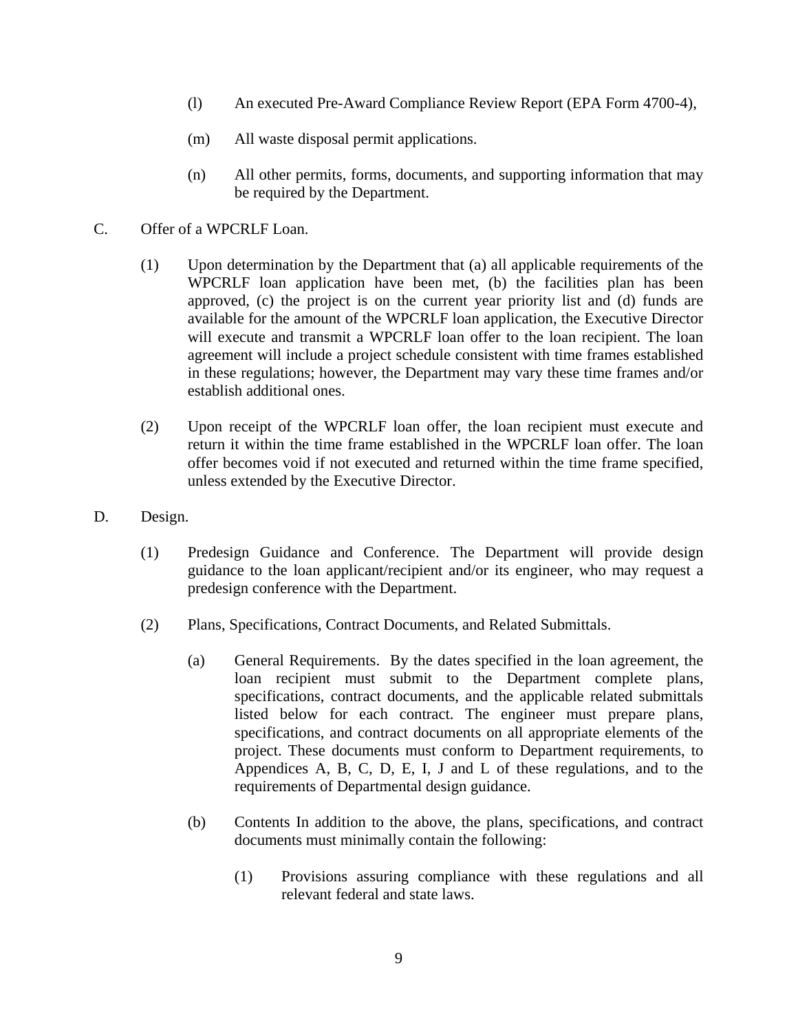(l) An executed Pre-Award Compliance Review Report (EPA Form 4700-4),

(m) All waste disposal permit applications.

(n) All other permits, forms, documents, and supporting information that may be required by the Department.

C. Offer of a WPCRLF Loan.

(1) Upon determination by the Department that (a) all applicable requirements of the WPCRLF loan application have been met, (b) the facilities plan has been approved, (c) the project is on the current year priority list and (d) funds are available for the amount of the WPCRLF loan application, the Executive Director will execute and transmit a WPCRLF loan offer to the loan recipient. The loan agreement will include a project schedule consistent with time frames established in these regulations; however, the Department may vary these time frames and/or establish additional ones.

(2) Upon receipt of the WPCRLF loan offer, the loan recipient must execute and return it within the time frame established in the WPCRLF loan offer. The loan offer becomes void if not executed and returned within the time frame specified, unless extended by the Executive Director.

D. Design.

(1) Predesign Guidance and Conference. The Department will provide design guidance to the loan applicant/recipient and/or its engineer, who may request a predesign conference with the Department.

(2) Plans, Specifications, Contract Documents, and Related Submittals.

(a) General Requirements. By the dates specified in the loan agreement, the loan recipient must submit to the Department complete plans, specifications, contract documents, and the applicable related submittals listed below for each contract. The engineer must prepare plans, specifications, and contract documents on all appropriate elements of the project. These documents must conform to Department requirements, to Appendices A, B, C, D, E, I, J and L of these regulations, and to the requirements of Departmental design guidance.

(b) Contents In addition to the above, the plans, specifications, and contract documents must minimally contain the following:

(1) Provisions assuring compliance with these regulations and all relevant federal and state laws.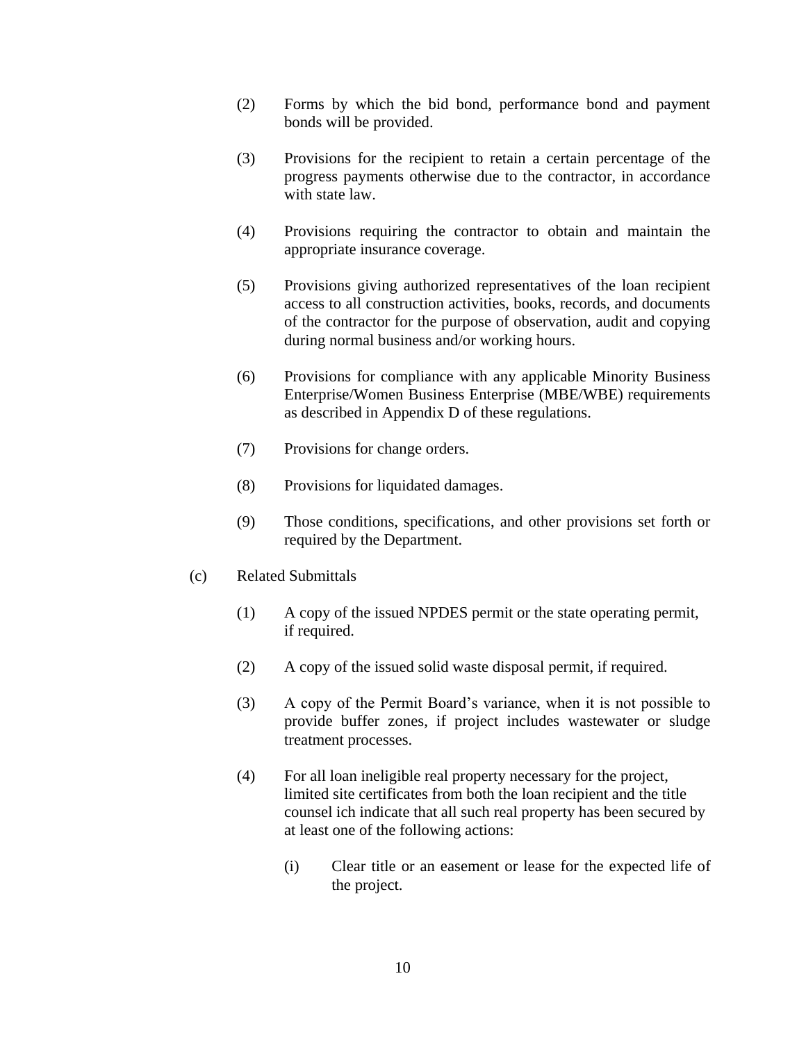(2) Forms by which the bid bond, performance bond and payment bonds will be provided.

(3) Provisions for the recipient to retain a certain percentage of the progress payments otherwise due to the contractor, in accordance with state law.

(4) Provisions requiring the contractor to obtain and maintain the appropriate insurance coverage.

(5) Provisions giving authorized representatives of the loan recipient access to all construction activities, books, records, and documents of the contractor for the purpose of observation, audit and copying during normal business and/or working hours.

(6) Provisions for compliance with any applicable Minority Business Enterprise/Women Business Enterprise (MBE/WBE) requirements as described in Appendix D of these regulations.

(7) Provisions for change orders.

(8) Provisions for liquidated damages.

(9) Those conditions, specifications, and other provisions set forth or required by the Department.

(c) Related Submittals

(1) A copy of the issued NPDES permit or the state operating permit, if required.

(2) A copy of the issued solid waste disposal permit, if required.

(3) A copy of the Permit Board's variance, when it is not possible to provide buffer zones, if project includes wastewater or sludge treatment processes.

(4) For all loan ineligible real property necessary for the project, limited site certificates from both the loan recipient and the title counsel ich indicate that all such real property has been secured by at least one of the following actions:

(i) Clear title or an easement or lease for the expected life of the project.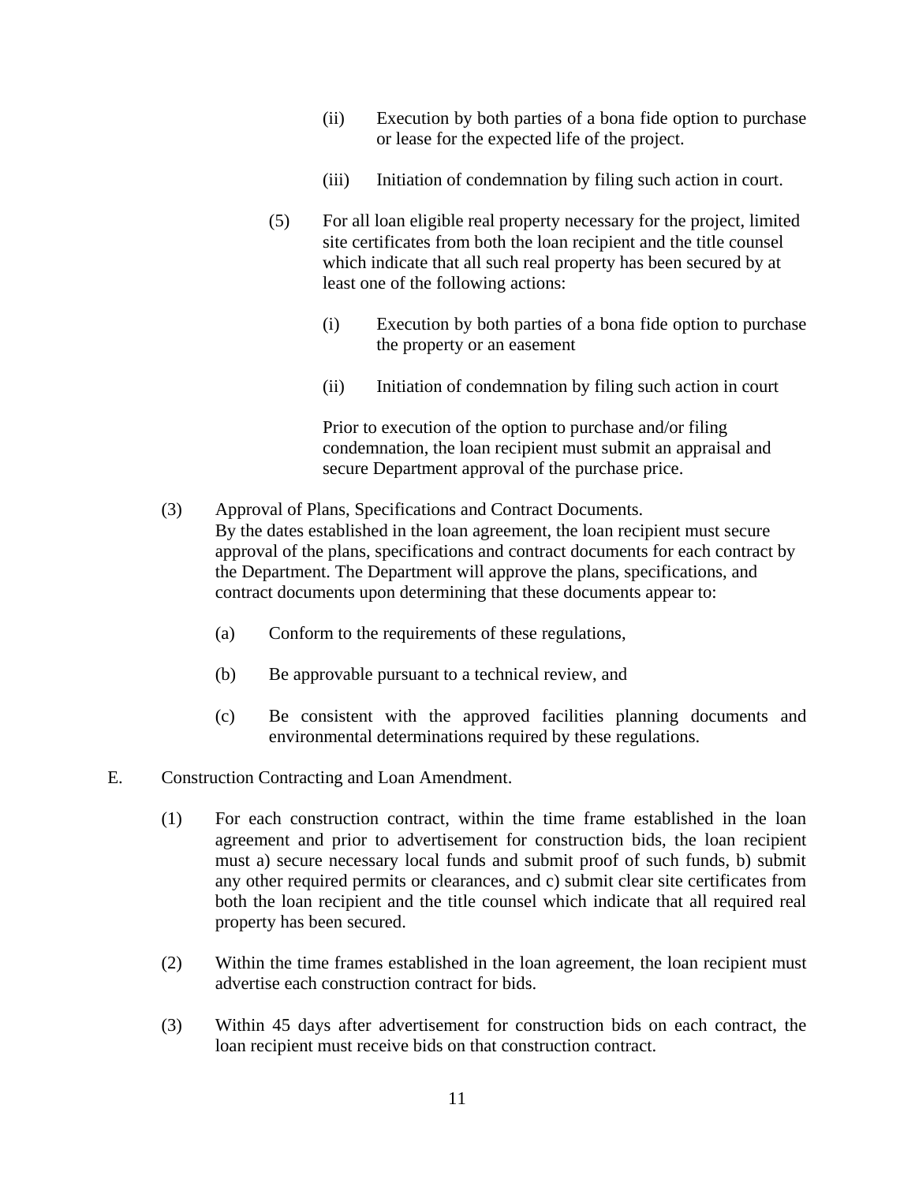(ii) Execution by both parties of a bona fide option to purchase or lease for the expected life of the project.

(iii) Initiation of condemnation by filing such action in court.

(5) For all loan eligible real property necessary for the project, limited site certificates from both the loan recipient and the title counsel which indicate that all such real property has been secured by at least one of the following actions:

(i) Execution by both parties of a bona fide option to purchase the property or an easement

(ii) Initiation of condemnation by filing such action in court

Prior to execution of the option to purchase and/or filing condemnation, the loan recipient must submit an appraisal and secure Department approval of the purchase price.

(3) Approval of Plans, Specifications and Contract Documents.
By the dates established in the loan agreement, the loan recipient must secure approval of the plans, specifications and contract documents for each contract by the Department. The Department will approve the plans, specifications, and contract documents upon determining that these documents appear to:

(a) Conform to the requirements of these regulations,

(b) Be approvable pursuant to a technical review, and

(c) Be consistent with the approved facilities planning documents and environmental determinations required by these regulations.

E. Construction Contracting and Loan Amendment.

(1) For each construction contract, within the time frame established in the loan agreement and prior to advertisement for construction bids, the loan recipient must a) secure necessary local funds and submit proof of such funds, b) submit any other required permits or clearances, and c) submit clear site certificates from both the loan recipient and the title counsel which indicate that all required real property has been secured.

(2) Within the time frames established in the loan agreement, the loan recipient must advertise each construction contract for bids.

(3) Within 45 days after advertisement for construction bids on each contract, the loan recipient must receive bids on that construction contract.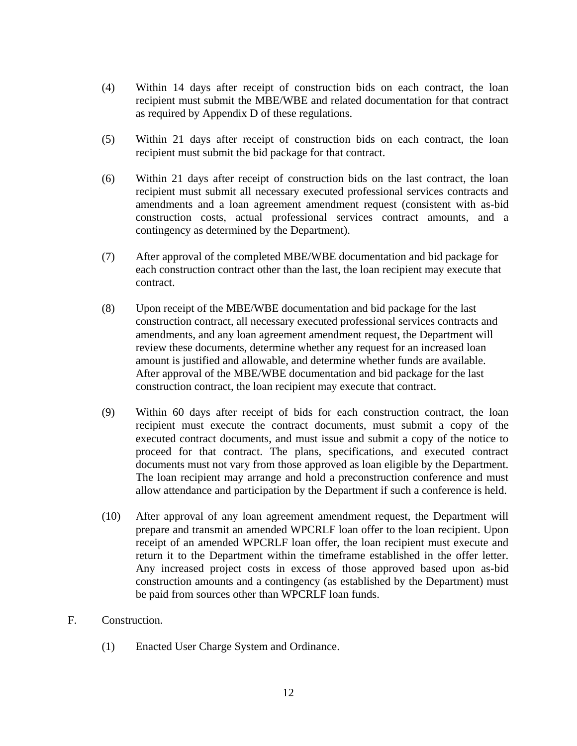(4) Within 14 days after receipt of construction bids on each contract, the loan recipient must submit the MBE/WBE and related documentation for that contract as required by Appendix D of these regulations.

(5) Within 21 days after receipt of construction bids on each contract, the loan recipient must submit the bid package for that contract.

(6) Within 21 days after receipt of construction bids on the last contract, the loan recipient must submit all necessary executed professional services contracts and amendments and a loan agreement amendment request (consistent with as-bid construction costs, actual professional services contract amounts, and a contingency as determined by the Department).

(7) After approval of the completed MBE/WBE documentation and bid package for each construction contract other than the last, the loan recipient may execute that contract.

(8) Upon receipt of the MBE/WBE documentation and bid package for the last construction contract, all necessary executed professional services contracts and amendments, and any loan agreement amendment request, the Department will review these documents, determine whether any request for an increased loan amount is justified and allowable, and determine whether funds are available. After approval of the MBE/WBE documentation and bid package for the last construction contract, the loan recipient may execute that contract.

(9) Within 60 days after receipt of bids for each construction contract, the loan recipient must execute the contract documents, must submit a copy of the executed contract documents, and must issue and submit a copy of the notice to proceed for that contract. The plans, specifications, and executed contract documents must not vary from those approved as loan eligible by the Department. The loan recipient may arrange and hold a preconstruction conference and must allow attendance and participation by the Department if such a conference is held.

(10) After approval of any loan agreement amendment request, the Department will prepare and transmit an amended WPCRLF loan offer to the loan recipient. Upon receipt of an amended WPCRLF loan offer, the loan recipient must execute and return it to the Department within the timeframe established in the offer letter. Any increased project costs in excess of those approved based upon as-bid construction amounts and a contingency (as established by the Department) must be paid from sources other than WPCRLF loan funds.

F. Construction.

(1) Enacted User Charge System and Ordinance.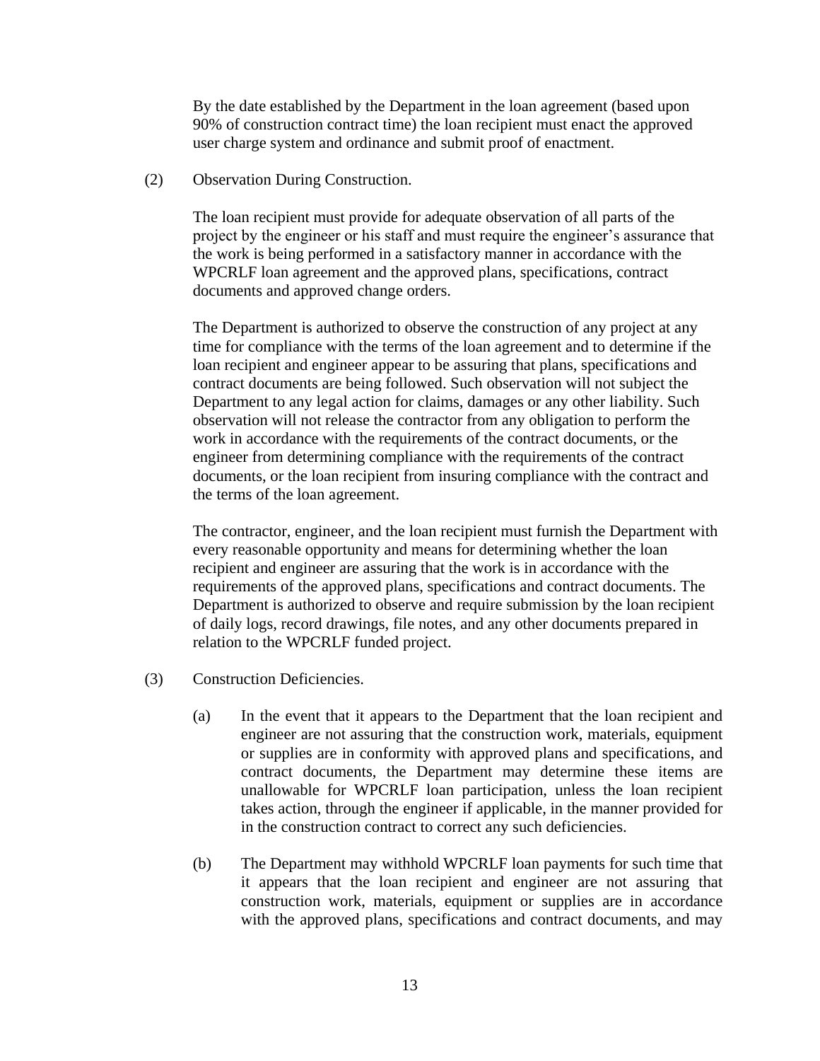By the date established by the Department in the loan agreement (based upon 90% of construction contract time) the loan recipient must enact the approved user charge system and ordinance and submit proof of enactment.

(2) Observation During Construction.

The loan recipient must provide for adequate observation of all parts of the project by the engineer or his staff and must require the engineer's assurance that the work is being performed in a satisfactory manner in accordance with the WPCRLF loan agreement and the approved plans, specifications, contract documents and approved change orders.

The Department is authorized to observe the construction of any project at any time for compliance with the terms of the loan agreement and to determine if the loan recipient and engineer appear to be assuring that plans, specifications and contract documents are being followed. Such observation will not subject the Department to any legal action for claims, damages or any other liability. Such observation will not release the contractor from any obligation to perform the work in accordance with the requirements of the contract documents, or the engineer from determining compliance with the requirements of the contract documents, or the loan recipient from insuring compliance with the contract and the terms of the loan agreement.

The contractor, engineer, and the loan recipient must furnish the Department with every reasonable opportunity and means for determining whether the loan recipient and engineer are assuring that the work is in accordance with the requirements of the approved plans, specifications and contract documents. The Department is authorized to observe and require submission by the loan recipient of daily logs, record drawings, file notes, and any other documents prepared in relation to the WPCRLF funded project.

(3) Construction Deficiencies.

(a) In the event that it appears to the Department that the loan recipient and engineer are not assuring that the construction work, materials, equipment or supplies are in conformity with approved plans and specifications, and contract documents, the Department may determine these items are unallowable for WPCRLF loan participation, unless the loan recipient takes action, through the engineer if applicable, in the manner provided for in the construction contract to correct any such deficiencies.

(b) The Department may withhold WPCRLF loan payments for such time that it appears that the loan recipient and engineer are not assuring that construction work, materials, equipment or supplies are in accordance with the approved plans, specifications and contract documents, and may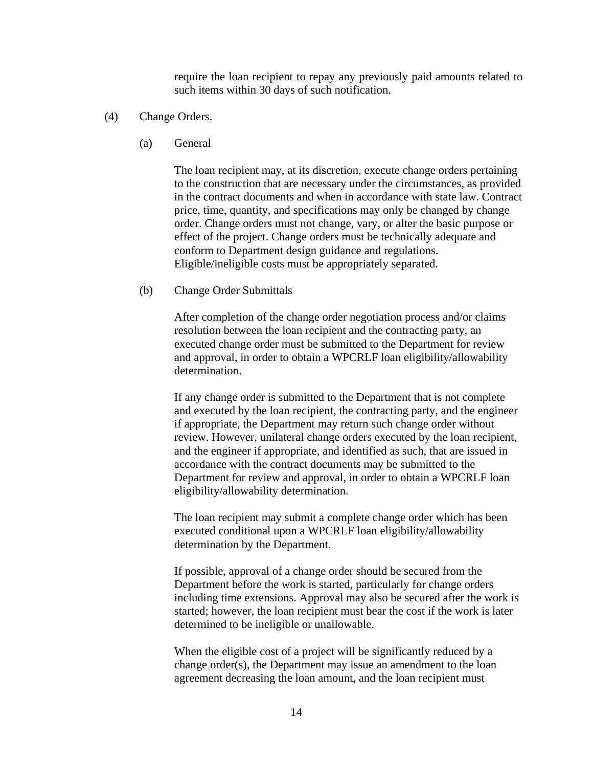require the loan recipient to repay any previously paid amounts related to such items within 30 days of such notification.

(4) Change Orders.

(a) General

The loan recipient may, at its discretion, execute change orders pertaining to the construction that are necessary under the circumstances, as provided in the contract documents and when in accordance with state law. Contract price, time, quantity, and specifications may only be changed by change order. Change orders must not change, vary, or alter the basic purpose or effect of the project. Change orders must be technically adequate and conform to Department design guidance and regulations. Eligible/ineligible costs must be appropriately separated.

(b) Change Order Submittals

After completion of the change order negotiation process and/or claims resolution between the loan recipient and the contracting party, an executed change order must be submitted to the Department for review and approval, in order to obtain a WPCRLF loan eligibility/allowability determination.

If any change order is submitted to the Department that is not complete and executed by the loan recipient, the contracting party, and the engineer if appropriate, the Department may return such change order without review. However, unilateral change orders executed by the loan recipient, and the engineer if appropriate, and identified as such, that are issued in accordance with the contract documents may be submitted to the Department for review and approval, in order to obtain a WPCRLF loan eligibility/allowability determination.

The loan recipient may submit a complete change order which has been executed conditional upon a WPCRLF loan eligibility/allowability determination by the Department.

If possible, approval of a change order should be secured from the Department before the work is started, particularly for change orders including time extensions. Approval may also be secured after the work is started; however, the loan recipient must bear the cost if the work is later determined to be ineligible or unallowable.

When the eligible cost of a project will be significantly reduced by a change order(s), the Department may issue an amendment to the loan agreement decreasing the loan amount, and the loan recipient must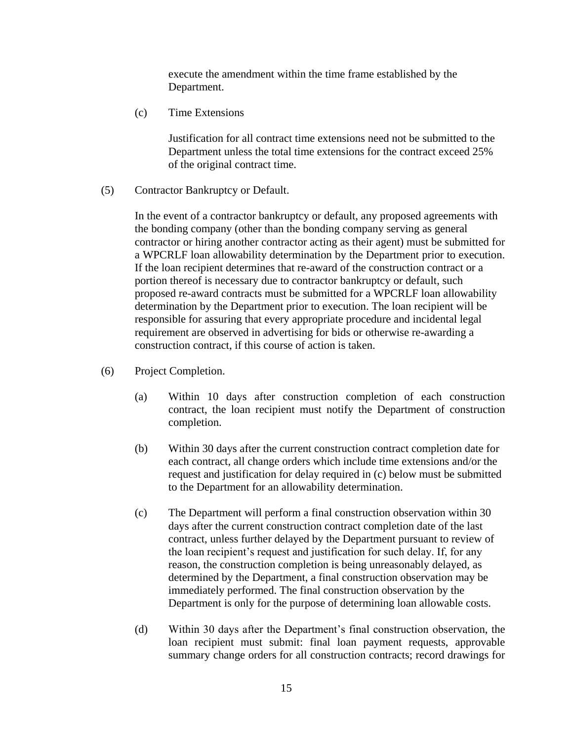execute the amendment within the time frame established by the Department.

(c) Time Extensions

Justification for all contract time extensions need not be submitted to the Department unless the total time extensions for the contract exceed 25% of the original contract time.

(5) Contractor Bankruptcy or Default.

In the event of a contractor bankruptcy or default, any proposed agreements with the bonding company (other than the bonding company serving as general contractor or hiring another contractor acting as their agent) must be submitted for a WPCRLF loan allowability determination by the Department prior to execution. If the loan recipient determines that re-award of the construction contract or a portion thereof is necessary due to contractor bankruptcy or default, such proposed re-award contracts must be submitted for a WPCRLF loan allowability determination by the Department prior to execution. The loan recipient will be responsible for assuring that every appropriate procedure and incidental legal requirement are observed in advertising for bids or otherwise re-awarding a construction contract, if this course of action is taken.

(6) Project Completion.

(a) Within 10 days after construction completion of each construction contract, the loan recipient must notify the Department of construction completion.

(b) Within 30 days after the current construction contract completion date for each contract, all change orders which include time extensions and/or the request and justification for delay required in (c) below must be submitted to the Department for an allowability determination.

(c) The Department will perform a final construction observation within 30 days after the current construction contract completion date of the last contract, unless further delayed by the Department pursuant to review of the loan recipient's request and justification for such delay. If, for any reason, the construction completion is being unreasonably delayed, as determined by the Department, a final construction observation may be immediately performed. The final construction observation by the Department is only for the purpose of determining loan allowable costs.

(d) Within 30 days after the Department's final construction observation, the loan recipient must submit: final loan payment requests, approvable summary change orders for all construction contracts; record drawings for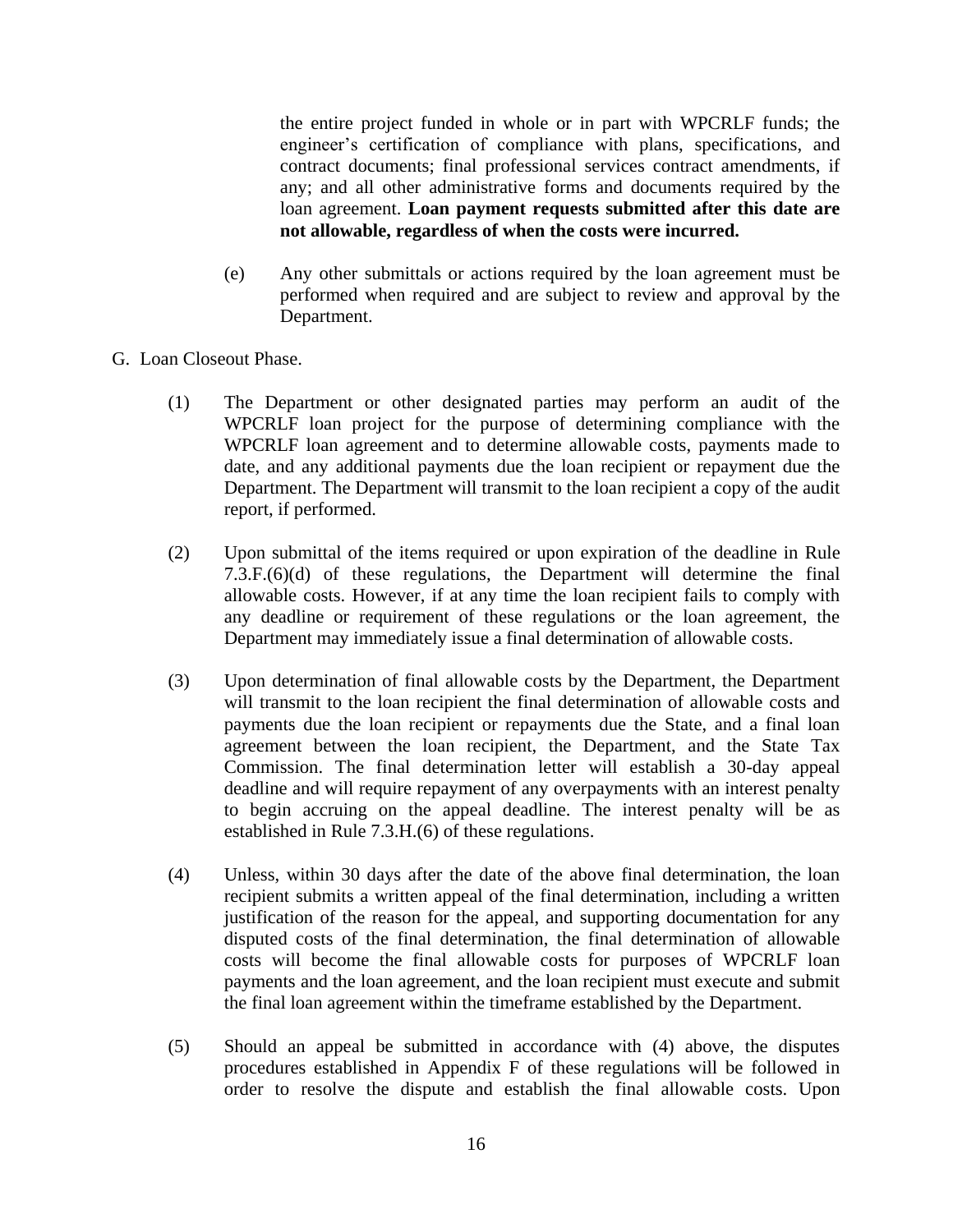the entire project funded in whole or in part with WPCRLF funds; the engineer's certification of compliance with plans, specifications, and contract documents; final professional services contract amendments, if any; and all other administrative forms and documents required by the loan agreement. **Loan payment requests submitted after this date are not allowable, regardless of when the costs were incurred.**

(e) Any other submittals or actions required by the loan agreement must be performed when required and are subject to review and approval by the Department.

G. Loan Closeout Phase.

(1) The Department or other designated parties may perform an audit of the WPCRLF loan project for the purpose of determining compliance with the WPCRLF loan agreement and to determine allowable costs, payments made to date, and any additional payments due the loan recipient or repayment due the Department. The Department will transmit to the loan recipient a copy of the audit report, if performed.

(2) Upon submittal of the items required or upon expiration of the deadline in Rule 7.3.F.(6)(d) of these regulations, the Department will determine the final allowable costs. However, if at any time the loan recipient fails to comply with any deadline or requirement of these regulations or the loan agreement, the Department may immediately issue a final determination of allowable costs.

(3) Upon determination of final allowable costs by the Department, the Department will transmit to the loan recipient the final determination of allowable costs and payments due the loan recipient or repayments due the State, and a final loan agreement between the loan recipient, the Department, and the State Tax Commission. The final determination letter will establish a 30-day appeal deadline and will require repayment of any overpayments with an interest penalty to begin accruing on the appeal deadline. The interest penalty will be as established in Rule 7.3.H.(6) of these regulations.

(4) Unless, within 30 days after the date of the above final determination, the loan recipient submits a written appeal of the final determination, including a written justification of the reason for the appeal, and supporting documentation for any disputed costs of the final determination, the final determination of allowable costs will become the final allowable costs for purposes of WPCRLF loan payments and the loan agreement, and the loan recipient must execute and submit the final loan agreement within the timeframe established by the Department.

(5) Should an appeal be submitted in accordance with (4) above, the disputes procedures established in Appendix F of these regulations will be followed in order to resolve the dispute and establish the final allowable costs. Upon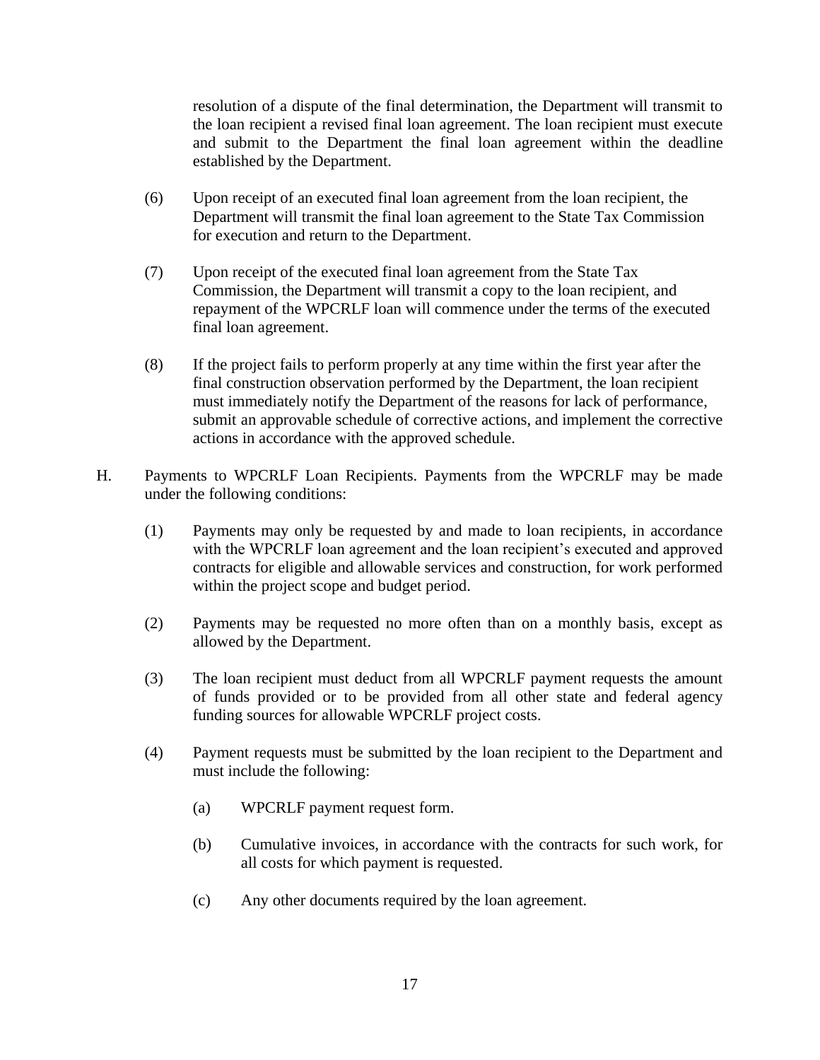resolution of a dispute of the final determination, the Department will transmit to the loan recipient a revised final loan agreement. The loan recipient must execute and submit to the Department the final loan agreement within the deadline established by the Department.

(6) Upon receipt of an executed final loan agreement from the loan recipient, the Department will transmit the final loan agreement to the State Tax Commission for execution and return to the Department.

(7) Upon receipt of the executed final loan agreement from the State Tax Commission, the Department will transmit a copy to the loan recipient, and repayment of the WPCRLF loan will commence under the terms of the executed final loan agreement.

(8) If the project fails to perform properly at any time within the first year after the final construction observation performed by the Department, the loan recipient must immediately notify the Department of the reasons for lack of performance, submit an approvable schedule of corrective actions, and implement the corrective actions in accordance with the approved schedule.

H. Payments to WPCRLF Loan Recipients. Payments from the WPCRLF may be made under the following conditions:

(1) Payments may only be requested by and made to loan recipients, in accordance with the WPCRLF loan agreement and the loan recipient's executed and approved contracts for eligible and allowable services and construction, for work performed within the project scope and budget period.

(2) Payments may be requested no more often than on a monthly basis, except as allowed by the Department.

(3) The loan recipient must deduct from all WPCRLF payment requests the amount of funds provided or to be provided from all other state and federal agency funding sources for allowable WPCRLF project costs.

(4) Payment requests must be submitted by the loan recipient to the Department and must include the following:

(a) WPCRLF payment request form.

(b) Cumulative invoices, in accordance with the contracts for such work, for all costs for which payment is requested.

(c) Any other documents required by the loan agreement.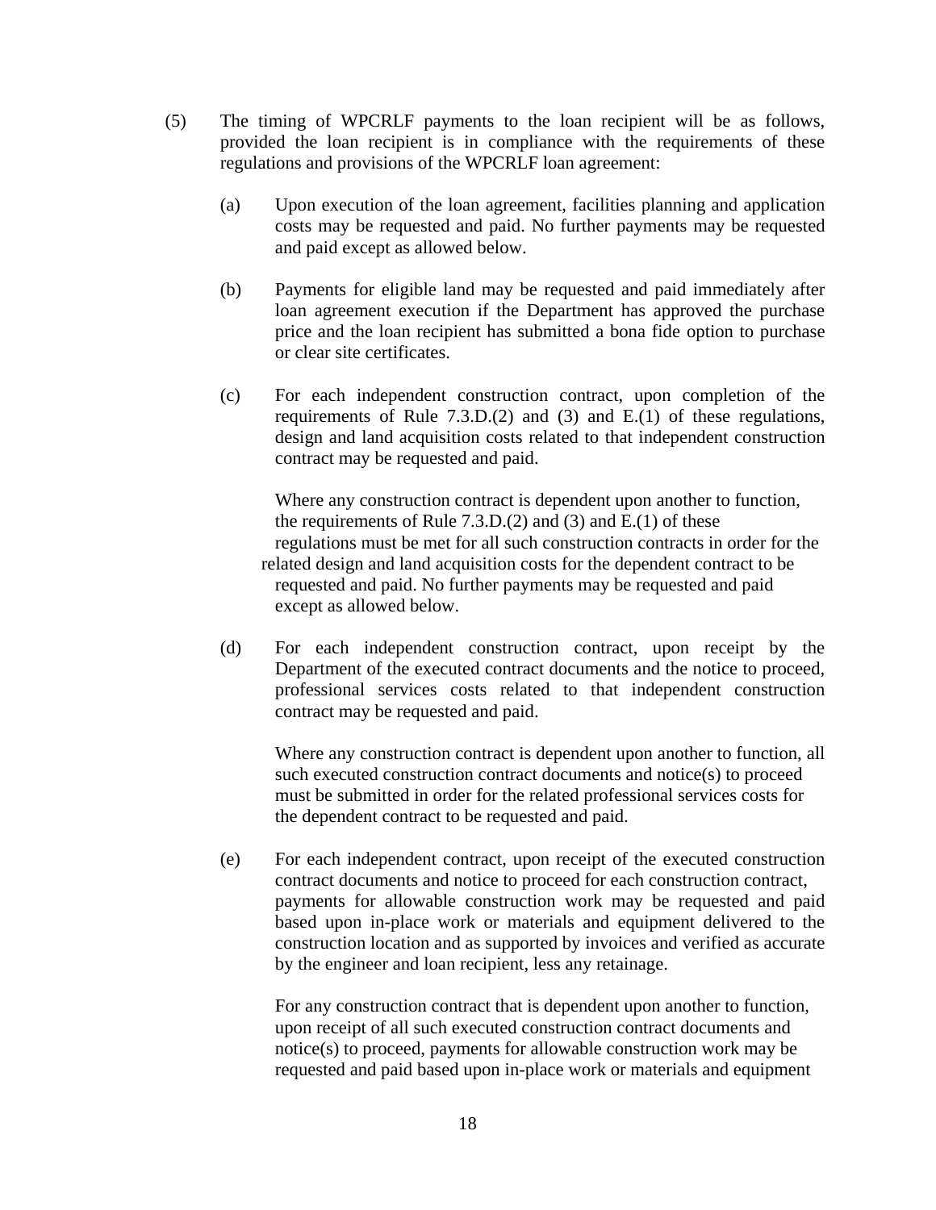(5) The timing of WPCRLF payments to the loan recipient will be as follows, provided the loan recipient is in compliance with the requirements of these regulations and provisions of the WPCRLF loan agreement:

(a) Upon execution of the loan agreement, facilities planning and application costs may be requested and paid. No further payments may be requested and paid except as allowed below.

(b) Payments for eligible land may be requested and paid immediately after loan agreement execution if the Department has approved the purchase price and the loan recipient has submitted a bona fide option to purchase or clear site certificates.

(c) For each independent construction contract, upon completion of the requirements of Rule 7.3.D.(2) and (3) and E.(1) of these regulations, design and land acquisition costs related to that independent construction contract may be requested and paid.

Where any construction contract is dependent upon another to function, the requirements of Rule 7.3.D.(2) and (3) and E.(1) of these regulations must be met for all such construction contracts in order for the related design and land acquisition costs for the dependent contract to be requested and paid. No further payments may be requested and paid except as allowed below.

(d) For each independent construction contract, upon receipt by the Department of the executed contract documents and the notice to proceed, professional services costs related to that independent construction contract may be requested and paid.

Where any construction contract is dependent upon another to function, all such executed construction contract documents and notice(s) to proceed must be submitted in order for the related professional services costs for the dependent contract to be requested and paid.

(e) For each independent contract, upon receipt of the executed construction contract documents and notice to proceed for each construction contract, payments for allowable construction work may be requested and paid based upon in-place work or materials and equipment delivered to the construction location and as supported by invoices and verified as accurate by the engineer and loan recipient, less any retainage.

For any construction contract that is dependent upon another to function, upon receipt of all such executed construction contract documents and notice(s) to proceed, payments for allowable construction work may be requested and paid based upon in-place work or materials and equipment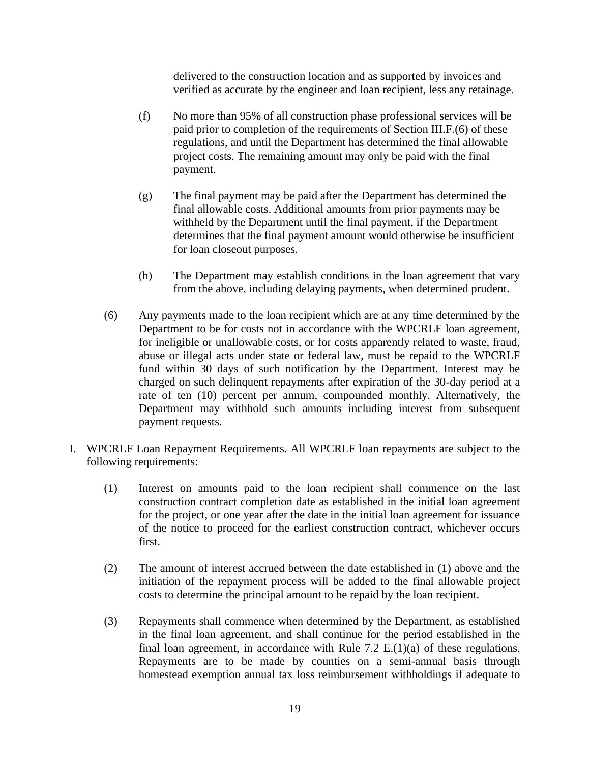delivered to the construction location and as supported by invoices and verified as accurate by the engineer and loan recipient, less any retainage.

(f) No more than 95% of all construction phase professional services will be paid prior to completion of the requirements of Section III.F.(6) of these regulations, and until the Department has determined the final allowable project costs. The remaining amount may only be paid with the final payment.

(g) The final payment may be paid after the Department has determined the final allowable costs. Additional amounts from prior payments may be withheld by the Department until the final payment, if the Department determines that the final payment amount would otherwise be insufficient for loan closeout purposes.

(h) The Department may establish conditions in the loan agreement that vary from the above, including delaying payments, when determined prudent.

(6) Any payments made to the loan recipient which are at any time determined by the Department to be for costs not in accordance with the WPCRLF loan agreement, for ineligible or unallowable costs, or for costs apparently related to waste, fraud, abuse or illegal acts under state or federal law, must be repaid to the WPCRLF fund within 30 days of such notification by the Department. Interest may be charged on such delinquent repayments after expiration of the 30-day period at a rate of ten (10) percent per annum, compounded monthly. Alternatively, the Department may withhold such amounts including interest from subsequent payment requests.

I. WPCRLF Loan Repayment Requirements. All WPCRLF loan repayments are subject to the following requirements:

(1) Interest on amounts paid to the loan recipient shall commence on the last construction contract completion date as established in the initial loan agreement for the project, or one year after the date in the initial loan agreement for issuance of the notice to proceed for the earliest construction contract, whichever occurs first.

(2) The amount of interest accrued between the date established in (1) above and the initiation of the repayment process will be added to the final allowable project costs to determine the principal amount to be repaid by the loan recipient.

(3) Repayments shall commence when determined by the Department, as established in the final loan agreement, and shall continue for the period established in the final loan agreement, in accordance with Rule 7.2 E.(1)(a) of these regulations. Repayments are to be made by counties on a semi-annual basis through homestead exemption annual tax loss reimbursement withholdings if adequate to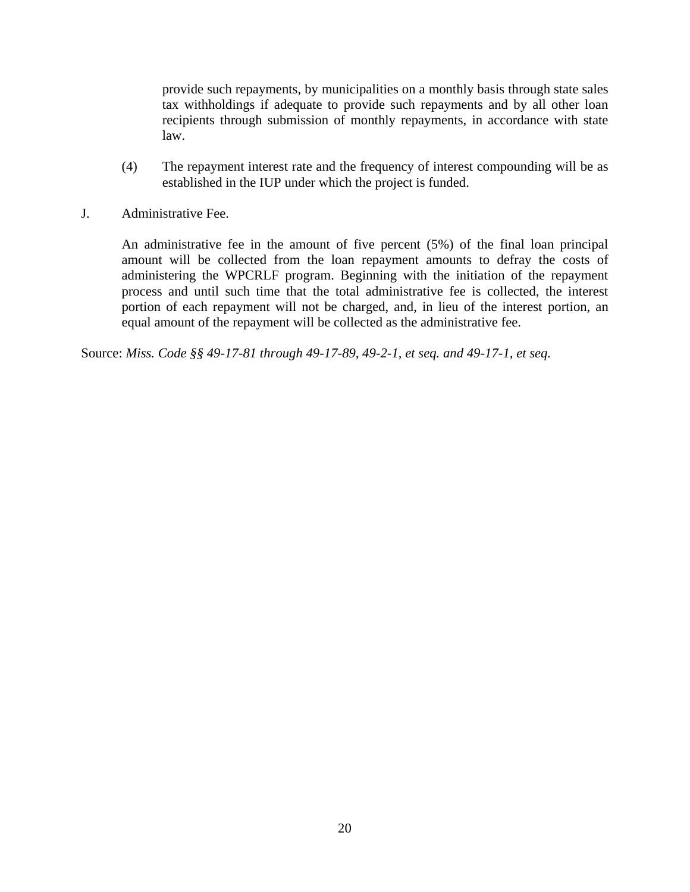provide such repayments, by municipalities on a monthly basis through state sales tax withholdings if adequate to provide such repayments and by all other loan recipients through submission of monthly repayments, in accordance with state law.

(4) The repayment interest rate and the frequency of interest compounding will be as established in the IUP under which the project is funded.

J. Administrative Fee.

An administrative fee in the amount of five percent (5%) of the final loan principal amount will be collected from the loan repayment amounts to defray the costs of administering the WPCRLF program. Beginning with the initiation of the repayment process and until such time that the total administrative fee is collected, the interest portion of each repayment will not be charged, and, in lieu of the interest portion, an equal amount of the repayment will be collected as the administrative fee.

Source: *Miss. Code §§ 49-17-81 through 49-17-89, 49-2-1, et seq. and 49-17-1, et seq.*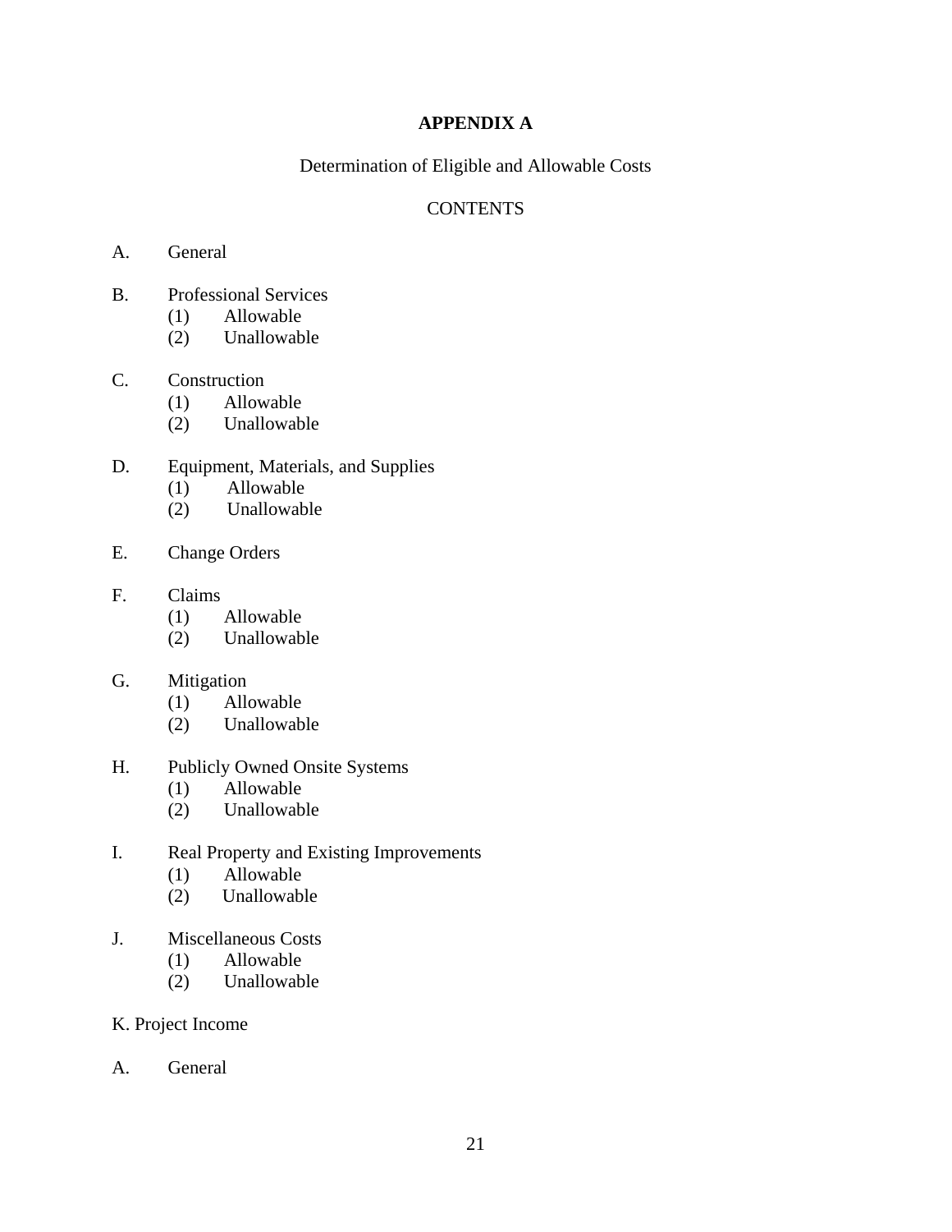# APPENDIX A

Determination of Eligible and Allowable Costs

CONTENTS

A. General

B. Professional Services
   (1) Allowable
   (2) Unallowable

C. Construction
   (1) Allowable
   (2) Unallowable

D. Equipment, Materials, and Supplies
   (1) Allowable
   (2) Unallowable

E. Change Orders

F. Claims
   (1) Allowable
   (2) Unallowable

G. Mitigation
   (1) Allowable
   (2) Unallowable

H. Publicly Owned Onsite Systems
   (1) Allowable
   (2) Unallowable

I. Real Property and Existing Improvements
   (1) Allowable
   (2) Unallowable

J. Miscellaneous Costs
   (1) Allowable
   (2) Unallowable

K. Project Income

A. General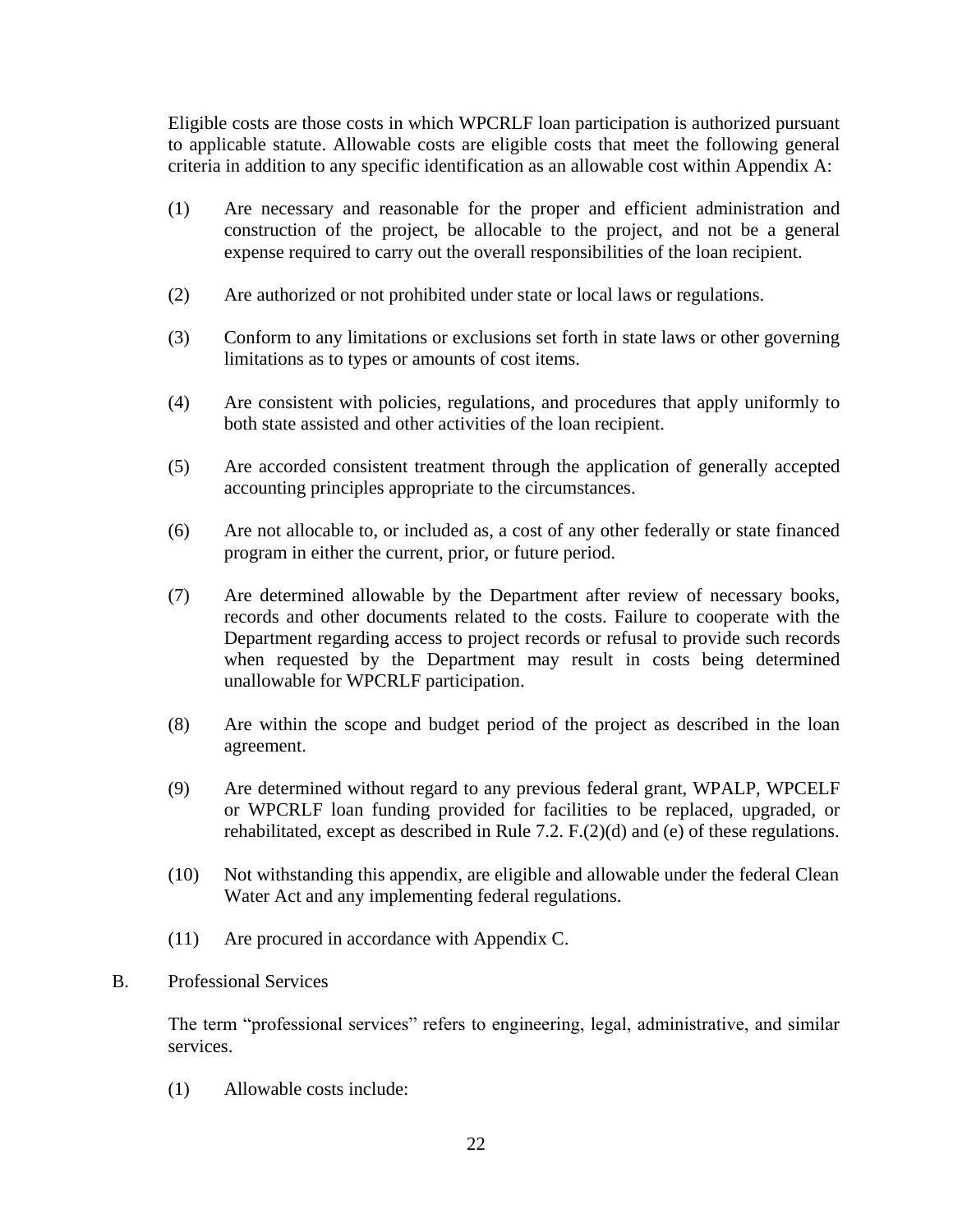Eligible costs are those costs in which WPCRLF loan participation is authorized pursuant to applicable statute. Allowable costs are eligible costs that meet the following general criteria in addition to any specific identification as an allowable cost within Appendix A:

(1) Are necessary and reasonable for the proper and efficient administration and construction of the project, be allocable to the project, and not be a general expense required to carry out the overall responsibilities of the loan recipient.

(2) Are authorized or not prohibited under state or local laws or regulations.

(3) Conform to any limitations or exclusions set forth in state laws or other governing limitations as to types or amounts of cost items.

(4) Are consistent with policies, regulations, and procedures that apply uniformly to both state assisted and other activities of the loan recipient.

(5) Are accorded consistent treatment through the application of generally accepted accounting principles appropriate to the circumstances.

(6) Are not allocable to, or included as, a cost of any other federally or state financed program in either the current, prior, or future period.

(7) Are determined allowable by the Department after review of necessary books, records and other documents related to the costs. Failure to cooperate with the Department regarding access to project records or refusal to provide such records when requested by the Department may result in costs being determined unallowable for WPCRLF participation.

(8) Are within the scope and budget period of the project as described in the loan agreement.

(9) Are determined without regard to any previous federal grant, WPALP, WPCELF or WPCRLF loan funding provided for facilities to be replaced, upgraded, or rehabilitated, except as described in Rule 7.2. F.(2)(d) and (e) of these regulations.

(10) Not withstanding this appendix, are eligible and allowable under the federal Clean Water Act and any implementing federal regulations.

(11) Are procured in accordance with Appendix C.

B. Professional Services

The term “professional services” refers to engineering, legal, administrative, and similar services.

(1) Allowable costs include: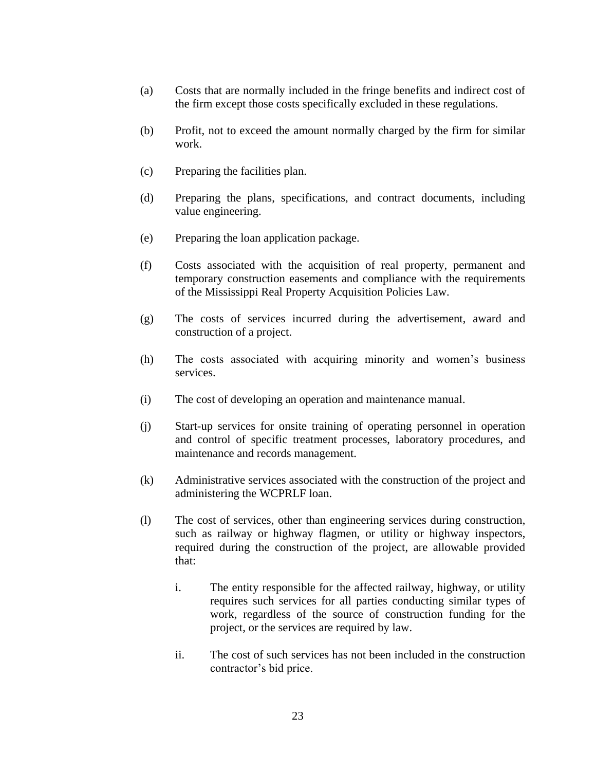(a) Costs that are normally included in the fringe benefits and indirect cost of the firm except those costs specifically excluded in these regulations.

(b) Profit, not to exceed the amount normally charged by the firm for similar work.

(c) Preparing the facilities plan.

(d) Preparing the plans, specifications, and contract documents, including value engineering.

(e) Preparing the loan application package.

(f) Costs associated with the acquisition of real property, permanent and temporary construction easements and compliance with the requirements of the Mississippi Real Property Acquisition Policies Law.

(g) The costs of services incurred during the advertisement, award and construction of a project.

(h) The costs associated with acquiring minority and women's business services.

(i) The cost of developing an operation and maintenance manual.

(j) Start-up services for onsite training of operating personnel in operation and control of specific treatment processes, laboratory procedures, and maintenance and records management.

(k) Administrative services associated with the construction of the project and administering the WCPRLF loan.

(l) The cost of services, other than engineering services during construction, such as railway or highway flagmen, or utility or highway inspectors, required during the construction of the project, are allowable provided that:

   i. The entity responsible for the affected railway, highway, or utility requires such services for all parties conducting similar types of work, regardless of the source of construction funding for the project, or the services are required by law.

   ii. The cost of such services has not been included in the construction contractor's bid price.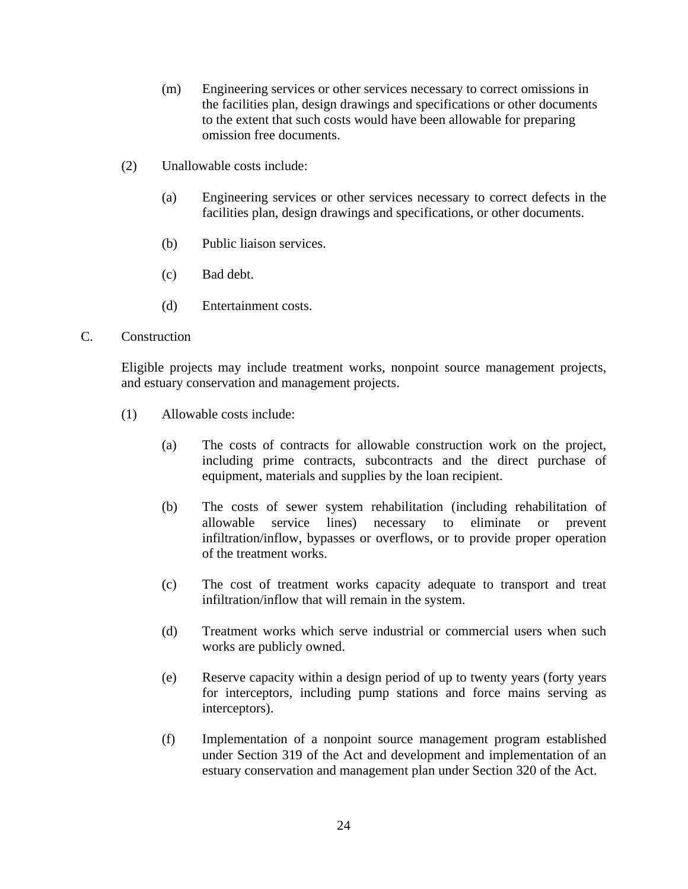(m) Engineering services or other services necessary to correct omissions in the facilities plan, design drawings and specifications or other documents to the extent that such costs would have been allowable for preparing omission free documents.

(2) Unallowable costs include:

(a) Engineering services or other services necessary to correct defects in the facilities plan, design drawings and specifications, or other documents.

(b) Public liaison services.

(c) Bad debt.

(d) Entertainment costs.

C. Construction

Eligible projects may include treatment works, nonpoint source management projects, and estuary conservation and management projects.

(1) Allowable costs include:

(a) The costs of contracts for allowable construction work on the project, including prime contracts, subcontracts and the direct purchase of equipment, materials and supplies by the loan recipient.

(b) The costs of sewer system rehabilitation (including rehabilitation of allowable service lines) necessary to eliminate or prevent infiltration/inflow, bypasses or overflows, or to provide proper operation of the treatment works.

(c) The cost of treatment works capacity adequate to transport and treat infiltration/inflow that will remain in the system.

(d) Treatment works which serve industrial or commercial users when such works are publicly owned.

(e) Reserve capacity within a design period of up to twenty years (forty years for interceptors, including pump stations and force mains serving as interceptors).

(f) Implementation of a nonpoint source management program established under Section 319 of the Act and development and implementation of an estuary conservation and management plan under Section 320 of the Act.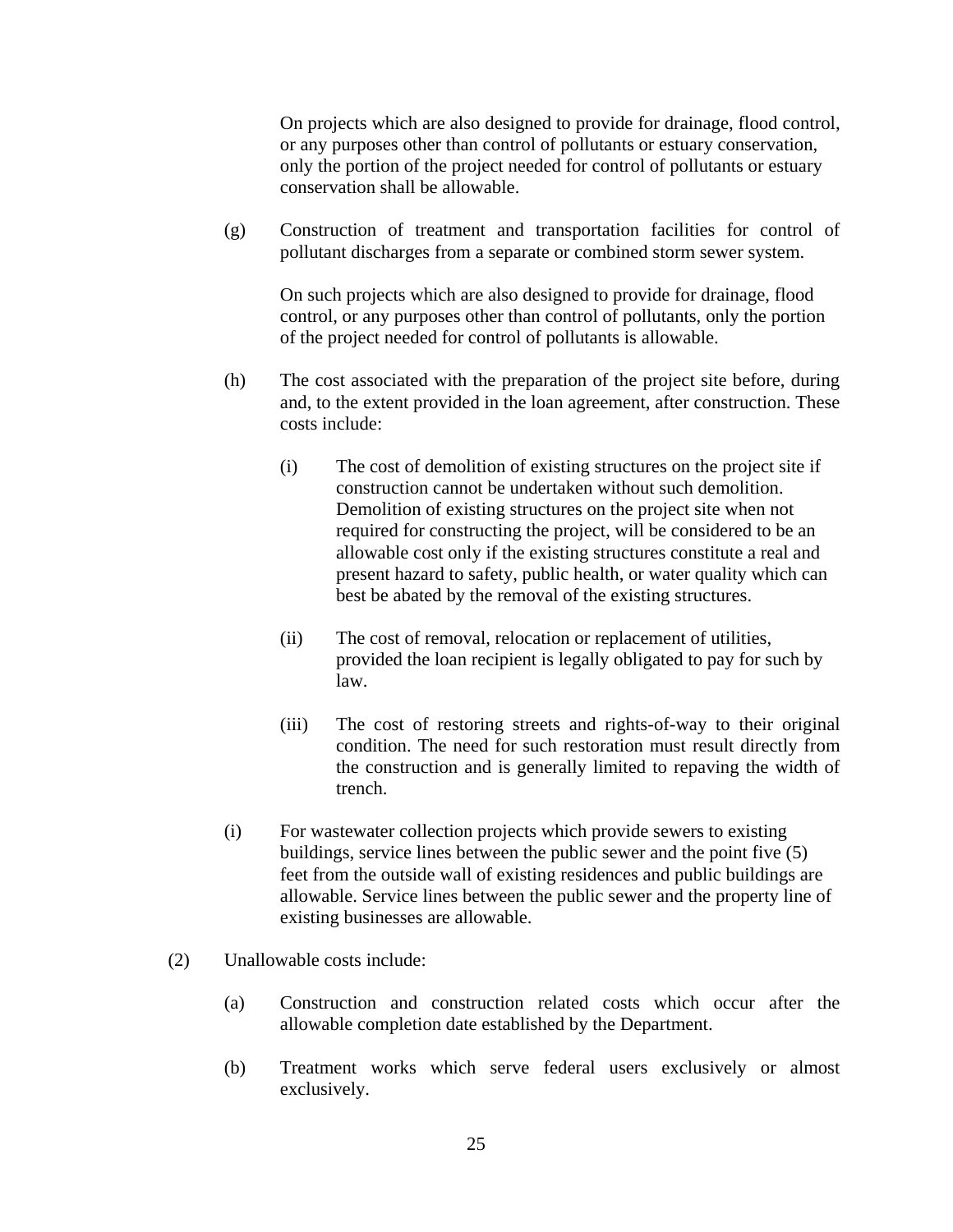On projects which are also designed to provide for drainage, flood control, or any purposes other than control of pollutants or estuary conservation, only the portion of the project needed for control of pollutants or estuary conservation shall be allowable.

(g) Construction of treatment and transportation facilities for control of pollutant discharges from a separate or combined storm sewer system.

On such projects which are also designed to provide for drainage, flood control, or any purposes other than control of pollutants, only the portion of the project needed for control of pollutants is allowable.

(h) The cost associated with the preparation of the project site before, during and, to the extent provided in the loan agreement, after construction. These costs include:

(i) The cost of demolition of existing structures on the project site if construction cannot be undertaken without such demolition. Demolition of existing structures on the project site when not required for constructing the project, will be considered to be an allowable cost only if the existing structures constitute a real and present hazard to safety, public health, or water quality which can best be abated by the removal of the existing structures.

(ii) The cost of removal, relocation or replacement of utilities, provided the loan recipient is legally obligated to pay for such by law.

(iii) The cost of restoring streets and rights-of-way to their original condition. The need for such restoration must result directly from the construction and is generally limited to repaving the width of trench.

(i) For wastewater collection projects which provide sewers to existing buildings, service lines between the public sewer and the point five (5) feet from the outside wall of existing residences and public buildings are allowable. Service lines between the public sewer and the property line of existing businesses are allowable.

(2) Unallowable costs include:

(a) Construction and construction related costs which occur after the allowable completion date established by the Department.

(b) Treatment works which serve federal users exclusively or almost exclusively.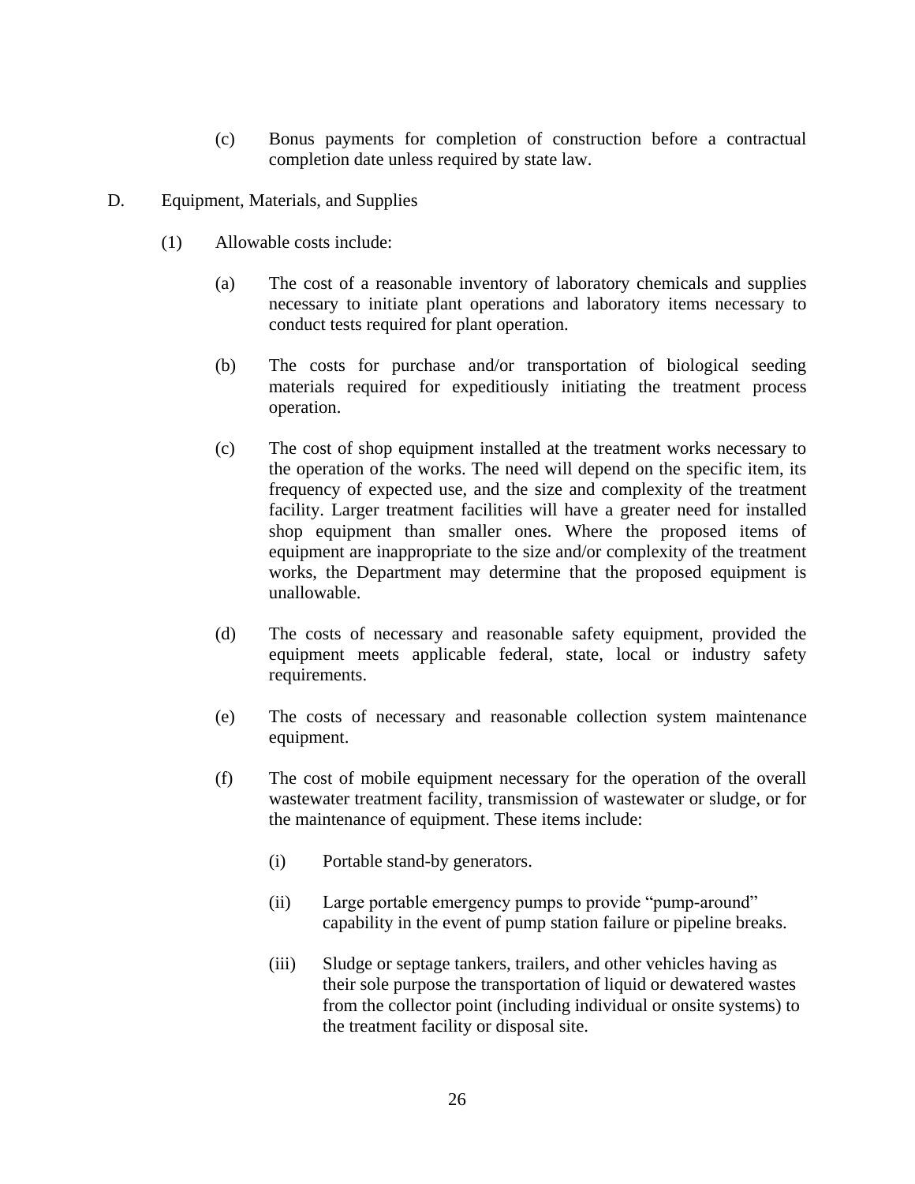(c) Bonus payments for completion of construction before a contractual completion date unless required by state law.

D. Equipment, Materials, and Supplies

(1) Allowable costs include:

(a) The cost of a reasonable inventory of laboratory chemicals and supplies necessary to initiate plant operations and laboratory items necessary to conduct tests required for plant operation.

(b) The costs for purchase and/or transportation of biological seeding materials required for expeditiously initiating the treatment process operation.

(c) The cost of shop equipment installed at the treatment works necessary to the operation of the works. The need will depend on the specific item, its frequency of expected use, and the size and complexity of the treatment facility. Larger treatment facilities will have a greater need for installed shop equipment than smaller ones. Where the proposed items of equipment are inappropriate to the size and/or complexity of the treatment works, the Department may determine that the proposed equipment is unallowable.

(d) The costs of necessary and reasonable safety equipment, provided the equipment meets applicable federal, state, local or industry safety requirements.

(e) The costs of necessary and reasonable collection system maintenance equipment.

(f) The cost of mobile equipment necessary for the operation of the overall wastewater treatment facility, transmission of wastewater or sludge, or for the maintenance of equipment. These items include:

(i) Portable stand-by generators.

(ii) Large portable emergency pumps to provide "pump-around" capability in the event of pump station failure or pipeline breaks.

(iii) Sludge or septage tankers, trailers, and other vehicles having as their sole purpose the transportation of liquid or dewatered wastes from the collector point (including individual or onsite systems) to the treatment facility or disposal site.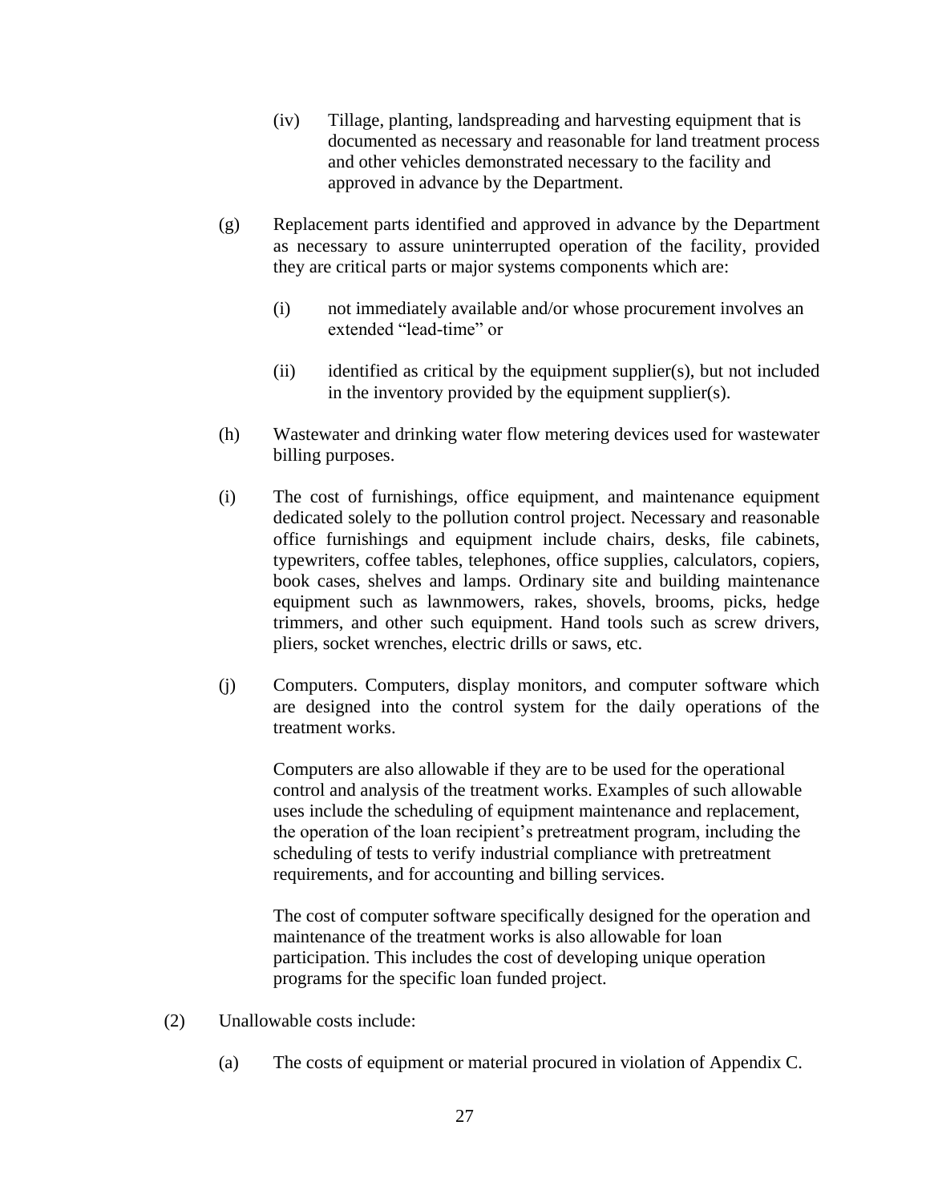(iv) Tillage, planting, landspreading and harvesting equipment that is documented as necessary and reasonable for land treatment process and other vehicles demonstrated necessary to the facility and approved in advance by the Department.

(g) Replacement parts identified and approved in advance by the Department as necessary to assure uninterrupted operation of the facility, provided they are critical parts or major systems components which are:

(i) not immediately available and/or whose procurement involves an extended "lead-time" or

(ii) identified as critical by the equipment supplier(s), but not included in the inventory provided by the equipment supplier(s).

(h) Wastewater and drinking water flow metering devices used for wastewater billing purposes.

(i) The cost of furnishings, office equipment, and maintenance equipment dedicated solely to the pollution control project. Necessary and reasonable office furnishings and equipment include chairs, desks, file cabinets, typewriters, coffee tables, telephones, office supplies, calculators, copiers, book cases, shelves and lamps. Ordinary site and building maintenance equipment such as lawnmowers, rakes, shovels, brooms, picks, hedge trimmers, and other such equipment. Hand tools such as screw drivers, pliers, socket wrenches, electric drills or saws, etc.

(j) Computers. Computers, display monitors, and computer software which are designed into the control system for the daily operations of the treatment works.

Computers are also allowable if they are to be used for the operational control and analysis of the treatment works. Examples of such allowable uses include the scheduling of equipment maintenance and replacement, the operation of the loan recipient's pretreatment program, including the scheduling of tests to verify industrial compliance with pretreatment requirements, and for accounting and billing services.

The cost of computer software specifically designed for the operation and maintenance of the treatment works is also allowable for loan participation. This includes the cost of developing unique operation programs for the specific loan funded project.

(2) Unallowable costs include:

(a) The costs of equipment or material procured in violation of Appendix C.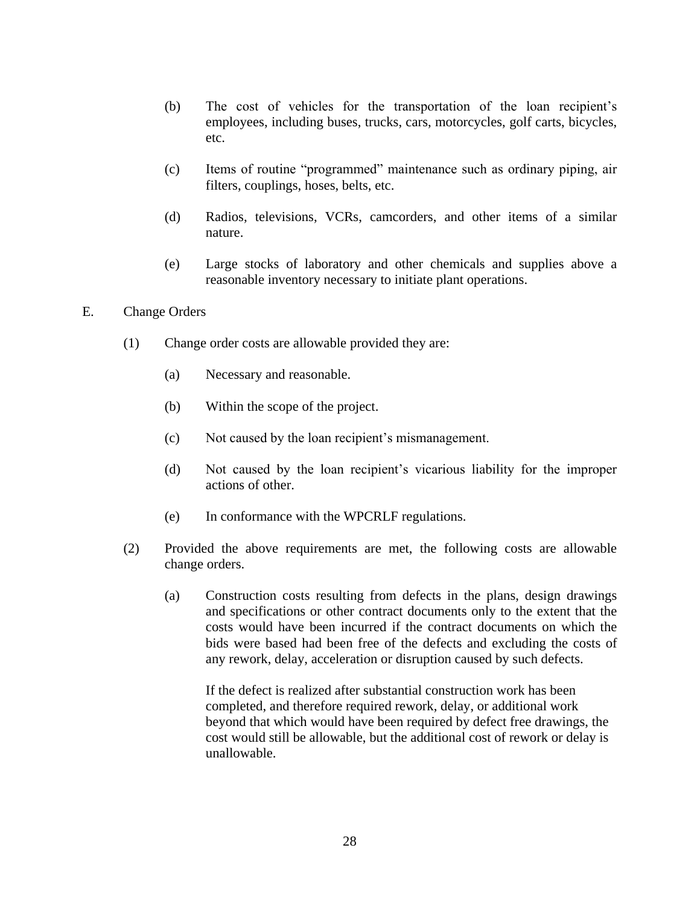(b) The cost of vehicles for the transportation of the loan recipient's employees, including buses, trucks, cars, motorcycles, golf carts, bicycles, etc.

(c) Items of routine "programmed" maintenance such as ordinary piping, air filters, couplings, hoses, belts, etc.

(d) Radios, televisions, VCRs, camcorders, and other items of a similar nature.

(e) Large stocks of laboratory and other chemicals and supplies above a reasonable inventory necessary to initiate plant operations.

E. Change Orders

(1) Change order costs are allowable provided they are:

(a) Necessary and reasonable.

(b) Within the scope of the project.

(c) Not caused by the loan recipient's mismanagement.

(d) Not caused by the loan recipient's vicarious liability for the improper actions of other.

(e) In conformance with the WPCRLF regulations.

(2) Provided the above requirements are met, the following costs are allowable change orders.

(a) Construction costs resulting from defects in the plans, design drawings and specifications or other contract documents only to the extent that the costs would have been incurred if the contract documents on which the bids were based had been free of the defects and excluding the costs of any rework, delay, acceleration or disruption caused by such defects.

If the defect is realized after substantial construction work has been completed, and therefore required rework, delay, or additional work beyond that which would have been required by defect free drawings, the cost would still be allowable, but the additional cost of rework or delay is unallowable.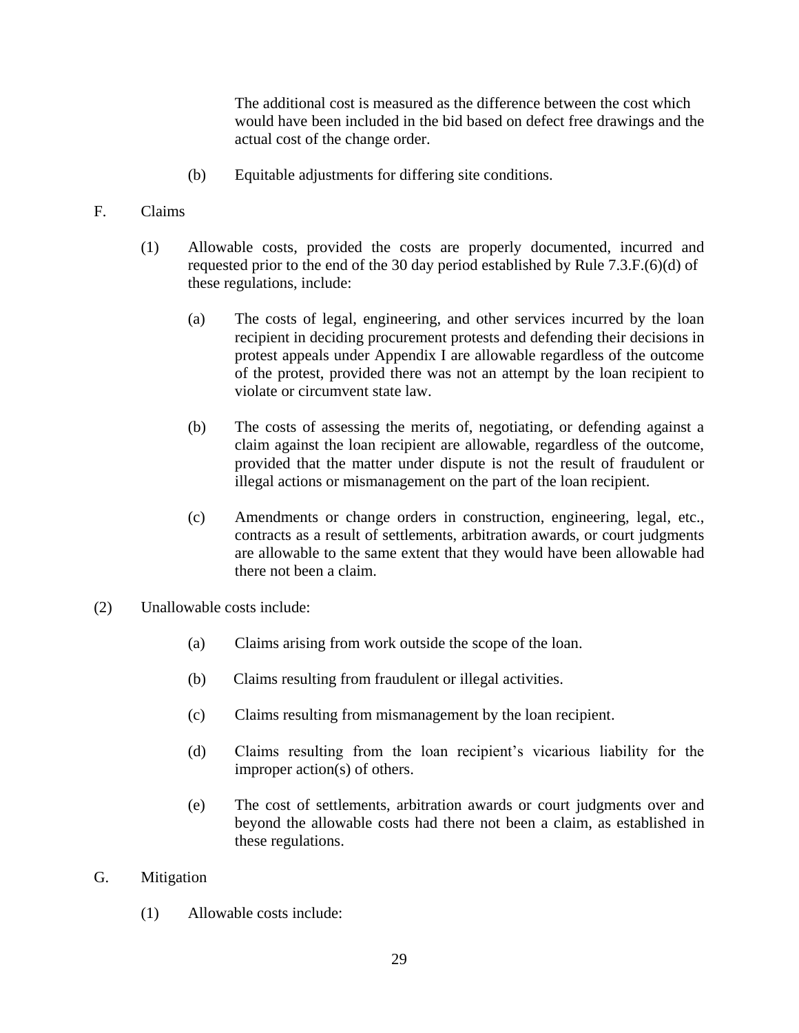The additional cost is measured as the difference between the cost which would have been included in the bid based on defect free drawings and the actual cost of the change order.

(b) Equitable adjustments for differing site conditions.

F. Claims

(1) Allowable costs, provided the costs are properly documented, incurred and requested prior to the end of the 30 day period established by Rule 7.3.F.(6)(d) of these regulations, include:

(a) The costs of legal, engineering, and other services incurred by the loan recipient in deciding procurement protests and defending their decisions in protest appeals under Appendix I are allowable regardless of the outcome of the protest, provided there was not an attempt by the loan recipient to violate or circumvent state law.

(b) The costs of assessing the merits of, negotiating, or defending against a claim against the loan recipient are allowable, regardless of the outcome, provided that the matter under dispute is not the result of fraudulent or illegal actions or mismanagement on the part of the loan recipient.

(c) Amendments or change orders in construction, engineering, legal, etc., contracts as a result of settlements, arbitration awards, or court judgments are allowable to the same extent that they would have been allowable had there not been a claim.

(2) Unallowable costs include:

(a) Claims arising from work outside the scope of the loan.

(b) Claims resulting from fraudulent or illegal activities.

(c) Claims resulting from mismanagement by the loan recipient.

(d) Claims resulting from the loan recipient's vicarious liability for the improper action(s) of others.

(e) The cost of settlements, arbitration awards or court judgments over and beyond the allowable costs had there not been a claim, as established in these regulations.

G. Mitigation

(1) Allowable costs include: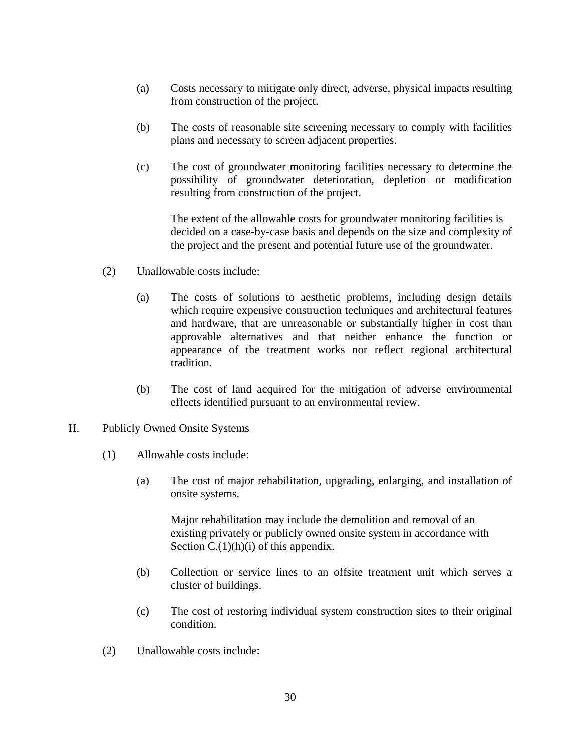(a) Costs necessary to mitigate only direct, adverse, physical impacts resulting from construction of the project.

(b) The costs of reasonable site screening necessary to comply with facilities plans and necessary to screen adjacent properties.

(c) The cost of groundwater monitoring facilities necessary to determine the possibility of groundwater deterioration, depletion or modification resulting from construction of the project.

The extent of the allowable costs for groundwater monitoring facilities is decided on a case-by-case basis and depends on the size and complexity of the project and the present and potential future use of the groundwater.

(2) Unallowable costs include:

(a) The costs of solutions to aesthetic problems, including design details which require expensive construction techniques and architectural features and hardware, that are unreasonable or substantially higher in cost than approvable alternatives and that neither enhance the function or appearance of the treatment works nor reflect regional architectural tradition.

(b) The cost of land acquired for the mitigation of adverse environmental effects identified pursuant to an environmental review.

H. Publicly Owned Onsite Systems

(1) Allowable costs include:

(a) The cost of major rehabilitation, upgrading, enlarging, and installation of onsite systems.

Major rehabilitation may include the demolition and removal of an existing privately or publicly owned onsite system in accordance with Section C.(1)(h)(i) of this appendix.

(b) Collection or service lines to an offsite treatment unit which serves a cluster of buildings.

(c) The cost of restoring individual system construction sites to their original condition.

(2) Unallowable costs include: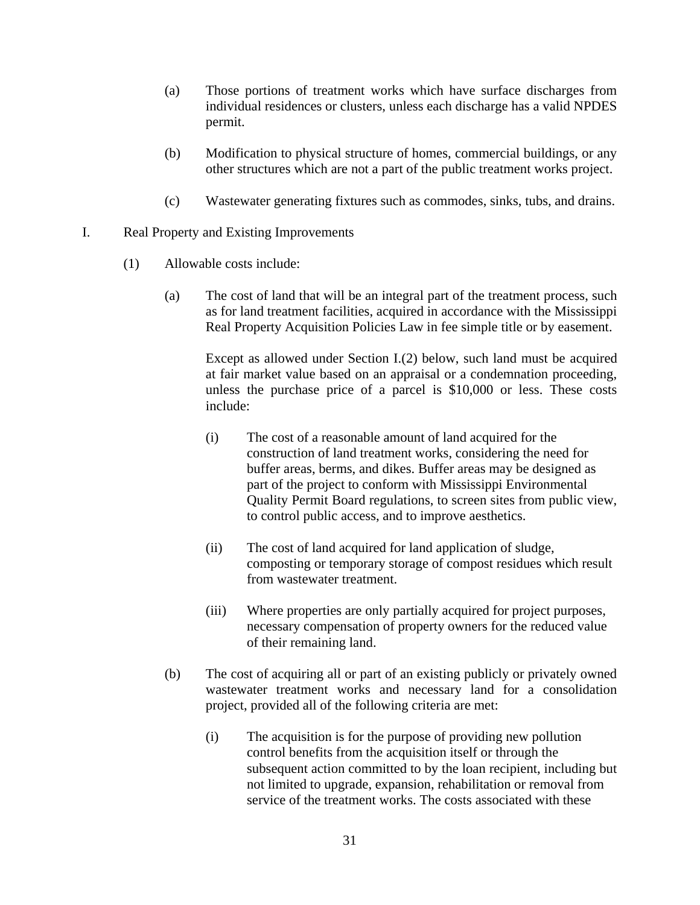(a) Those portions of treatment works which have surface discharges from individual residences or clusters, unless each discharge has a valid NPDES permit.

(b) Modification to physical structure of homes, commercial buildings, or any other structures which are not a part of the public treatment works project.

(c) Wastewater generating fixtures such as commodes, sinks, tubs, and drains.

I. Real Property and Existing Improvements

(1) Allowable costs include:

(a) The cost of land that will be an integral part of the treatment process, such as for land treatment facilities, acquired in accordance with the Mississippi Real Property Acquisition Policies Law in fee simple title or by easement.

Except as allowed under Section I.(2) below, such land must be acquired at fair market value based on an appraisal or a condemnation proceeding, unless the purchase price of a parcel is $10,000 or less. These costs include:

(i) The cost of a reasonable amount of land acquired for the construction of land treatment works, considering the need for buffer areas, berms, and dikes. Buffer areas may be designed as part of the project to conform with Mississippi Environmental Quality Permit Board regulations, to screen sites from public view, to control public access, and to improve aesthetics.

(ii) The cost of land acquired for land application of sludge, composting or temporary storage of compost residues which result from wastewater treatment.

(iii) Where properties are only partially acquired for project purposes, necessary compensation of property owners for the reduced value of their remaining land.

(b) The cost of acquiring all or part of an existing publicly or privately owned wastewater treatment works and necessary land for a consolidation project, provided all of the following criteria are met:

(i) The acquisition is for the purpose of providing new pollution control benefits from the acquisition itself or through the subsequent action committed to by the loan recipient, including but not limited to upgrade, expansion, rehabilitation or removal from service of the treatment works. The costs associated with these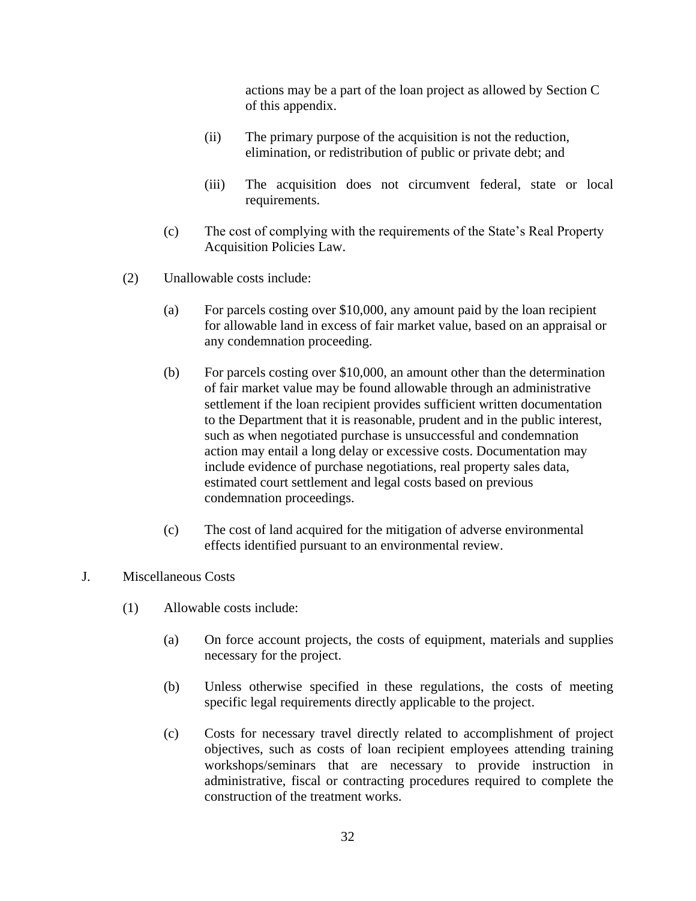actions may be a part of the loan project as allowed by Section C of this appendix.

(ii) The primary purpose of the acquisition is not the reduction, elimination, or redistribution of public or private debt; and

(iii) The acquisition does not circumvent federal, state or local requirements.

(c) The cost of complying with the requirements of the State's Real Property Acquisition Policies Law.

(2) Unallowable costs include:

(a) For parcels costing over $10,000, any amount paid by the loan recipient for allowable land in excess of fair market value, based on an appraisal or any condemnation proceeding.

(b) For parcels costing over $10,000, an amount other than the determination of fair market value may be found allowable through an administrative settlement if the loan recipient provides sufficient written documentation to the Department that it is reasonable, prudent and in the public interest, such as when negotiated purchase is unsuccessful and condemnation action may entail a long delay or excessive costs. Documentation may include evidence of purchase negotiations, real property sales data, estimated court settlement and legal costs based on previous condemnation proceedings.

(c) The cost of land acquired for the mitigation of adverse environmental effects identified pursuant to an environmental review.

J. Miscellaneous Costs

(1) Allowable costs include:

(a) On force account projects, the costs of equipment, materials and supplies necessary for the project.

(b) Unless otherwise specified in these regulations, the costs of meeting specific legal requirements directly applicable to the project.

(c) Costs for necessary travel directly related to accomplishment of project objectives, such as costs of loan recipient employees attending training workshops/seminars that are necessary to provide instruction in administrative, fiscal or contracting procedures required to complete the construction of the treatment works.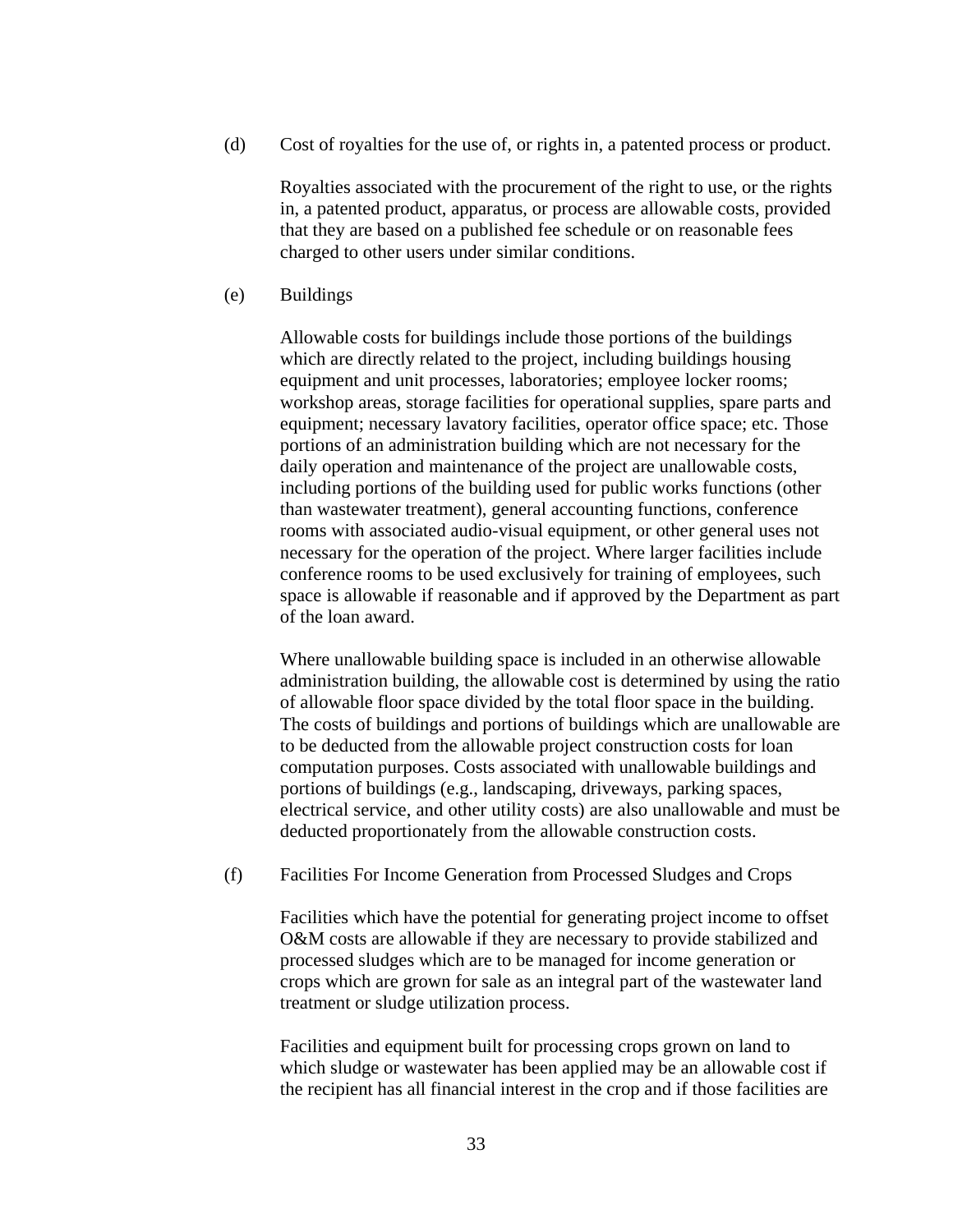(d) Cost of royalties for the use of, or rights in, a patented process or product.

Royalties associated with the procurement of the right to use, or the rights in, a patented product, apparatus, or process are allowable costs, provided that they are based on a published fee schedule or on reasonable fees charged to other users under similar conditions.

(e) Buildings

Allowable costs for buildings include those portions of the buildings which are directly related to the project, including buildings housing equipment and unit processes, laboratories; employee locker rooms; workshop areas, storage facilities for operational supplies, spare parts and equipment; necessary lavatory facilities, operator office space; etc. Those portions of an administration building which are not necessary for the daily operation and maintenance of the project are unallowable costs, including portions of the building used for public works functions (other than wastewater treatment), general accounting functions, conference rooms with associated audio-visual equipment, or other general uses not necessary for the operation of the project. Where larger facilities include conference rooms to be used exclusively for training of employees, such space is allowable if reasonable and if approved by the Department as part of the loan award.

Where unallowable building space is included in an otherwise allowable administration building, the allowable cost is determined by using the ratio of allowable floor space divided by the total floor space in the building. The costs of buildings and portions of buildings which are unallowable are to be deducted from the allowable project construction costs for loan computation purposes. Costs associated with unallowable buildings and portions of buildings (e.g., landscaping, driveways, parking spaces, electrical service, and other utility costs) are also unallowable and must be deducted proportionately from the allowable construction costs.

(f) Facilities For Income Generation from Processed Sludges and Crops

Facilities which have the potential for generating project income to offset O&M costs are allowable if they are necessary to provide stabilized and processed sludges which are to be managed for income generation or crops which are grown for sale as an integral part of the wastewater land treatment or sludge utilization process.

Facilities and equipment built for processing crops grown on land to which sludge or wastewater has been applied may be an allowable cost if the recipient has all financial interest in the crop and if those facilities are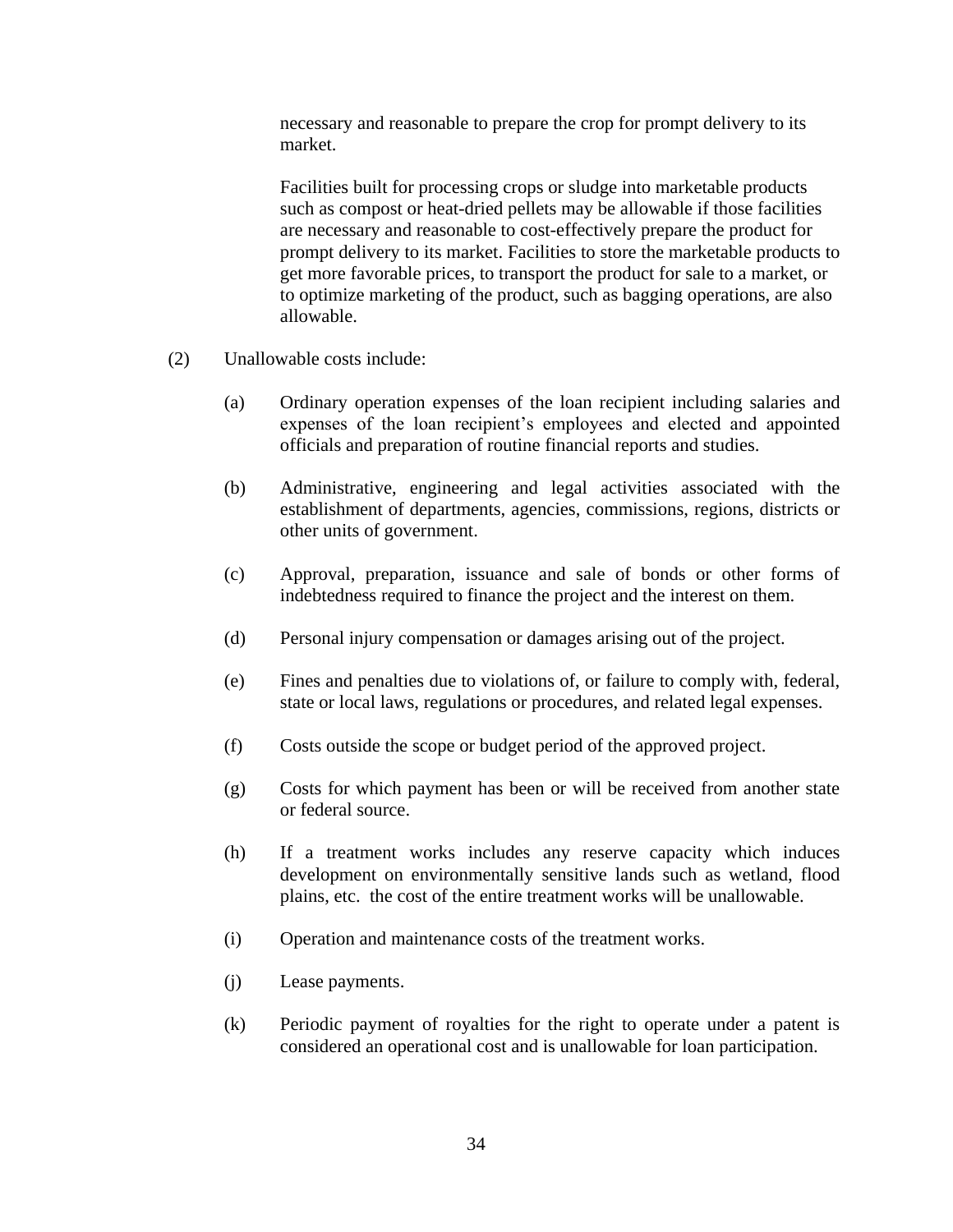necessary and reasonable to prepare the crop for prompt delivery to its market.

Facilities built for processing crops or sludge into marketable products such as compost or heat-dried pellets may be allowable if those facilities are necessary and reasonable to cost-effectively prepare the product for prompt delivery to its market. Facilities to store the marketable products to get more favorable prices, to transport the product for sale to a market, or to optimize marketing of the product, such as bagging operations, are also allowable.

(2) Unallowable costs include:

(a) Ordinary operation expenses of the loan recipient including salaries and expenses of the loan recipient's employees and elected and appointed officials and preparation of routine financial reports and studies.

(b) Administrative, engineering and legal activities associated with the establishment of departments, agencies, commissions, regions, districts or other units of government.

(c) Approval, preparation, issuance and sale of bonds or other forms of indebtedness required to finance the project and the interest on them.

(d) Personal injury compensation or damages arising out of the project.

(e) Fines and penalties due to violations of, or failure to comply with, federal, state or local laws, regulations or procedures, and related legal expenses.

(f) Costs outside the scope or budget period of the approved project.

(g) Costs for which payment has been or will be received from another state or federal source.

(h) If a treatment works includes any reserve capacity which induces development on environmentally sensitive lands such as wetland, flood plains, etc. the cost of the entire treatment works will be unallowable.

(i) Operation and maintenance costs of the treatment works.

(j) Lease payments.

(k) Periodic payment of royalties for the right to operate under a patent is considered an operational cost and is unallowable for loan participation.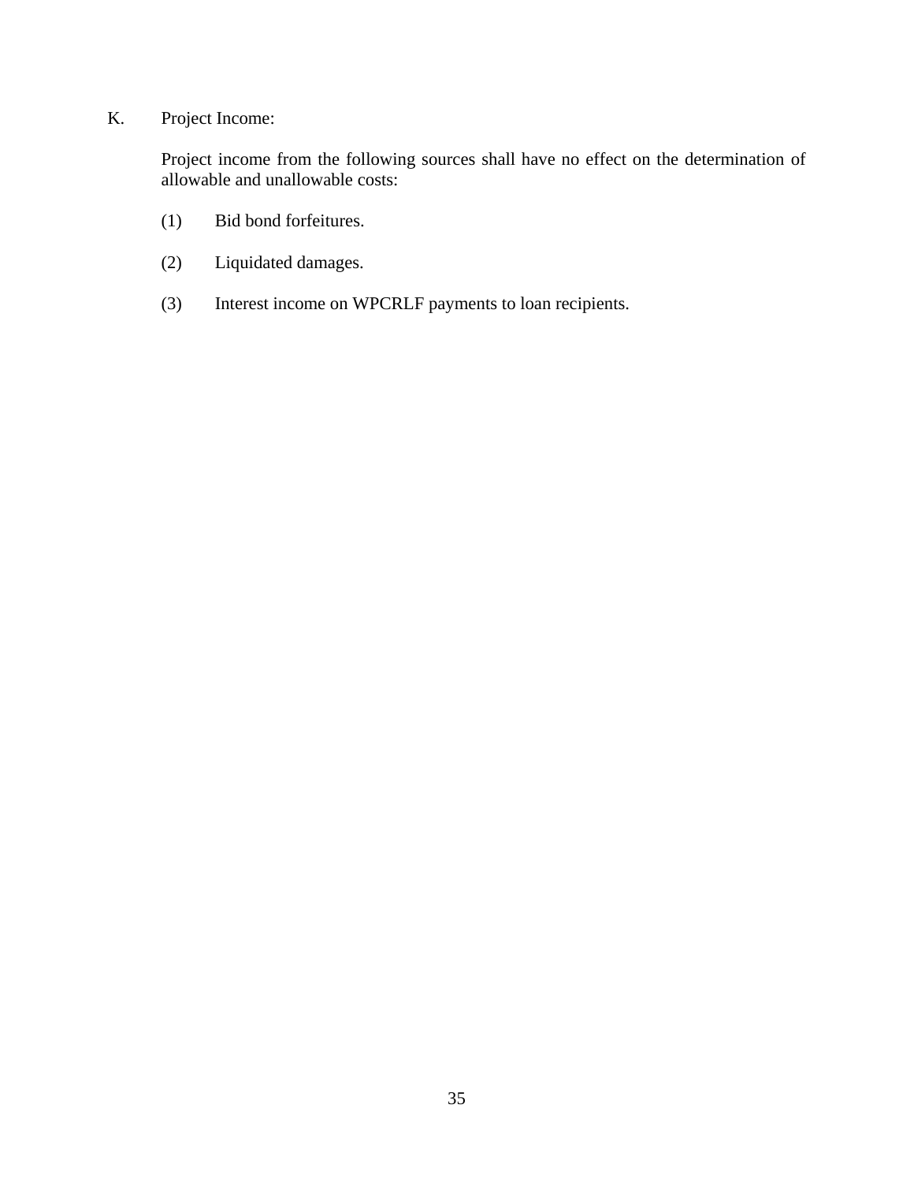K. Project Income:

Project income from the following sources shall have no effect on the determination of allowable and unallowable costs:

(1) Bid bond forfeitures.

(2) Liquidated damages.

(3) Interest income on WPCRLF payments to loan recipients.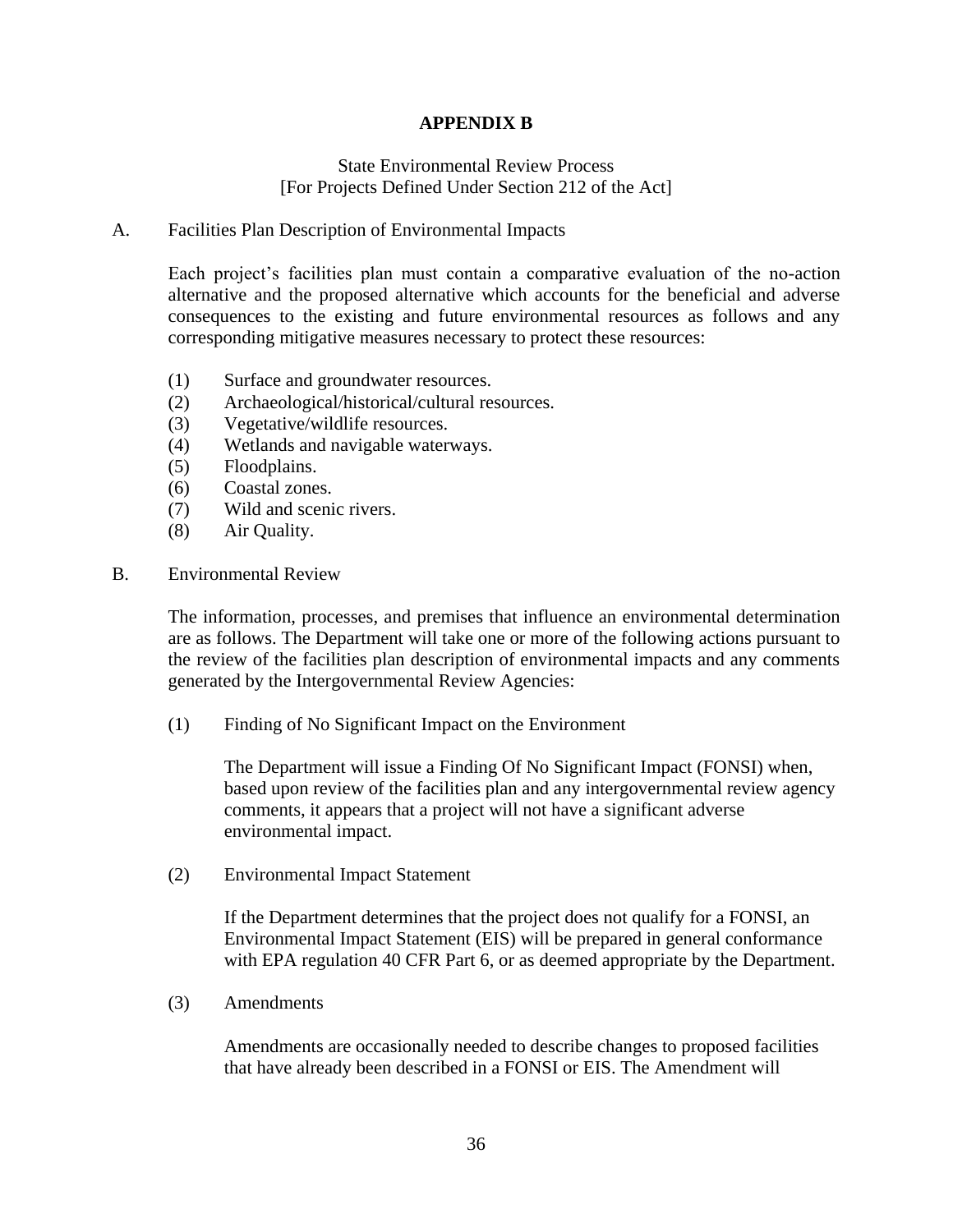# APPENDIX B

State Environmental Review Process
[For Projects Defined Under Section 212 of the Act]

A. Facilities Plan Description of Environmental Impacts

Each project's facilities plan must contain a comparative evaluation of the no-action alternative and the proposed alternative which accounts for the beneficial and adverse consequences to the existing and future environmental resources as follows and any corresponding mitigative measures necessary to protect these resources:

(1) Surface and groundwater resources.
(2) Archaeological/historical/cultural resources.
(3) Vegetative/wildlife resources.
(4) Wetlands and navigable waterways.
(5) Floodplains.
(6) Coastal zones.
(7) Wild and scenic rivers.
(8) Air Quality.

B. Environmental Review

The information, processes, and premises that influence an environmental determination are as follows. The Department will take one or more of the following actions pursuant to the review of the facilities plan description of environmental impacts and any comments generated by the Intergovernmental Review Agencies:

(1) Finding of No Significant Impact on the Environment

The Department will issue a Finding Of No Significant Impact (FONSI) when, based upon review of the facilities plan and any intergovernmental review agency comments, it appears that a project will not have a significant adverse environmental impact.

(2) Environmental Impact Statement

If the Department determines that the project does not qualify for a FONSI, an Environmental Impact Statement (EIS) will be prepared in general conformance with EPA regulation 40 CFR Part 6, or as deemed appropriate by the Department.

(3) Amendments

Amendments are occasionally needed to describe changes to proposed facilities that have already been described in a FONSI or EIS. The Amendment will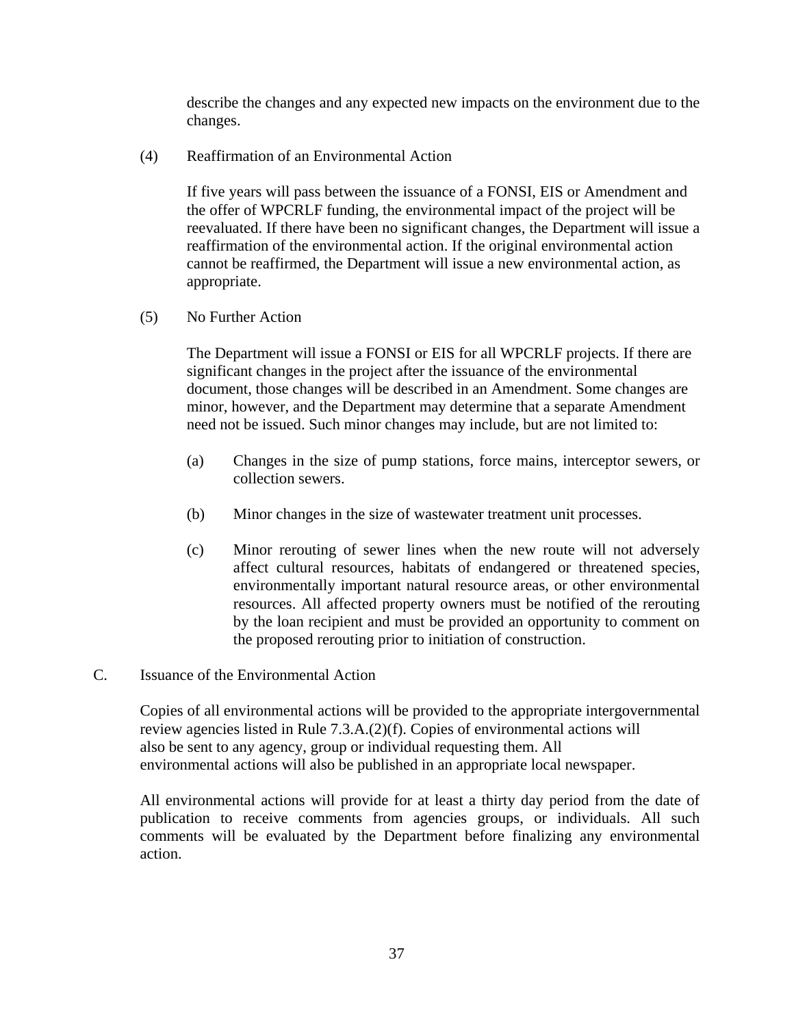describe the changes and any expected new impacts on the environment due to the changes.

(4) Reaffirmation of an Environmental Action

If five years will pass between the issuance of a FONSI, EIS or Amendment and the offer of WPCRLF funding, the environmental impact of the project will be reevaluated. If there have been no significant changes, the Department will issue a reaffirmation of the environmental action. If the original environmental action cannot be reaffirmed, the Department will issue a new environmental action, as appropriate.

(5) No Further Action

The Department will issue a FONSI or EIS for all WPCRLF projects. If there are significant changes in the project after the issuance of the environmental document, those changes will be described in an Amendment. Some changes are minor, however, and the Department may determine that a separate Amendment need not be issued. Such minor changes may include, but are not limited to:

(a) Changes in the size of pump stations, force mains, interceptor sewers, or collection sewers.

(b) Minor changes in the size of wastewater treatment unit processes.

(c) Minor rerouting of sewer lines when the new route will not adversely affect cultural resources, habitats of endangered or threatened species, environmentally important natural resource areas, or other environmental resources. All affected property owners must be notified of the rerouting by the loan recipient and must be provided an opportunity to comment on the proposed rerouting prior to initiation of construction.

C. Issuance of the Environmental Action

Copies of all environmental actions will be provided to the appropriate intergovernmental review agencies listed in Rule 7.3.A.(2)(f). Copies of environmental actions will also be sent to any agency, group or individual requesting them. All environmental actions will also be published in an appropriate local newspaper.

All environmental actions will provide for at least a thirty day period from the date of publication to receive comments from agencies groups, or individuals. All such comments will be evaluated by the Department before finalizing any environmental action.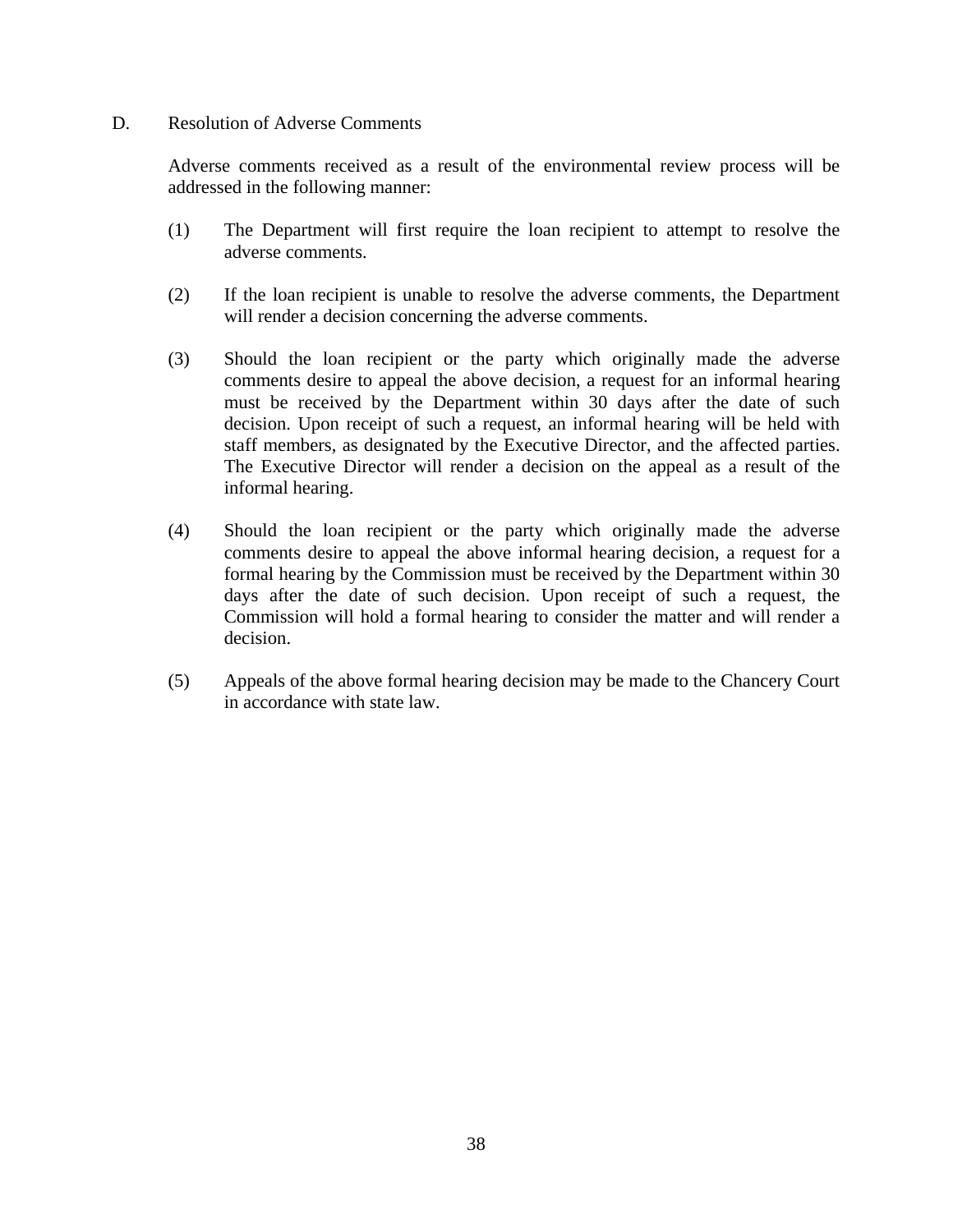D. Resolution of Adverse Comments

Adverse comments received as a result of the environmental review process will be addressed in the following manner:

(1) The Department will first require the loan recipient to attempt to resolve the adverse comments.

(2) If the loan recipient is unable to resolve the adverse comments, the Department will render a decision concerning the adverse comments.

(3) Should the loan recipient or the party which originally made the adverse comments desire to appeal the above decision, a request for an informal hearing must be received by the Department within 30 days after the date of such decision. Upon receipt of such a request, an informal hearing will be held with staff members, as designated by the Executive Director, and the affected parties. The Executive Director will render a decision on the appeal as a result of the informal hearing.

(4) Should the loan recipient or the party which originally made the adverse comments desire to appeal the above informal hearing decision, a request for a formal hearing by the Commission must be received by the Department within 30 days after the date of such decision. Upon receipt of such a request, the Commission will hold a formal hearing to consider the matter and will render a decision.

(5) Appeals of the above formal hearing decision may be made to the Chancery Court in accordance with state law.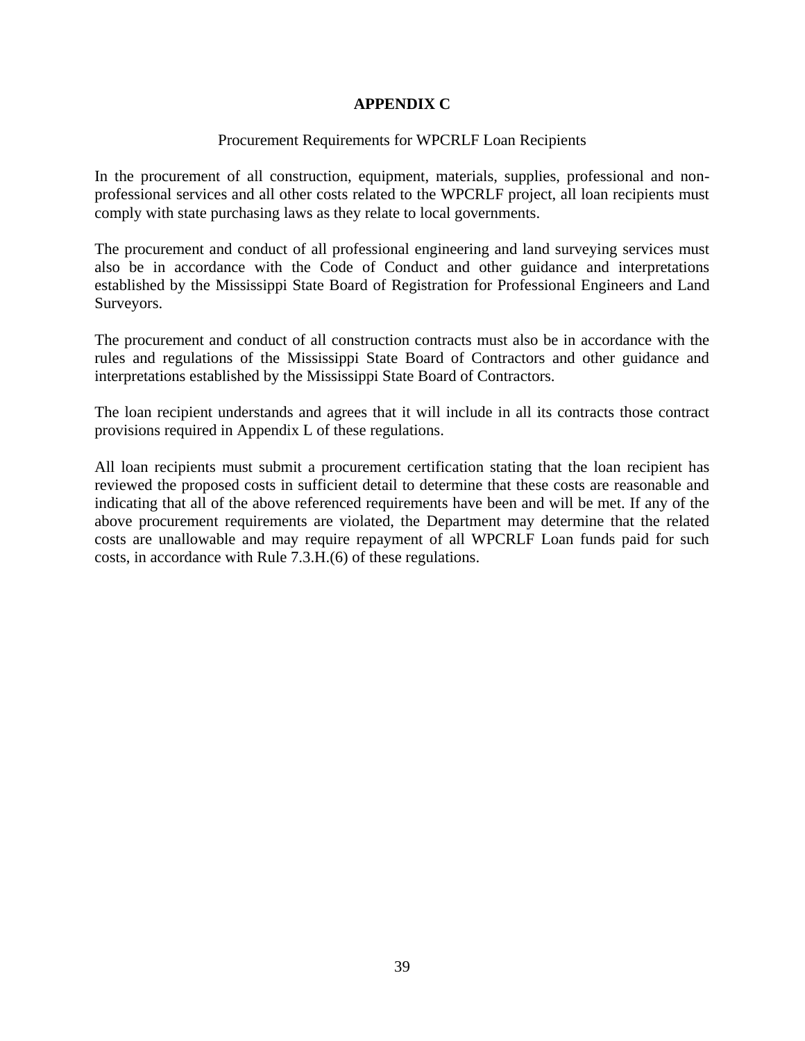# APPENDIX C

Procurement Requirements for WPCRLF Loan Recipients

In the procurement of all construction, equipment, materials, supplies, professional and non-professional services and all other costs related to the WPCRLF project, all loan recipients must comply with state purchasing laws as they relate to local governments.

The procurement and conduct of all professional engineering and land surveying services must also be in accordance with the Code of Conduct and other guidance and interpretations established by the Mississippi State Board of Registration for Professional Engineers and Land Surveyors.

The procurement and conduct of all construction contracts must also be in accordance with the rules and regulations of the Mississippi State Board of Contractors and other guidance and interpretations established by the Mississippi State Board of Contractors.

The loan recipient understands and agrees that it will include in all its contracts those contract provisions required in Appendix L of these regulations.

All loan recipients must submit a procurement certification stating that the loan recipient has reviewed the proposed costs in sufficient detail to determine that these costs are reasonable and indicating that all of the above referenced requirements have been and will be met. If any of the above procurement requirements are violated, the Department may determine that the related costs are unallowable and may require repayment of all WPCRLF Loan funds paid for such costs, in accordance with Rule 7.3.H.(6) of these regulations.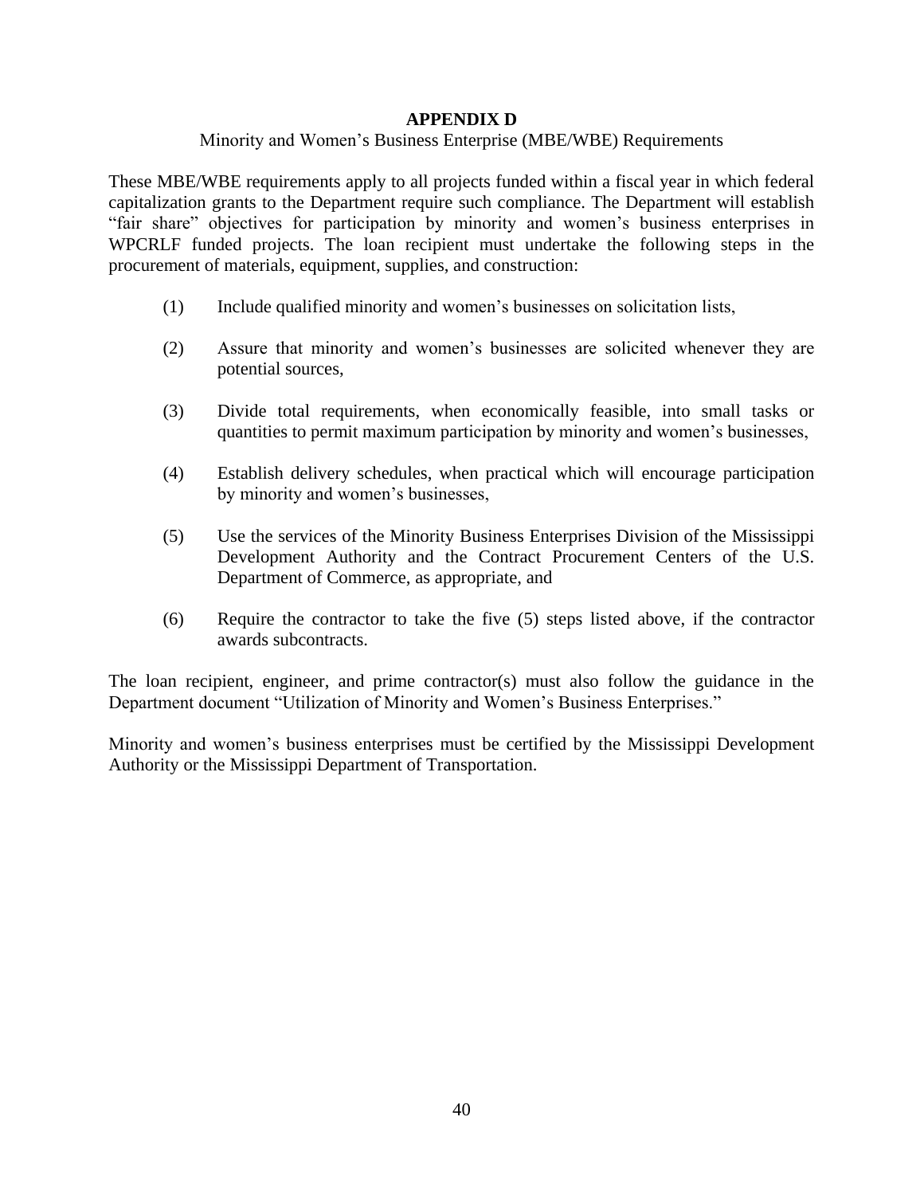## APPENDIX D

Minority and Women's Business Enterprise (MBE/WBE) Requirements

These MBE/WBE requirements apply to all projects funded within a fiscal year in which federal capitalization grants to the Department require such compliance. The Department will establish "fair share" objectives for participation by minority and women's business enterprises in WPCRLF funded projects. The loan recipient must undertake the following steps in the procurement of materials, equipment, supplies, and construction:

(1) Include qualified minority and women's businesses on solicitation lists,

(2) Assure that minority and women's businesses are solicited whenever they are potential sources,

(3) Divide total requirements, when economically feasible, into small tasks or quantities to permit maximum participation by minority and women's businesses,

(4) Establish delivery schedules, when practical which will encourage participation by minority and women's businesses,

(5) Use the services of the Minority Business Enterprises Division of the Mississippi Development Authority and the Contract Procurement Centers of the U.S. Department of Commerce, as appropriate, and

(6) Require the contractor to take the five (5) steps listed above, if the contractor awards subcontracts.

The loan recipient, engineer, and prime contractor(s) must also follow the guidance in the Department document "Utilization of Minority and Women's Business Enterprises."

Minority and women's business enterprises must be certified by the Mississippi Development Authority or the Mississippi Department of Transportation.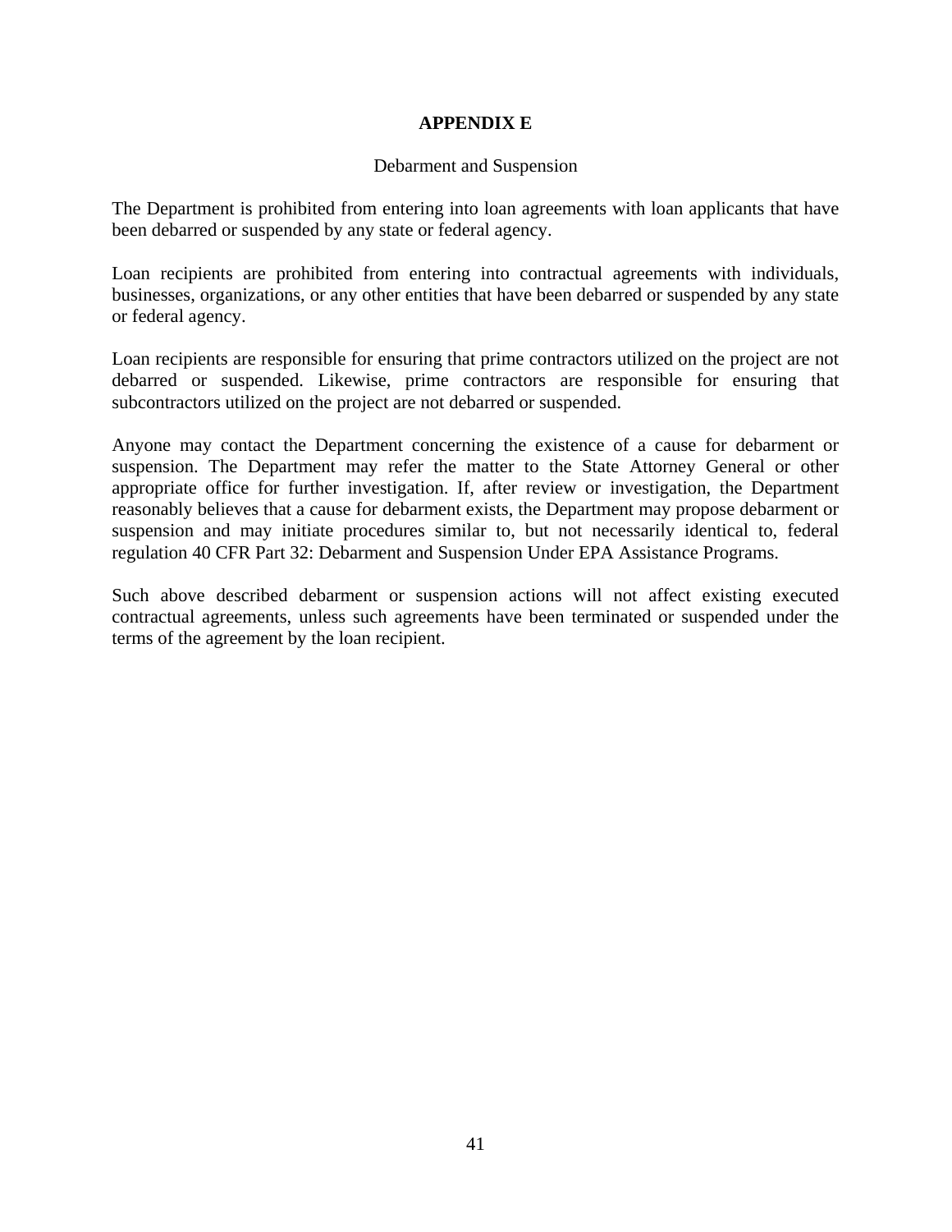# APPENDIX E

## Debarment and Suspension

The Department is prohibited from entering into loan agreements with loan applicants that have been debarred or suspended by any state or federal agency.

Loan recipients are prohibited from entering into contractual agreements with individuals, businesses, organizations, or any other entities that have been debarred or suspended by any state or federal agency.

Loan recipients are responsible for ensuring that prime contractors utilized on the project are not debarred or suspended. Likewise, prime contractors are responsible for ensuring that subcontractors utilized on the project are not debarred or suspended.

Anyone may contact the Department concerning the existence of a cause for debarment or suspension. The Department may refer the matter to the State Attorney General or other appropriate office for further investigation. If, after review or investigation, the Department reasonably believes that a cause for debarment exists, the Department may propose debarment or suspension and may initiate procedures similar to, but not necessarily identical to, federal regulation 40 CFR Part 32: Debarment and Suspension Under EPA Assistance Programs.

Such above described debarment or suspension actions will not affect existing executed contractual agreements, unless such agreements have been terminated or suspended under the terms of the agreement by the loan recipient.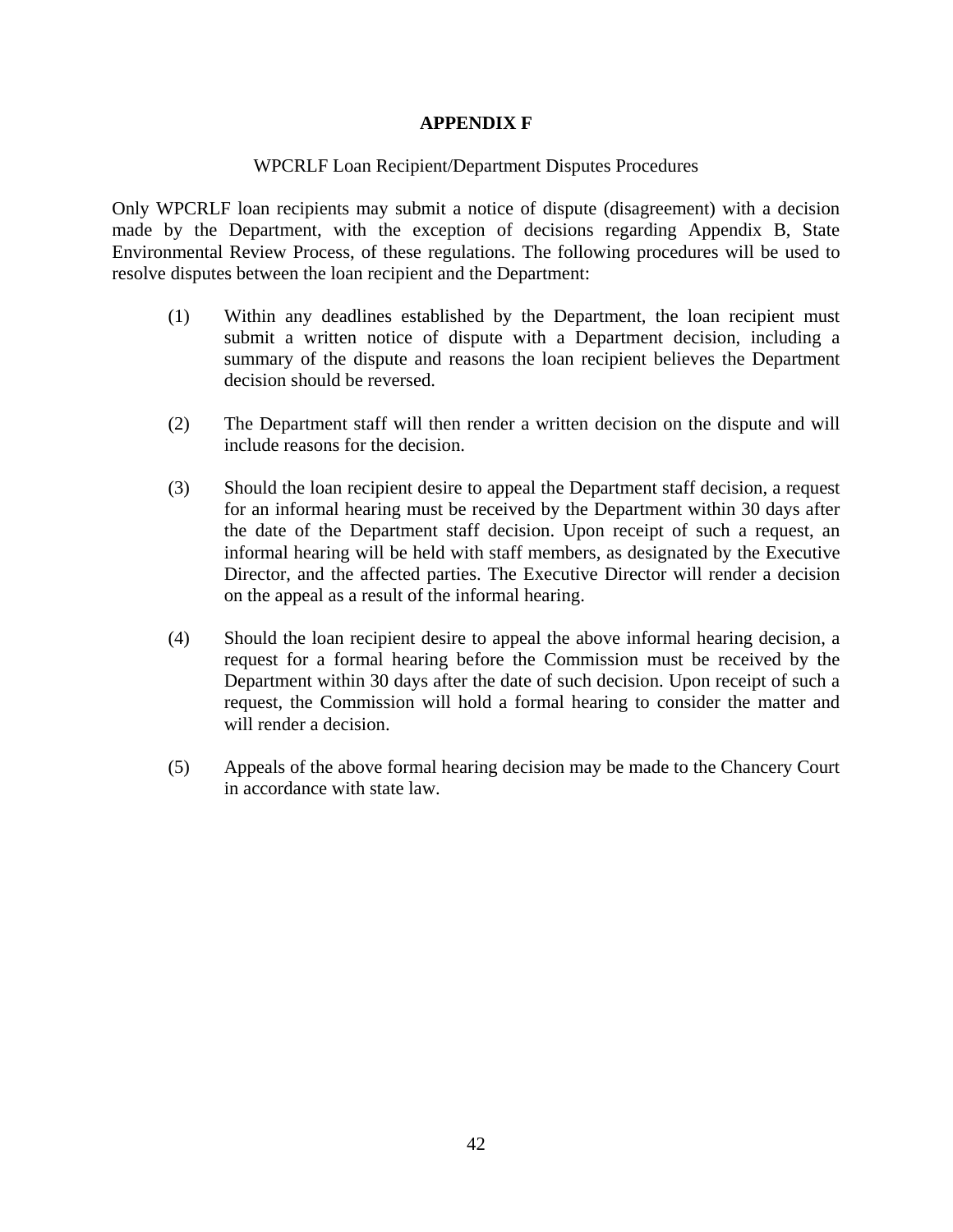# APPENDIX F

WPCRLF Loan Recipient/Department Disputes Procedures

Only WPCRLF loan recipients may submit a notice of dispute (disagreement) with a decision made by the Department, with the exception of decisions regarding Appendix B, State Environmental Review Process, of these regulations. The following procedures will be used to resolve disputes between the loan recipient and the Department:

(1) Within any deadlines established by the Department, the loan recipient must submit a written notice of dispute with a Department decision, including a summary of the dispute and reasons the loan recipient believes the Department decision should be reversed.

(2) The Department staff will then render a written decision on the dispute and will include reasons for the decision.

(3) Should the loan recipient desire to appeal the Department staff decision, a request for an informal hearing must be received by the Department within 30 days after the date of the Department staff decision. Upon receipt of such a request, an informal hearing will be held with staff members, as designated by the Executive Director, and the affected parties. The Executive Director will render a decision on the appeal as a result of the informal hearing.

(4) Should the loan recipient desire to appeal the above informal hearing decision, a request for a formal hearing before the Commission must be received by the Department within 30 days after the date of such decision. Upon receipt of such a request, the Commission will hold a formal hearing to consider the matter and will render a decision.

(5) Appeals of the above formal hearing decision may be made to the Chancery Court in accordance with state law.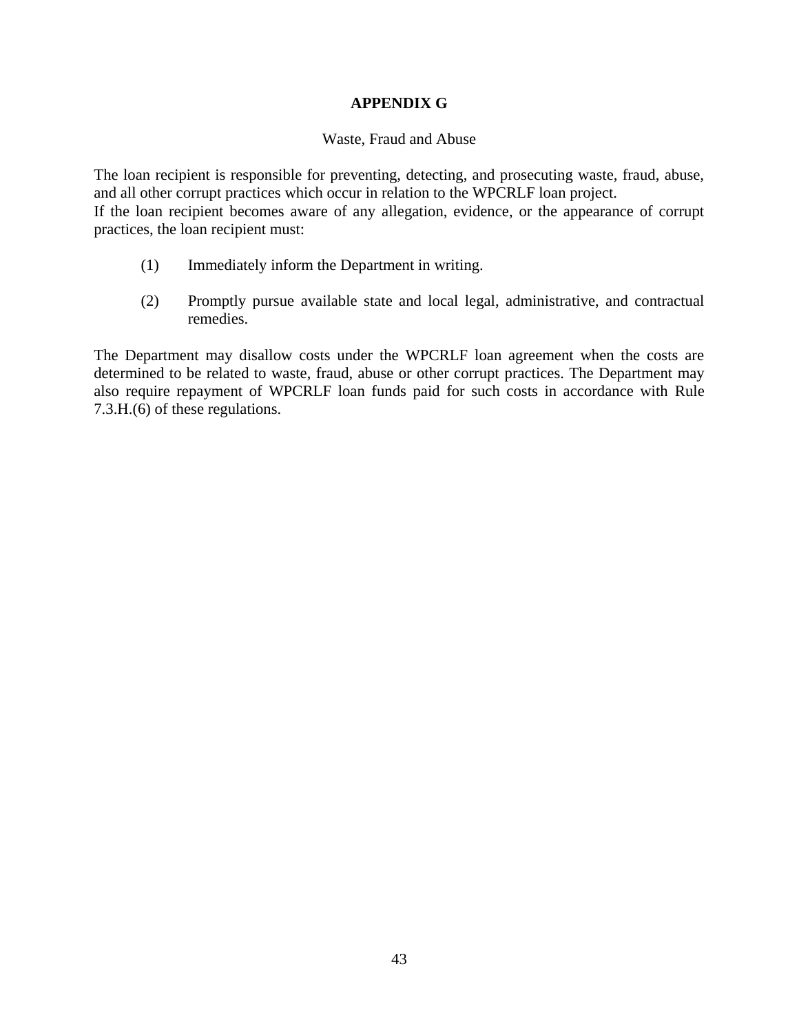# APPENDIX G

Waste, Fraud and Abuse

The loan recipient is responsible for preventing, detecting, and prosecuting waste, fraud, abuse, and all other corrupt practices which occur in relation to the WPCRLF loan project.
If the loan recipient becomes aware of any allegation, evidence, or the appearance of corrupt practices, the loan recipient must:

(1) Immediately inform the Department in writing.

(2) Promptly pursue available state and local legal, administrative, and contractual remedies.

The Department may disallow costs under the WPCRLF loan agreement when the costs are determined to be related to waste, fraud, abuse or other corrupt practices. The Department may also require repayment of WPCRLF loan funds paid for such costs in accordance with Rule 7.3.H.(6) of these regulations.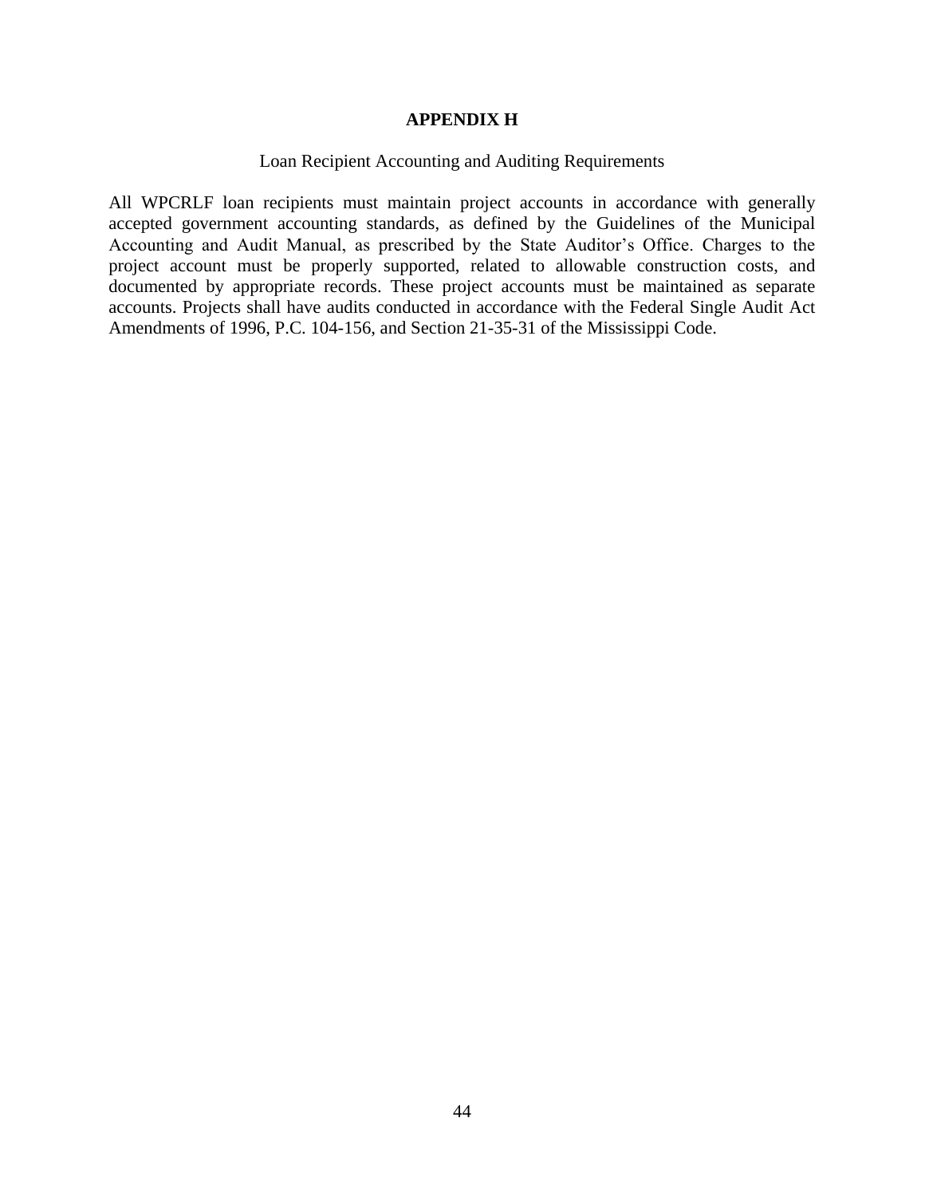# APPENDIX H

Loan Recipient Accounting and Auditing Requirements

All WPCRLF loan recipients must maintain project accounts in accordance with generally accepted government accounting standards, as defined by the Guidelines of the Municipal Accounting and Audit Manual, as prescribed by the State Auditor's Office. Charges to the project account must be properly supported, related to allowable construction costs, and documented by appropriate records. These project accounts must be maintained as separate accounts. Projects shall have audits conducted in accordance with the Federal Single Audit Act Amendments of 1996, P.C. 104-156, and Section 21-35-31 of the Mississippi Code.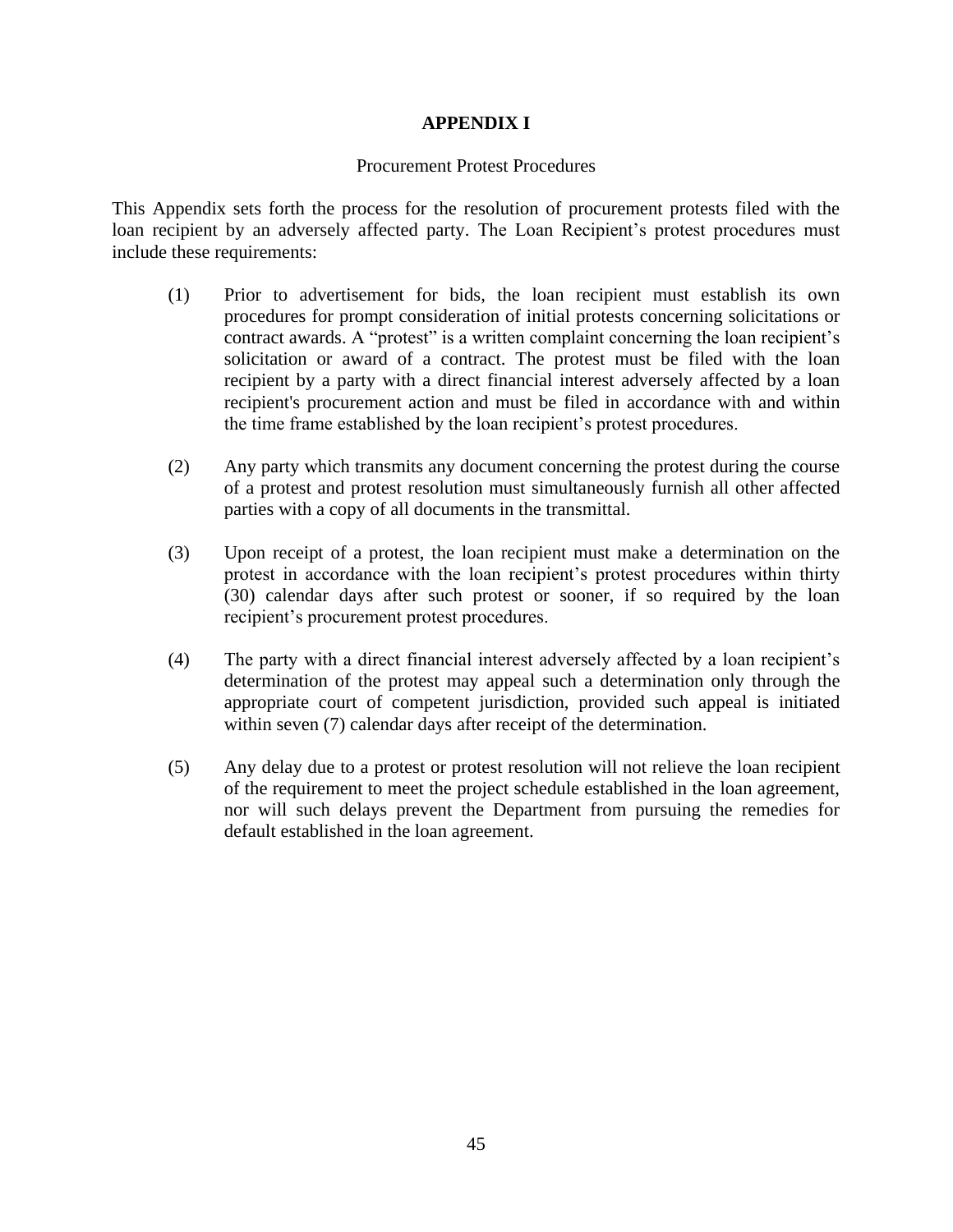# APPENDIX I

Procurement Protest Procedures

This Appendix sets forth the process for the resolution of procurement protests filed with the loan recipient by an adversely affected party. The Loan Recipient’s protest procedures must include these requirements:

(1) Prior to advertisement for bids, the loan recipient must establish its own procedures for prompt consideration of initial protests concerning solicitations or contract awards. A “protest” is a written complaint concerning the loan recipient’s solicitation or award of a contract. The protest must be filed with the loan recipient by a party with a direct financial interest adversely affected by a loan recipient's procurement action and must be filed in accordance with and within the time frame established by the loan recipient’s protest procedures.

(2) Any party which transmits any document concerning the protest during the course of a protest and protest resolution must simultaneously furnish all other affected parties with a copy of all documents in the transmittal.

(3) Upon receipt of a protest, the loan recipient must make a determination on the protest in accordance with the loan recipient’s protest procedures within thirty (30) calendar days after such protest or sooner, if so required by the loan recipient’s procurement protest procedures.

(4) The party with a direct financial interest adversely affected by a loan recipient’s determination of the protest may appeal such a determination only through the appropriate court of competent jurisdiction, provided such appeal is initiated within seven (7) calendar days after receipt of the determination.

(5) Any delay due to a protest or protest resolution will not relieve the loan recipient of the requirement to meet the project schedule established in the loan agreement, nor will such delays prevent the Department from pursuing the remedies for default established in the loan agreement.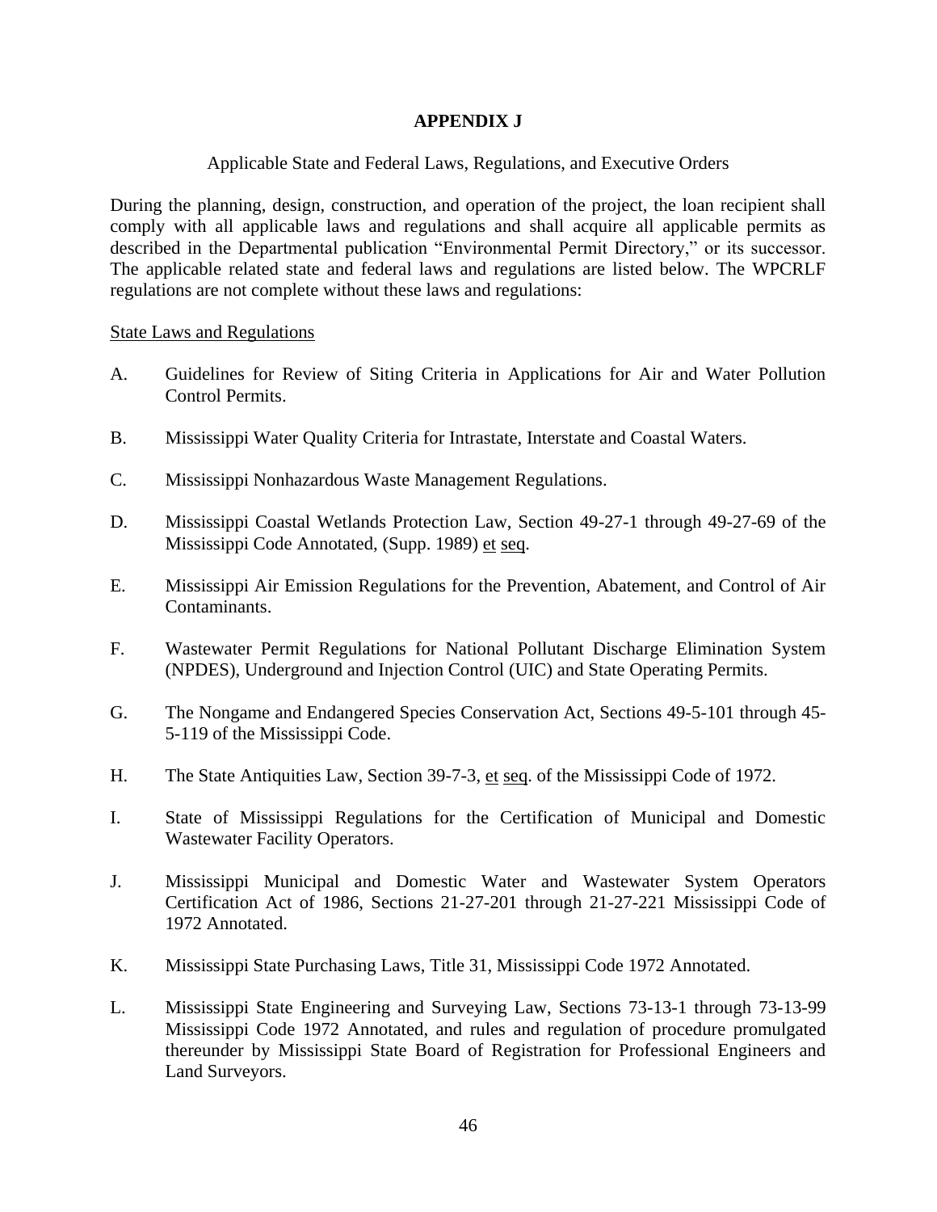# APPENDIX J

Applicable State and Federal Laws, Regulations, and Executive Orders

During the planning, design, construction, and operation of the project, the loan recipient shall comply with all applicable laws and regulations and shall acquire all applicable permits as described in the Departmental publication "Environmental Permit Directory," or its successor. The applicable related state and federal laws and regulations are listed below. The WPCRLF regulations are not complete without these laws and regulations:

<u>State Laws and Regulations</u>

A. Guidelines for Review of Siting Criteria in Applications for Air and Water Pollution Control Permits.

B. Mississippi Water Quality Criteria for Intrastate, Interstate and Coastal Waters.

C. Mississippi Nonhazardous Waste Management Regulations.

D. Mississippi Coastal Wetlands Protection Law, Section 49-27-1 through 49-27-69 of the Mississippi Code Annotated, (Supp. 1989) <u>et</u> <u>seq</u>.

E. Mississippi Air Emission Regulations for the Prevention, Abatement, and Control of Air Contaminants.

F. Wastewater Permit Regulations for National Pollutant Discharge Elimination System (NPDES), Underground and Injection Control (UIC) and State Operating Permits.

G. The Nongame and Endangered Species Conservation Act, Sections 49-5-101 through 45-5-119 of the Mississippi Code.

H. The State Antiquities Law, Section 39-7-3, <u>et</u> <u>seq</u>. of the Mississippi Code of 1972.

I. State of Mississippi Regulations for the Certification of Municipal and Domestic Wastewater Facility Operators.

J. Mississippi Municipal and Domestic Water and Wastewater System Operators Certification Act of 1986, Sections 21-27-201 through 21-27-221 Mississippi Code of 1972 Annotated.

K. Mississippi State Purchasing Laws, Title 31, Mississippi Code 1972 Annotated.

L. Mississippi State Engineering and Surveying Law, Sections 73-13-1 through 73-13-99 Mississippi Code 1972 Annotated, and rules and regulation of procedure promulgated thereunder by Mississippi State Board of Registration for Professional Engineers and Land Surveyors.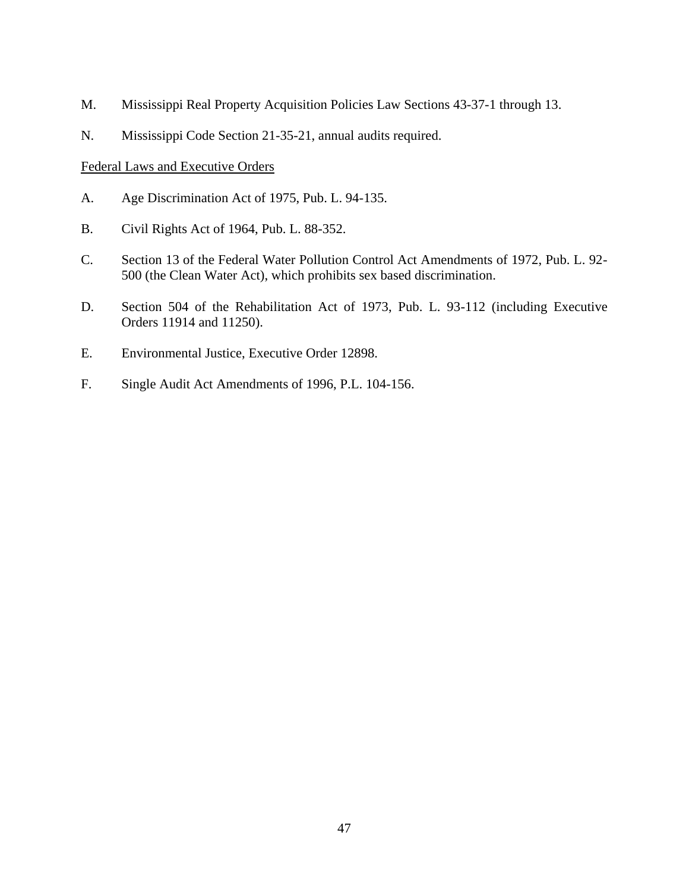M. Mississippi Real Property Acquisition Policies Law Sections 43-37-1 through 13.

N. Mississippi Code Section 21-35-21, annual audits required.

<u>Federal Laws and Executive Orders</u>

A. Age Discrimination Act of 1975, Pub. L. 94-135.

B. Civil Rights Act of 1964, Pub. L. 88-352.

C. Section 13 of the Federal Water Pollution Control Act Amendments of 1972, Pub. L. 92-500 (the Clean Water Act), which prohibits sex based discrimination.

D. Section 504 of the Rehabilitation Act of 1973, Pub. L. 93-112 (including Executive Orders 11914 and 11250).

E. Environmental Justice, Executive Order 12898.

F. Single Audit Act Amendments of 1996, P.L. 104-156.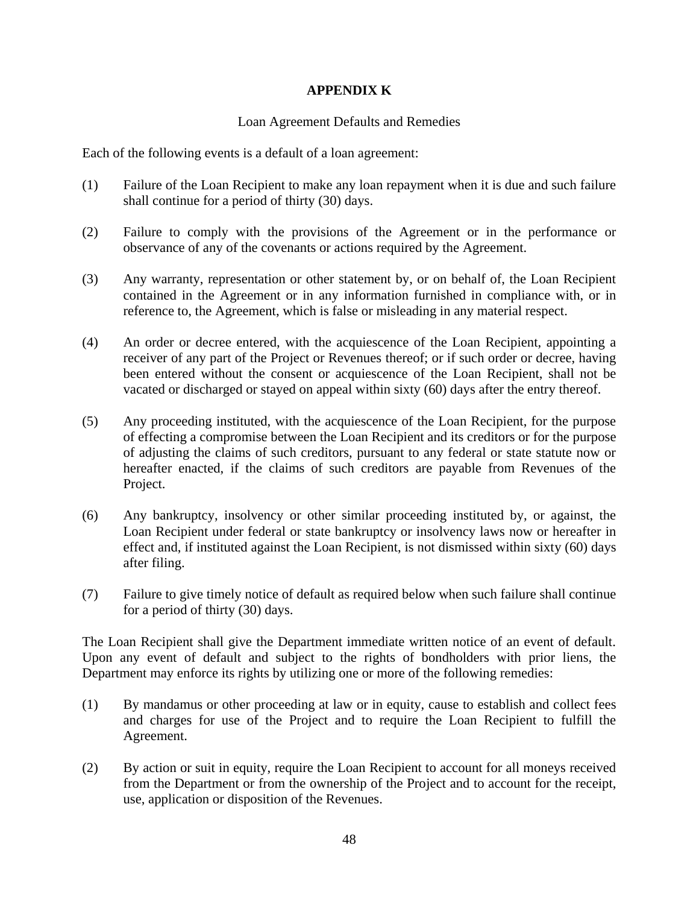# APPENDIX K

## Loan Agreement Defaults and Remedies

Each of the following events is a default of a loan agreement:

(1) Failure of the Loan Recipient to make any loan repayment when it is due and such failure shall continue for a period of thirty (30) days.

(2) Failure to comply with the provisions of the Agreement or in the performance or observance of any of the covenants or actions required by the Agreement.

(3) Any warranty, representation or other statement by, or on behalf of, the Loan Recipient contained in the Agreement or in any information furnished in compliance with, or in reference to, the Agreement, which is false or misleading in any material respect.

(4) An order or decree entered, with the acquiescence of the Loan Recipient, appointing a receiver of any part of the Project or Revenues thereof; or if such order or decree, having been entered without the consent or acquiescence of the Loan Recipient, shall not be vacated or discharged or stayed on appeal within sixty (60) days after the entry thereof.

(5) Any proceeding instituted, with the acquiescence of the Loan Recipient, for the purpose of effecting a compromise between the Loan Recipient and its creditors or for the purpose of adjusting the claims of such creditors, pursuant to any federal or state statute now or hereafter enacted, if the claims of such creditors are payable from Revenues of the Project.

(6) Any bankruptcy, insolvency or other similar proceeding instituted by, or against, the Loan Recipient under federal or state bankruptcy or insolvency laws now or hereafter in effect and, if instituted against the Loan Recipient, is not dismissed within sixty (60) days after filing.

(7) Failure to give timely notice of default as required below when such failure shall continue for a period of thirty (30) days.

The Loan Recipient shall give the Department immediate written notice of an event of default. Upon any event of default and subject to the rights of bondholders with prior liens, the Department may enforce its rights by utilizing one or more of the following remedies:

(1) By mandamus or other proceeding at law or in equity, cause to establish and collect fees and charges for use of the Project and to require the Loan Recipient to fulfill the Agreement.

(2) By action or suit in equity, require the Loan Recipient to account for all moneys received from the Department or from the ownership of the Project and to account for the receipt, use, application or disposition of the Revenues.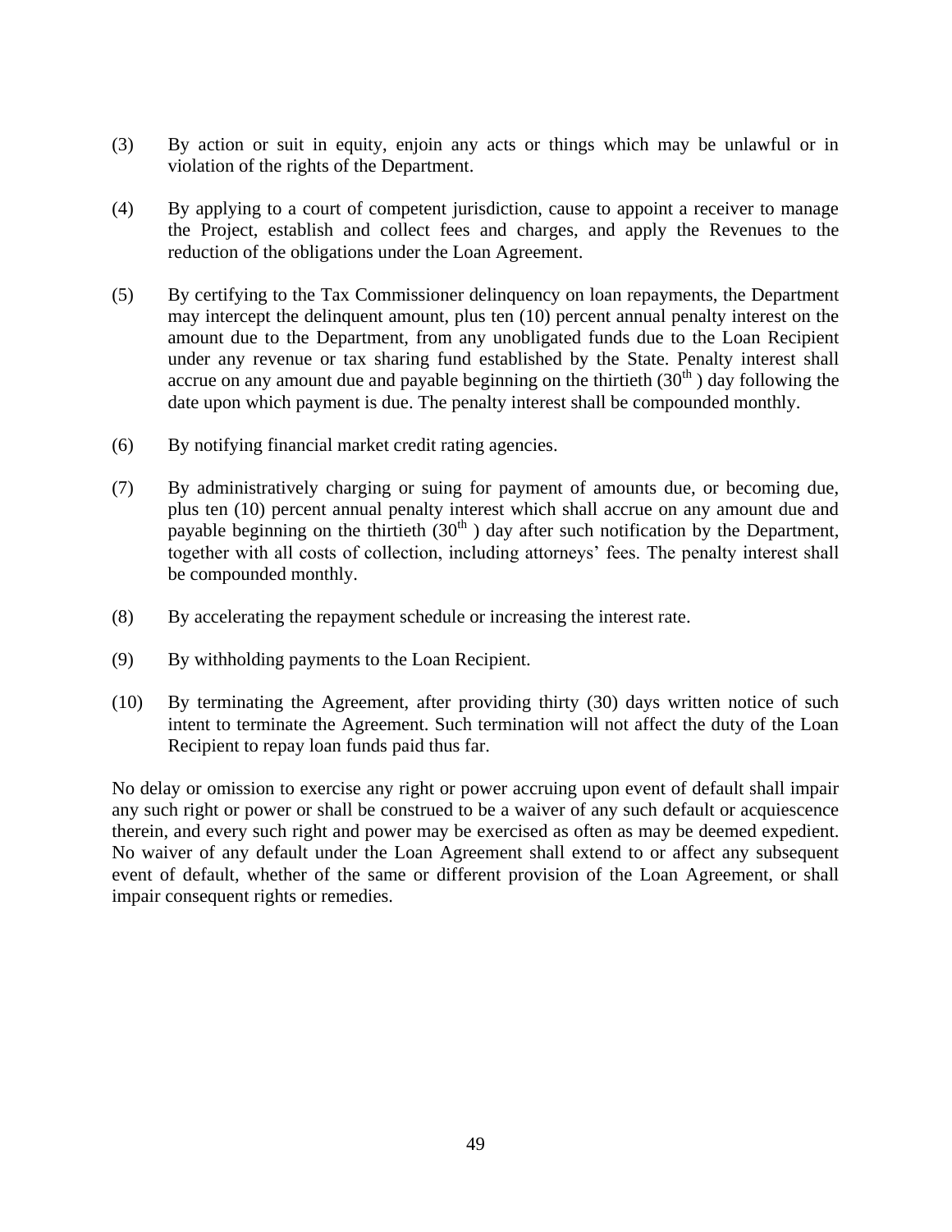(3) By action or suit in equity, enjoin any acts or things which may be unlawful or in violation of the rights of the Department.

(4) By applying to a court of competent jurisdiction, cause to appoint a receiver to manage the Project, establish and collect fees and charges, and apply the Revenues to the reduction of the obligations under the Loan Agreement.

(5) By certifying to the Tax Commissioner delinquency on loan repayments, the Department may intercept the delinquent amount, plus ten (10) percent annual penalty interest on the amount due to the Department, from any unobligated funds due to the Loan Recipient under any revenue or tax sharing fund established by the State. Penalty interest shall accrue on any amount due and payable beginning on the thirtieth (30th) day following the date upon which payment is due. The penalty interest shall be compounded monthly.

(6) By notifying financial market credit rating agencies.

(7) By administratively charging or suing for payment of amounts due, or becoming due, plus ten (10) percent annual penalty interest which shall accrue on any amount due and payable beginning on the thirtieth (30th) day after such notification by the Department, together with all costs of collection, including attorneys' fees. The penalty interest shall be compounded monthly.

(8) By accelerating the repayment schedule or increasing the interest rate.

(9) By withholding payments to the Loan Recipient.

(10) By terminating the Agreement, after providing thirty (30) days written notice of such intent to terminate the Agreement. Such termination will not affect the duty of the Loan Recipient to repay loan funds paid thus far.

No delay or omission to exercise any right or power accruing upon event of default shall impair any such right or power or shall be construed to be a waiver of any such default or acquiescence therein, and every such right and power may be exercised as often as may be deemed expedient. No waiver of any default under the Loan Agreement shall extend to or affect any subsequent event of default, whether of the same or different provision of the Loan Agreement, or shall impair consequent rights or remedies.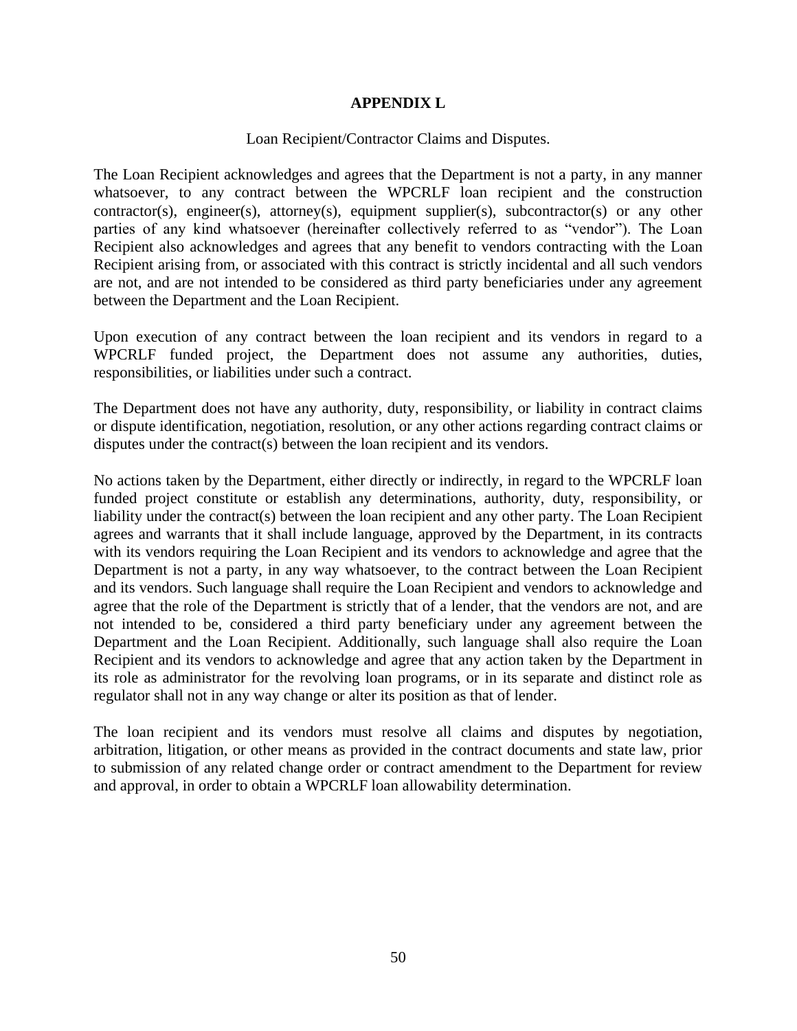# APPENDIX L

Loan Recipient/Contractor Claims and Disputes.

The Loan Recipient acknowledges and agrees that the Department is not a party, in any manner whatsoever, to any contract between the WPCRLF loan recipient and the construction contractor(s), engineer(s), attorney(s), equipment supplier(s), subcontractor(s) or any other parties of any kind whatsoever (hereinafter collectively referred to as "vendor"). The Loan Recipient also acknowledges and agrees that any benefit to vendors contracting with the Loan Recipient arising from, or associated with this contract is strictly incidental and all such vendors are not, and are not intended to be considered as third party beneficiaries under any agreement between the Department and the Loan Recipient.

Upon execution of any contract between the loan recipient and its vendors in regard to a WPCRLF funded project, the Department does not assume any authorities, duties, responsibilities, or liabilities under such a contract.

The Department does not have any authority, duty, responsibility, or liability in contract claims or dispute identification, negotiation, resolution, or any other actions regarding contract claims or disputes under the contract(s) between the loan recipient and its vendors.

No actions taken by the Department, either directly or indirectly, in regard to the WPCRLF loan funded project constitute or establish any determinations, authority, duty, responsibility, or liability under the contract(s) between the loan recipient and any other party. The Loan Recipient agrees and warrants that it shall include language, approved by the Department, in its contracts with its vendors requiring the Loan Recipient and its vendors to acknowledge and agree that the Department is not a party, in any way whatsoever, to the contract between the Loan Recipient and its vendors. Such language shall require the Loan Recipient and vendors to acknowledge and agree that the role of the Department is strictly that of a lender, that the vendors are not, and are not intended to be, considered a third party beneficiary under any agreement between the Department and the Loan Recipient. Additionally, such language shall also require the Loan Recipient and its vendors to acknowledge and agree that any action taken by the Department in its role as administrator for the revolving loan programs, or in its separate and distinct role as regulator shall not in any way change or alter its position as that of lender.

The loan recipient and its vendors must resolve all claims and disputes by negotiation, arbitration, litigation, or other means as provided in the contract documents and state law, prior to submission of any related change order or contract amendment to the Department for review and approval, in order to obtain a WPCRLF loan allowability determination.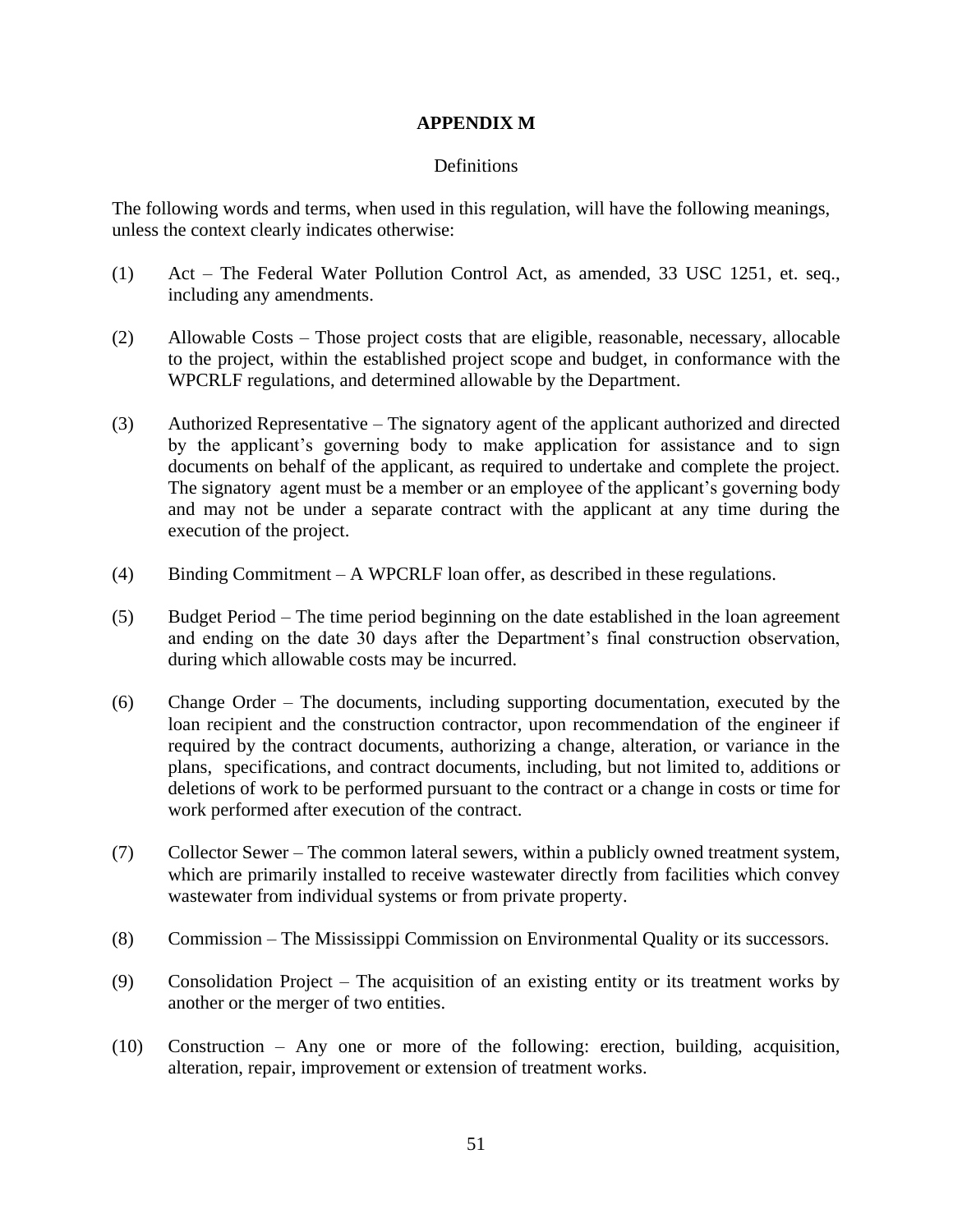## APPENDIX M

Definitions

The following words and terms, when used in this regulation, will have the following meanings, unless the context clearly indicates otherwise:

(1) Act – The Federal Water Pollution Control Act, as amended, 33 USC 1251, et. seq., including any amendments.

(2) Allowable Costs – Those project costs that are eligible, reasonable, necessary, allocable to the project, within the established project scope and budget, in conformance with the WPCRLF regulations, and determined allowable by the Department.

(3) Authorized Representative – The signatory agent of the applicant authorized and directed by the applicant's governing body to make application for assistance and to sign documents on behalf of the applicant, as required to undertake and complete the project. The signatory agent must be a member or an employee of the applicant's governing body and may not be under a separate contract with the applicant at any time during the execution of the project.

(4) Binding Commitment – A WPCRLF loan offer, as described in these regulations.

(5) Budget Period – The time period beginning on the date established in the loan agreement and ending on the date 30 days after the Department's final construction observation, during which allowable costs may be incurred.

(6) Change Order – The documents, including supporting documentation, executed by the loan recipient and the construction contractor, upon recommendation of the engineer if required by the contract documents, authorizing a change, alteration, or variance in the plans, specifications, and contract documents, including, but not limited to, additions or deletions of work to be performed pursuant to the contract or a change in costs or time for work performed after execution of the contract.

(7) Collector Sewer – The common lateral sewers, within a publicly owned treatment system, which are primarily installed to receive wastewater directly from facilities which convey wastewater from individual systems or from private property.

(8) Commission – The Mississippi Commission on Environmental Quality or its successors.

(9) Consolidation Project – The acquisition of an existing entity or its treatment works by another or the merger of two entities.

(10) Construction – Any one or more of the following: erection, building, acquisition, alteration, repair, improvement or extension of treatment works.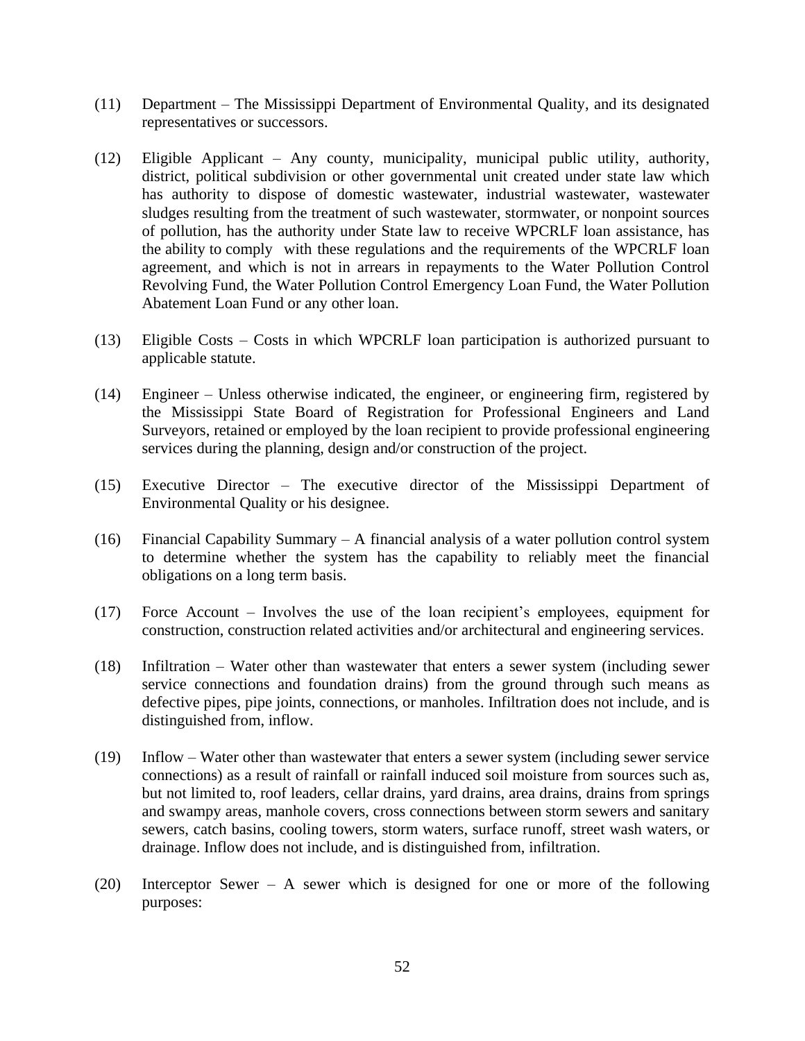(11) Department – The Mississippi Department of Environmental Quality, and its designated representatives or successors.

(12) Eligible Applicant – Any county, municipality, municipal public utility, authority, district, political subdivision or other governmental unit created under state law which has authority to dispose of domestic wastewater, industrial wastewater, wastewater sludges resulting from the treatment of such wastewater, stormwater, or nonpoint sources of pollution, has the authority under State law to receive WPCRLF loan assistance, has the ability to comply with these regulations and the requirements of the WPCRLF loan agreement, and which is not in arrears in repayments to the Water Pollution Control Revolving Fund, the Water Pollution Control Emergency Loan Fund, the Water Pollution Abatement Loan Fund or any other loan.

(13) Eligible Costs – Costs in which WPCRLF loan participation is authorized pursuant to applicable statute.

(14) Engineer – Unless otherwise indicated, the engineer, or engineering firm, registered by the Mississippi State Board of Registration for Professional Engineers and Land Surveyors, retained or employed by the loan recipient to provide professional engineering services during the planning, design and/or construction of the project.

(15) Executive Director – The executive director of the Mississippi Department of Environmental Quality or his designee.

(16) Financial Capability Summary – A financial analysis of a water pollution control system to determine whether the system has the capability to reliably meet the financial obligations on a long term basis.

(17) Force Account – Involves the use of the loan recipient's employees, equipment for construction, construction related activities and/or architectural and engineering services.

(18) Infiltration – Water other than wastewater that enters a sewer system (including sewer service connections and foundation drains) from the ground through such means as defective pipes, pipe joints, connections, or manholes. Infiltration does not include, and is distinguished from, inflow.

(19) Inflow – Water other than wastewater that enters a sewer system (including sewer service connections) as a result of rainfall or rainfall induced soil moisture from sources such as, but not limited to, roof leaders, cellar drains, yard drains, area drains, drains from springs and swampy areas, manhole covers, cross connections between storm sewers and sanitary sewers, catch basins, cooling towers, storm waters, surface runoff, street wash waters, or drainage. Inflow does not include, and is distinguished from, infiltration.

(20) Interceptor Sewer – A sewer which is designed for one or more of the following purposes: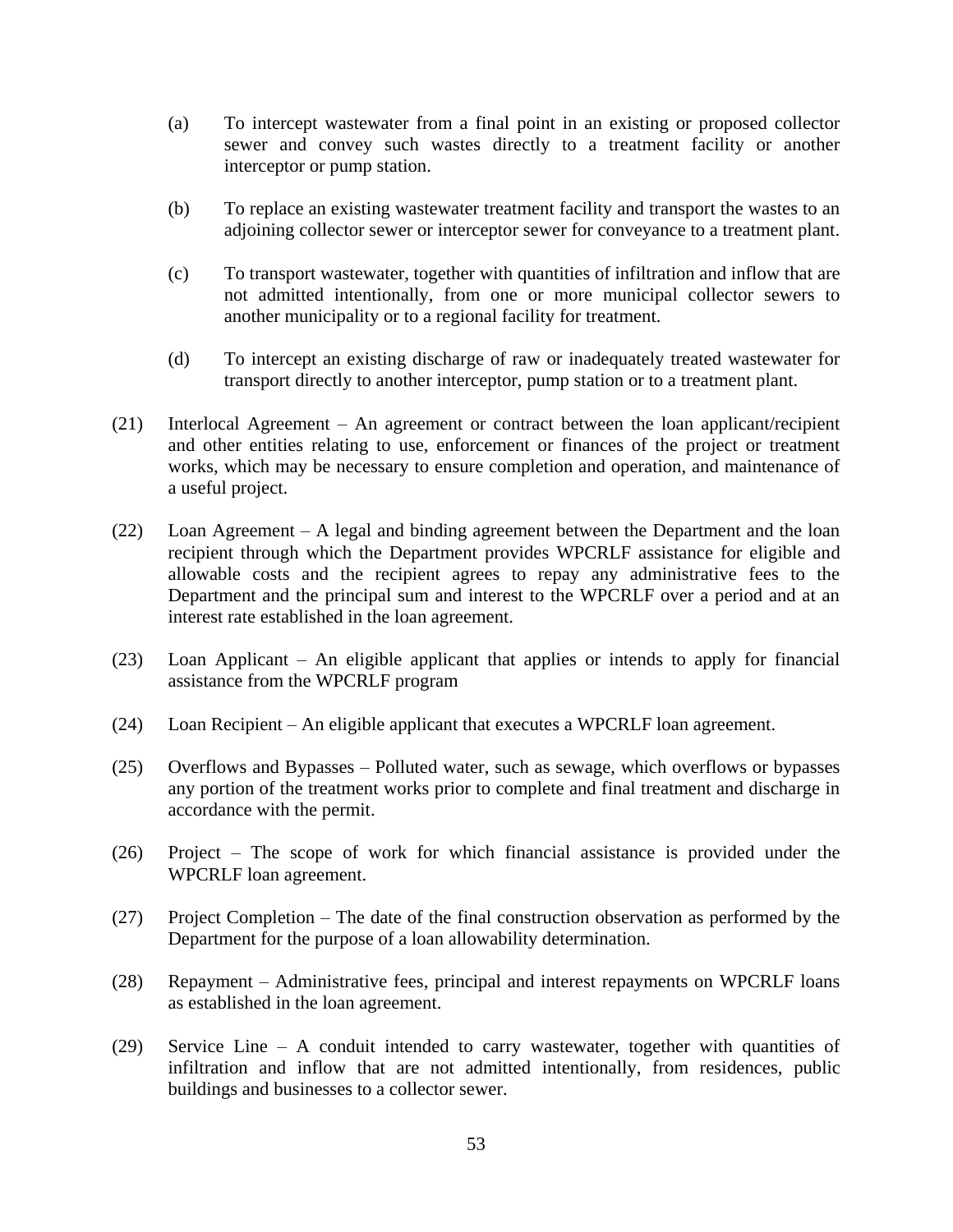(a) To intercept wastewater from a final point in an existing or proposed collector sewer and convey such wastes directly to a treatment facility or another interceptor or pump station.

(b) To replace an existing wastewater treatment facility and transport the wastes to an adjoining collector sewer or interceptor sewer for conveyance to a treatment plant.

(c) To transport wastewater, together with quantities of infiltration and inflow that are not admitted intentionally, from one or more municipal collector sewers to another municipality or to a regional facility for treatment.

(d) To intercept an existing discharge of raw or inadequately treated wastewater for transport directly to another interceptor, pump station or to a treatment plant.

(21) Interlocal Agreement – An agreement or contract between the loan applicant/recipient and other entities relating to use, enforcement or finances of the project or treatment works, which may be necessary to ensure completion and operation, and maintenance of a useful project.

(22) Loan Agreement – A legal and binding agreement between the Department and the loan recipient through which the Department provides WPCRLF assistance for eligible and allowable costs and the recipient agrees to repay any administrative fees to the Department and the principal sum and interest to the WPCRLF over a period and at an interest rate established in the loan agreement.

(23) Loan Applicant – An eligible applicant that applies or intends to apply for financial assistance from the WPCRLF program

(24) Loan Recipient – An eligible applicant that executes a WPCRLF loan agreement.

(25) Overflows and Bypasses – Polluted water, such as sewage, which overflows or bypasses any portion of the treatment works prior to complete and final treatment and discharge in accordance with the permit.

(26) Project – The scope of work for which financial assistance is provided under the WPCRLF loan agreement.

(27) Project Completion – The date of the final construction observation as performed by the Department for the purpose of a loan allowability determination.

(28) Repayment – Administrative fees, principal and interest repayments on WPCRLF loans as established in the loan agreement.

(29) Service Line – A conduit intended to carry wastewater, together with quantities of infiltration and inflow that are not admitted intentionally, from residences, public buildings and businesses to a collector sewer.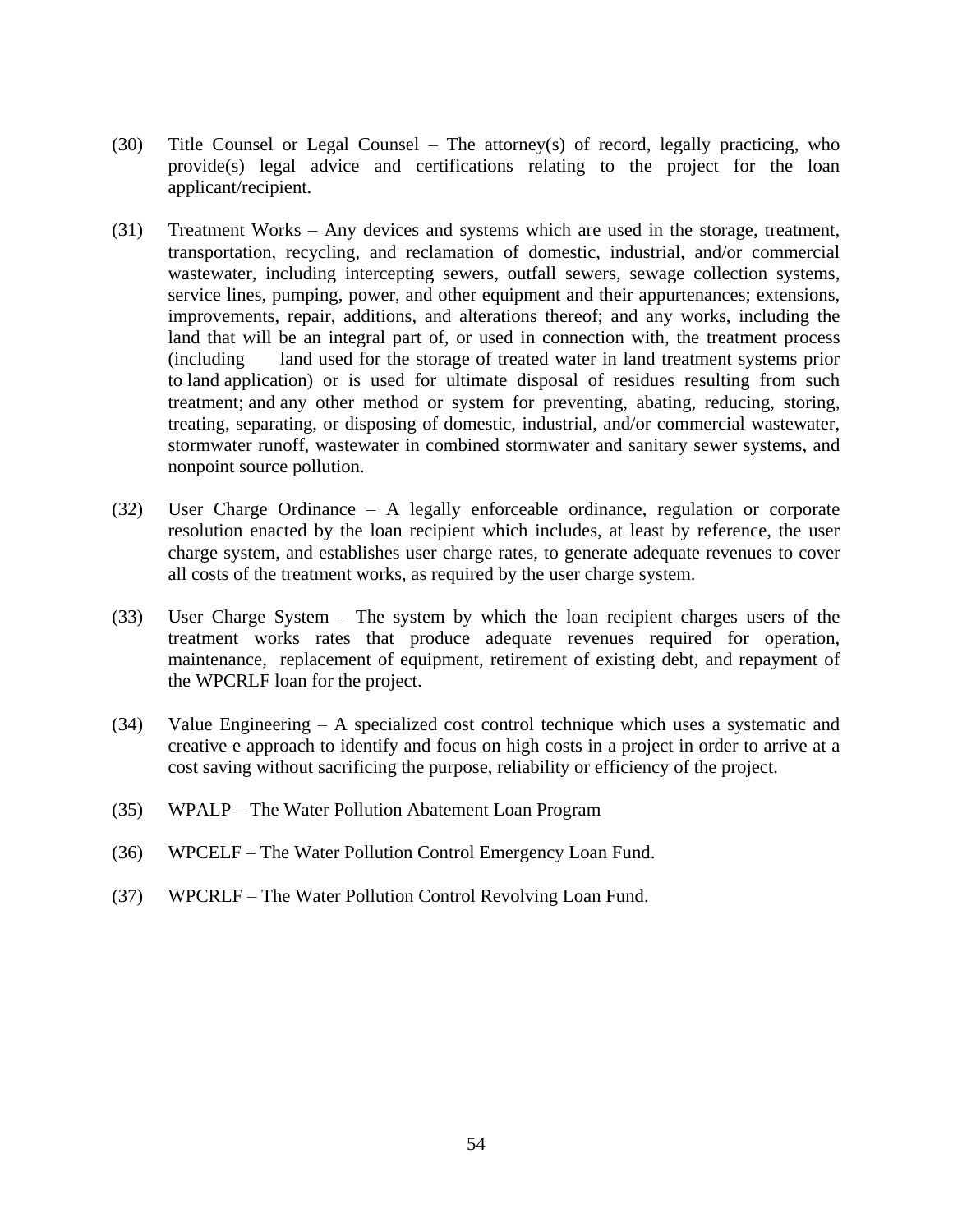(30) Title Counsel or Legal Counsel – The attorney(s) of record, legally practicing, who provide(s) legal advice and certifications relating to the project for the loan applicant/recipient.

(31) Treatment Works – Any devices and systems which are used in the storage, treatment, transportation, recycling, and reclamation of domestic, industrial, and/or commercial wastewater, including intercepting sewers, outfall sewers, sewage collection systems, service lines, pumping, power, and other equipment and their appurtenances; extensions, improvements, repair, additions, and alterations thereof; and any works, including the land that will be an integral part of, or used in connection with, the treatment process (including land used for the storage of treated water in land treatment systems prior to land application) or is used for ultimate disposal of residues resulting from such treatment; and any other method or system for preventing, abating, reducing, storing, treating, separating, or disposing of domestic, industrial, and/or commercial wastewater, stormwater runoff, wastewater in combined stormwater and sanitary sewer systems, and nonpoint source pollution.

(32) User Charge Ordinance – A legally enforceable ordinance, regulation or corporate resolution enacted by the loan recipient which includes, at least by reference, the user charge system, and establishes user charge rates, to generate adequate revenues to cover all costs of the treatment works, as required by the user charge system.

(33) User Charge System – The system by which the loan recipient charges users of the treatment works rates that produce adequate revenues required for operation, maintenance, replacement of equipment, retirement of existing debt, and repayment of the WPCRLF loan for the project.

(34) Value Engineering – A specialized cost control technique which uses a systematic and creative e approach to identify and focus on high costs in a project in order to arrive at a cost saving without sacrificing the purpose, reliability or efficiency of the project.

(35) WPALP – The Water Pollution Abatement Loan Program

(36) WPCELF – The Water Pollution Control Emergency Loan Fund.

(37) WPCRLF – The Water Pollution Control Revolving Loan Fund.